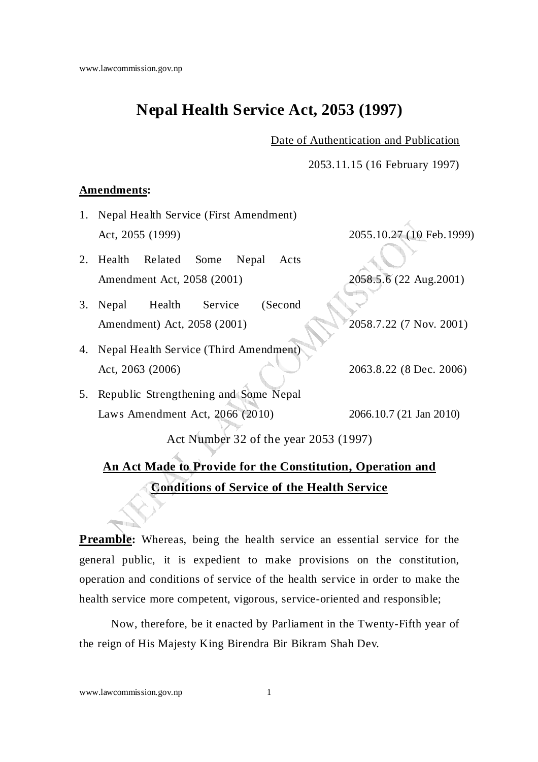# Nepal Health Service Act, 2053 (1997)

Date of Authentication and Publication

2053.11.15 (16 February 1997)

**Amendments:**

| | | |
|---|---|---|
| 1. | Nepal Health Service (First Amendment) Act, 2055 (1999) | 2055.10.27 (10 Feb.1999) |
| 2. | Health Related Some Nepal Acts Amendment Act, 2058 (2001) | 2058.5.6 (22 Aug.2001) |
| 3. | Nepal Health Service (Second Amendment) Act, 2058 (2001) | 2058.7.22 (7 Nov. 2001) |
| 4. | Nepal Health Service (Third Amendment) Act, 2063 (2006) | 2063.8.22 (8 Dec. 2006) |
| 5. | Republic Strengthening and Some Nepal Laws Amendment Act, 2066 (2010) | 2066.10.7 (21 Jan 2010) |

Act Number 32 of the year 2053 (1997)

## An Act Made to Provide for the Constitution, Operation and Conditions of Service of the Health Service

**Preamble:** Whereas, being the health service an essential service for the general public, it is expedient to make provisions on the constitution, operation and conditions of service of the health service in order to make the health service more competent, vigorous, service-oriented and responsible;

Now, therefore, be it enacted by Parliament in the Twenty-Fifth year of the reign of His Majesty King Birendra Bir Bikram Shah Dev.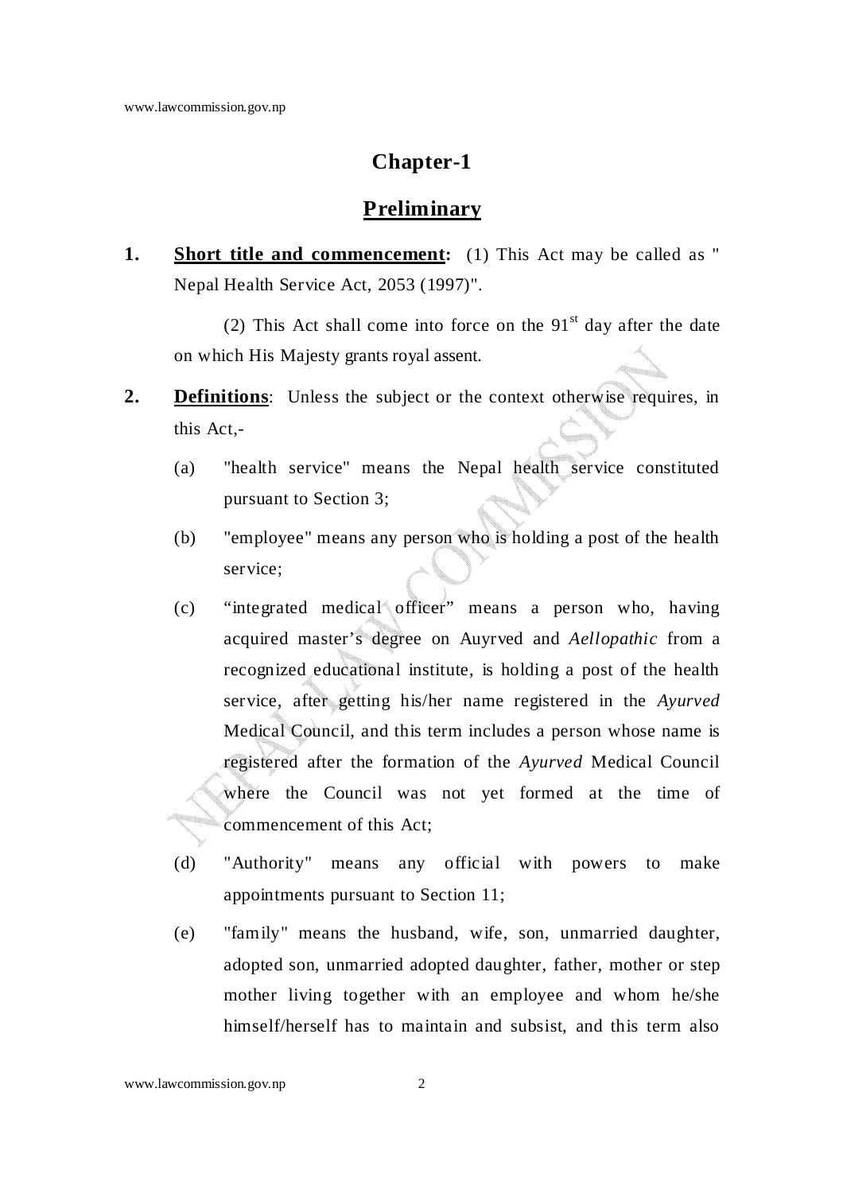# Chapter-1

## Preliminary

**1. Short title and commencement:** (1) This Act may be called as " Nepal Health Service Act, 2053 (1997)".

(2) This Act shall come into force on the 91st day after the date on which His Majesty grants royal assent.

**2. Definitions**: Unless the subject or the context otherwise requires, in this Act,-

(a) "health service" means the Nepal health service constituted pursuant to Section 3;

(b) "employee" means any person who is holding a post of the health service;

(c) "integrated medical officer" means a person who, having acquired master's degree on Auyrved and *Aellopathic* from a recognized educational institute, is holding a post of the health service, after getting his/her name registered in the *Ayurved* Medical Council, and this term includes a person whose name is registered after the formation of the *Ayurved* Medical Council where the Council was not yet formed at the time of commencement of this Act;

(d) "Authority" means any official with powers to make appointments pursuant to Section 11;

(e) "family" means the husband, wife, son, unmarried daughter, adopted son, unmarried adopted daughter, father, mother or step mother living together with an employee and whom he/she himself/herself has to maintain and subsist, and this term also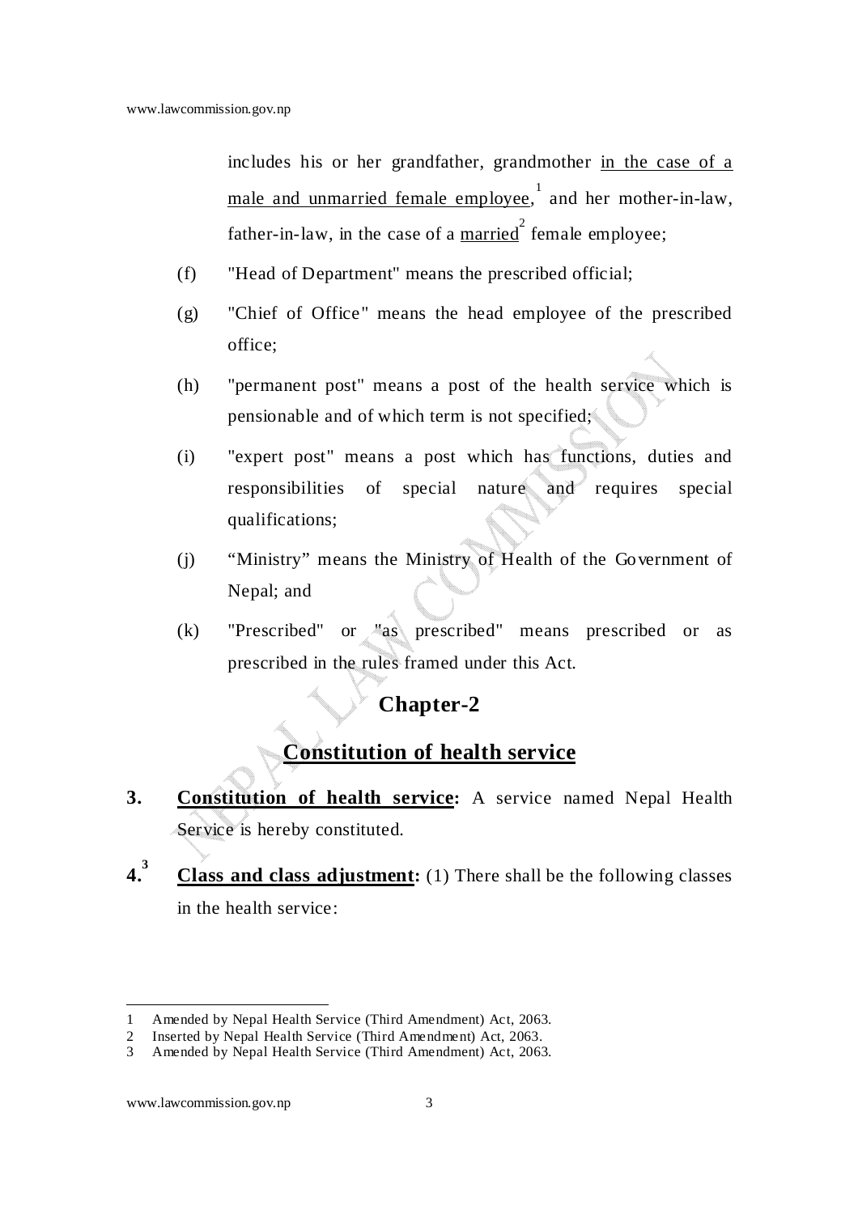includes his or her grandfather, grandmother in the case of a male and unmarried female employee,[1] and her mother-in-law, father-in-law, in the case of a married[2] female employee;

(f) "Head of Department" means the prescribed official;

(g) "Chief of Office" means the head employee of the prescribed office;

(h) "permanent post" means a post of the health service which is pensionable and of which term is not specified;

(i) "expert post" means a post which has functions, duties and responsibilities of special nature and requires special qualifications;

(j) “Ministry” means the Ministry of Health of the Government of Nepal; and

(k) "Prescribed" or "as prescribed" means prescribed or as prescribed in the rules framed under this Act.

## Chapter-2

## Constitution of health service

**3. Constitution of health service:** A service named Nepal Health Service is hereby constituted.

**4.[3] Class and class adjustment:** (1) There shall be the following classes in the health service:

---

1 Amended by Nepal Health Service (Third Amendment) Act, 2063.
2 Inserted by Nepal Health Service (Third Amendment) Act, 2063.
3 Amended by Nepal Health Service (Third Amendment) Act, 2063.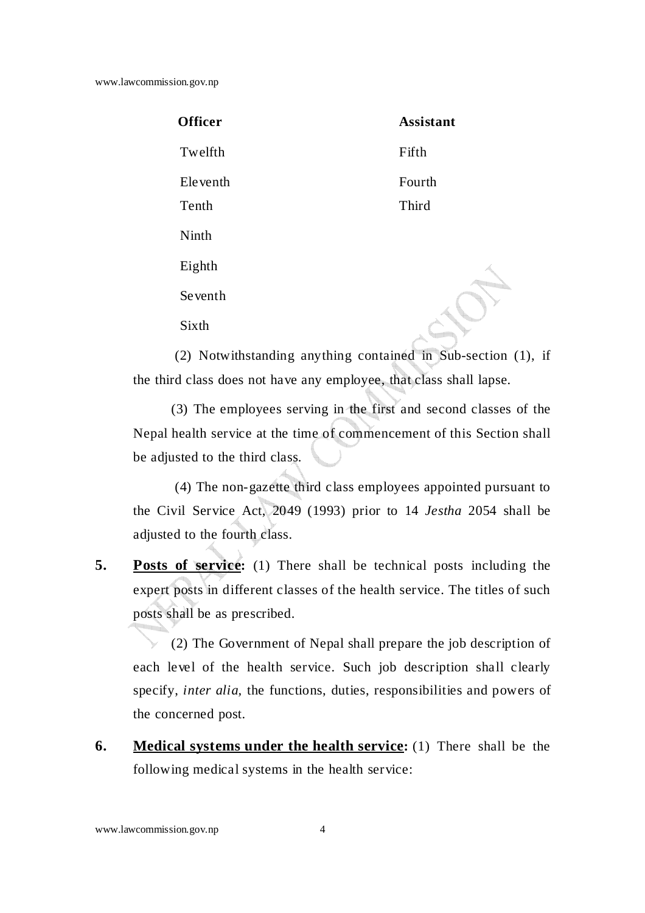| Officer | Assistant |
|---|---|
| Twelfth | Fifth |
| Eleventh | Fourth |
| Tenth | Third |
| Ninth | |
| Eighth | |
| Seventh | |
| Sixth | |

(2) Notwithstanding anything contained in Sub-section (1), if the third class does not have any employee, that class shall lapse.

(3) The employees serving in the first and second classes of the Nepal health service at the time of commencement of this Section shall be adjusted to the third class.

(4) The non-gazette third class employees appointed pursuant to the Civil Service Act, 2049 (1993) prior to 14 *Jestha* 2054 shall be adjusted to the fourth class.

**5. <u>Posts of service</u>:** (1) There shall be technical posts including the expert posts in different classes of the health service. The titles of such posts shall be as prescribed.

(2) The Government of Nepal shall prepare the job description of each level of the health service. Such job description shall clearly specify, *inter alia*, the functions, duties, responsibilities and powers of the concerned post.

**6. <u>Medical systems under the health service</u>:** (1) There shall be the following medical systems in the health service: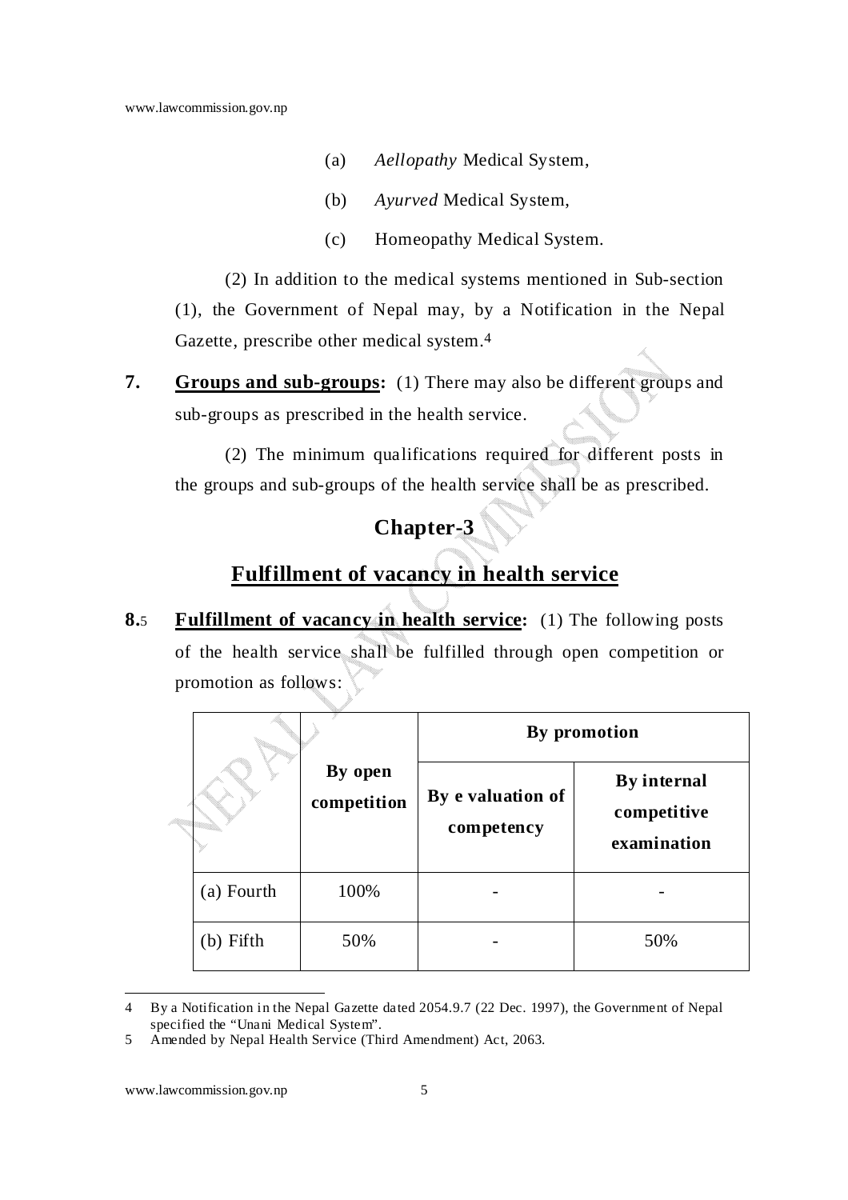(a) *Aellopathy* Medical System,

(b) *Ayurved* Medical System,

(c) Homeopathy Medical System.

(2) In addition to the medical systems mentioned in Sub-section (1), the Government of Nepal may, by a Notification in the Nepal Gazette, prescribe other medical system.[4]

**7. Groups and sub-groups:** (1) There may also be different groups and sub-groups as prescribed in the health service.

(2) The minimum qualifications required for different posts in the groups and sub-groups of the health service shall be as prescribed.

## Chapter-3

## Fulfillment of vacancy in health service

**8.**[5] **Fulfillment of vacancy in health service:** (1) The following posts of the health service shall be fulfilled through open competition or promotion as follows:

| | By open competition | By promotion | |
|---|---|---|---|
| | | By e valuation of competency | By internal competitive examination |
| (a) Fourth | 100% | - | - |
| (b) Fifth | 50% | - | 50% |

---

4 By a Notification in the Nepal Gazette dated 2054.9.7 (22 Dec. 1997), the Government of Nepal specified the "Unani Medical System".

5 Amended by Nepal Health Service (Third Amendment) Act, 2063.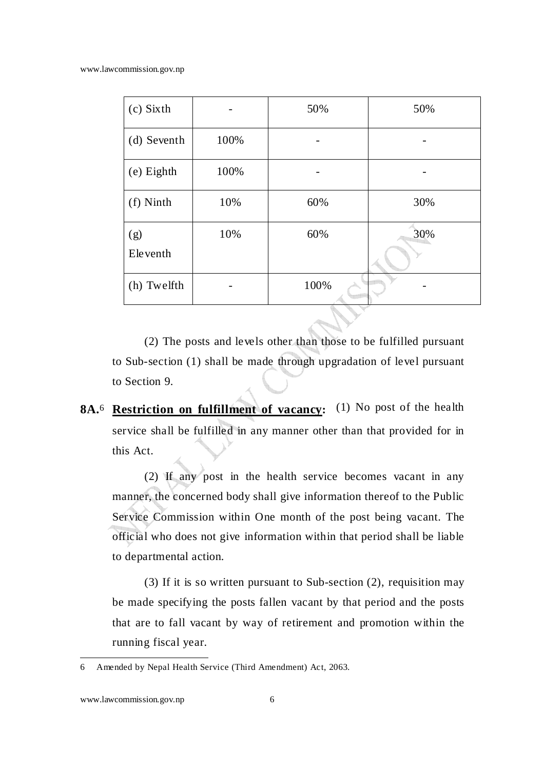| (c) Sixth | - | 50% | 50% |
|---|---|---|---|
| (d) Seventh | 100% | - | - |
| (e) Eighth | 100% | - | - |
| (f) Ninth | 10% | 60% | 30% |
| (g) Eleventh | 10% | 60% | 30% |
| (h) Twelfth | - | 100% | - |

(2) The posts and levels other than those to be fulfilled pursuant to Sub-section (1) shall be made through upgradation of level pursuant to Section 9.

**8A.**[6] **Restriction on fulfillment of vacancy:** (1) No post of the health service shall be fulfilled in any manner other than that provided for in this Act.

(2) If any post in the health service becomes vacant in any manner, the concerned body shall give information thereof to the Public Service Commission within One month of the post being vacant. The official who does not give information within that period shall be liable to departmental action.

(3) If it is so written pursuant to Sub-section (2), requisition may be made specifying the posts fallen vacant by that period and the posts that are to fall vacant by way of retirement and promotion within the running fiscal year.

---

6 Amended by Nepal Health Service (Third Amendment) Act, 2063.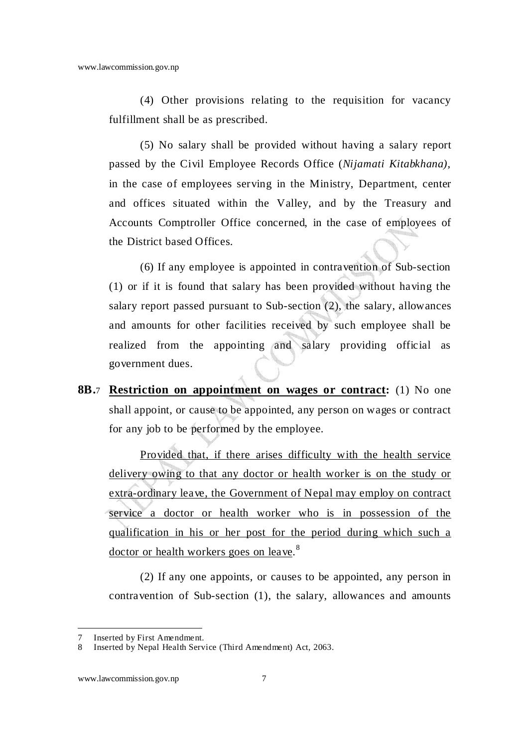(4) Other provisions relating to the requisition for vacancy fulfillment shall be as prescribed.

(5) No salary shall be provided without having a salary report passed by the Civil Employee Records Office (*Nijamati Kitabkhana)*, in the case of employees serving in the Ministry, Department, center and offices situated within the Valley, and by the Treasury and Accounts Comptroller Office concerned, in the case of employees of the District based Offices.

(6) If any employee is appointed in contravention of Sub-section (1) or if it is found that salary has been provided without having the salary report passed pursuant to Sub-section (2), the salary, allowances and amounts for other facilities received by such employee shall be realized from the appointing and salary providing official as government dues.

**8B.**[7] **Restriction on appointment on wages or contract:** (1) No one shall appoint, or cause to be appointed, any person on wages or contract for any job to be performed by the employee.

Provided that, if there arises difficulty with the health service delivery owing to that any doctor or health worker is on the study or extra-ordinary leave, the Government of Nepal may employ on contract service a doctor or health worker who is in possession of the qualification in his or her post for the period during which such a doctor or health workers goes on leave.[8]

(2) If any one appoints, or causes to be appointed, any person in contravention of Sub-section (1), the salary, allowances and amounts

---

7 Inserted by First Amendment.

8 Inserted by Nepal Health Service (Third Amendment) Act, 2063.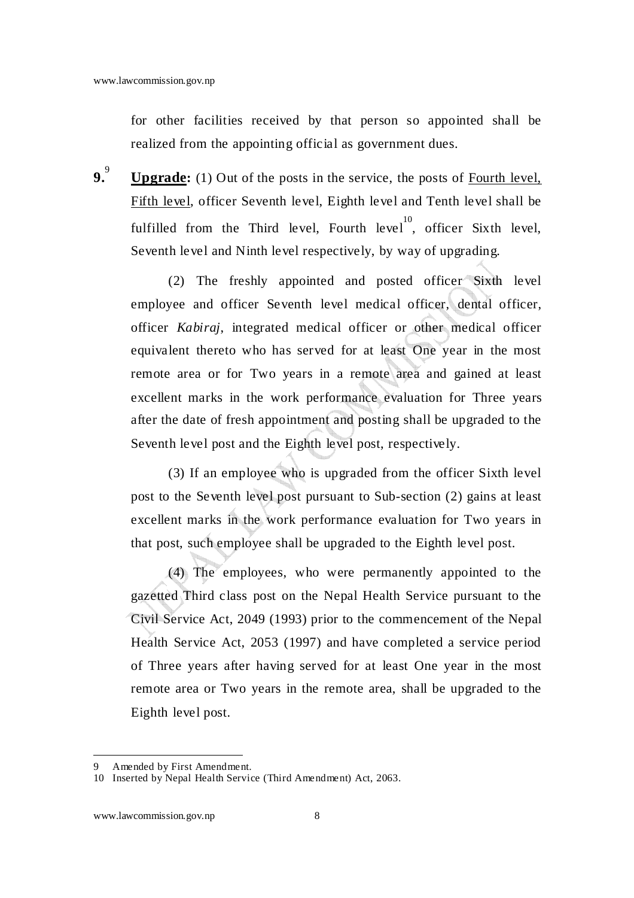for other facilities received by that person so appointed shall be realized from the appointing official as government dues.

**9.**[9] **Upgrade:** (1) Out of the posts in the service, the posts of Fourth level, Fifth level, officer Seventh level, Eighth level and Tenth level shall be fulfilled from the Third level, Fourth level[10], officer Sixth level, Seventh level and Ninth level respectively, by way of upgrading.

(2) The freshly appointed and posted officer Sixth level employee and officer Seventh level medical officer, dental officer, officer *Kabiraj*, integrated medical officer or other medical officer equivalent thereto who has served for at least One year in the most remote area or for Two years in a remote area and gained at least excellent marks in the work performance evaluation for Three years after the date of fresh appointment and posting shall be upgraded to the Seventh level post and the Eighth level post, respectively.

(3) If an employee who is upgraded from the officer Sixth level post to the Seventh level post pursuant to Sub-section (2) gains at least excellent marks in the work performance evaluation for Two years in that post, such employee shall be upgraded to the Eighth level post.

(4) The employees, who were permanently appointed to the gazetted Third class post on the Nepal Health Service pursuant to the Civil Service Act, 2049 (1993) prior to the commencement of the Nepal Health Service Act, 2053 (1997) and have completed a service period of Three years after having served for at least One year in the most remote area or Two years in the remote area, shall be upgraded to the Eighth level post.

---

9 Amended by First Amendment.

10 Inserted by Nepal Health Service (Third Amendment) Act, 2063.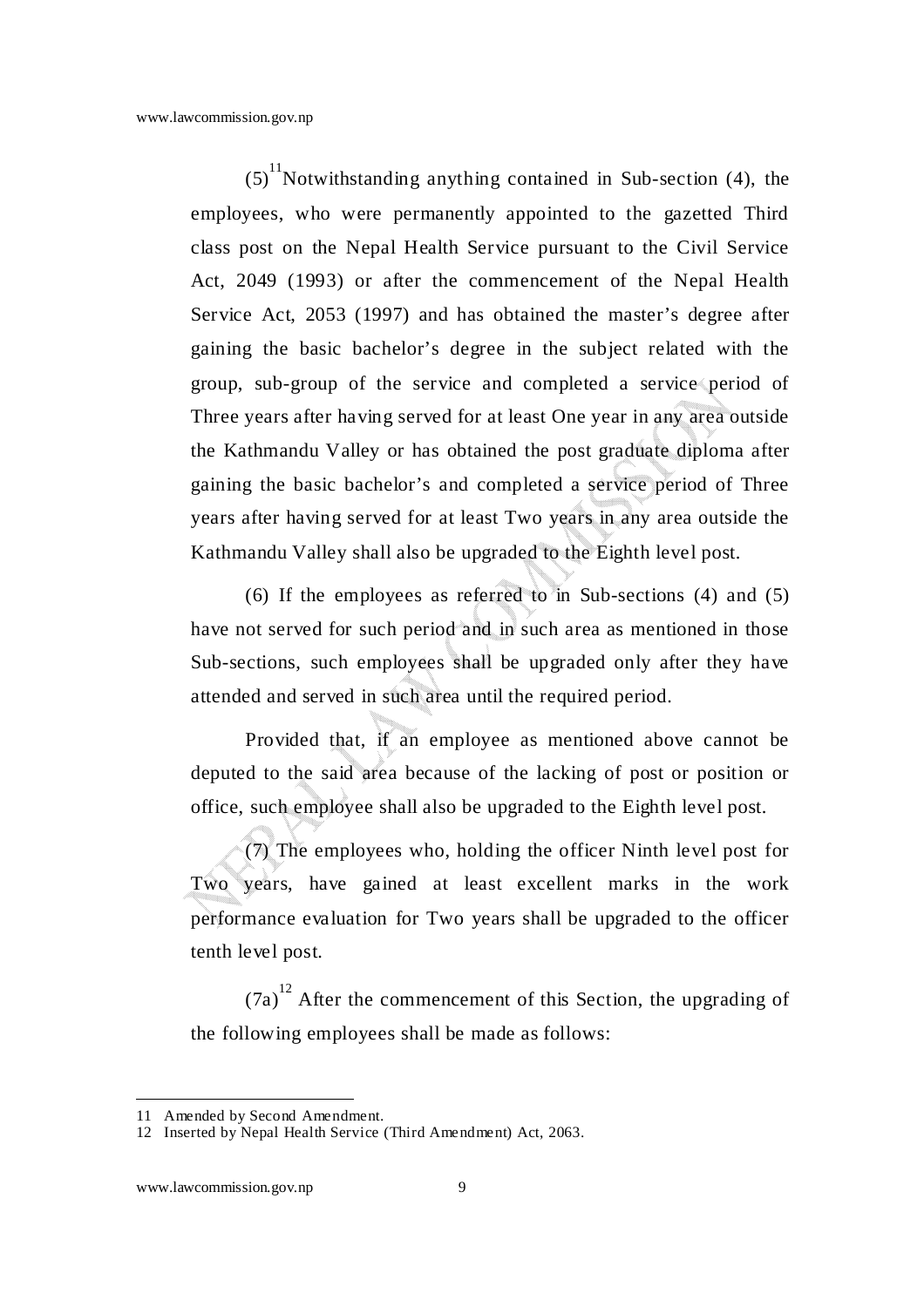(5)[11]Notwithstanding anything contained in Sub-section (4), the employees, who were permanently appointed to the gazetted Third class post on the Nepal Health Service pursuant to the Civil Service Act, 2049 (1993) or after the commencement of the Nepal Health Service Act, 2053 (1997) and has obtained the master's degree after gaining the basic bachelor's degree in the subject related with the group, sub-group of the service and completed a service period of Three years after having served for at least One year in any area outside the Kathmandu Valley or has obtained the post graduate diploma after gaining the basic bachelor's and completed a service period of Three years after having served for at least Two years in any area outside the Kathmandu Valley shall also be upgraded to the Eighth level post.

(6) If the employees as referred to in Sub-sections (4) and (5) have not served for such period and in such area as mentioned in those Sub-sections, such employees shall be upgraded only after they have attended and served in such area until the required period.

Provided that, if an employee as mentioned above cannot be deputed to the said area because of the lacking of post or position or office, such employee shall also be upgraded to the Eighth level post.

(7) The employees who, holding the officer Ninth level post for Two years, have gained at least excellent marks in the work performance evaluation for Two years shall be upgraded to the officer tenth level post.

(7a)[12] After the commencement of this Section, the upgrading of the following employees shall be made as follows:

---

11 Amended by Second Amendment.

12 Inserted by Nepal Health Service (Third Amendment) Act, 2063.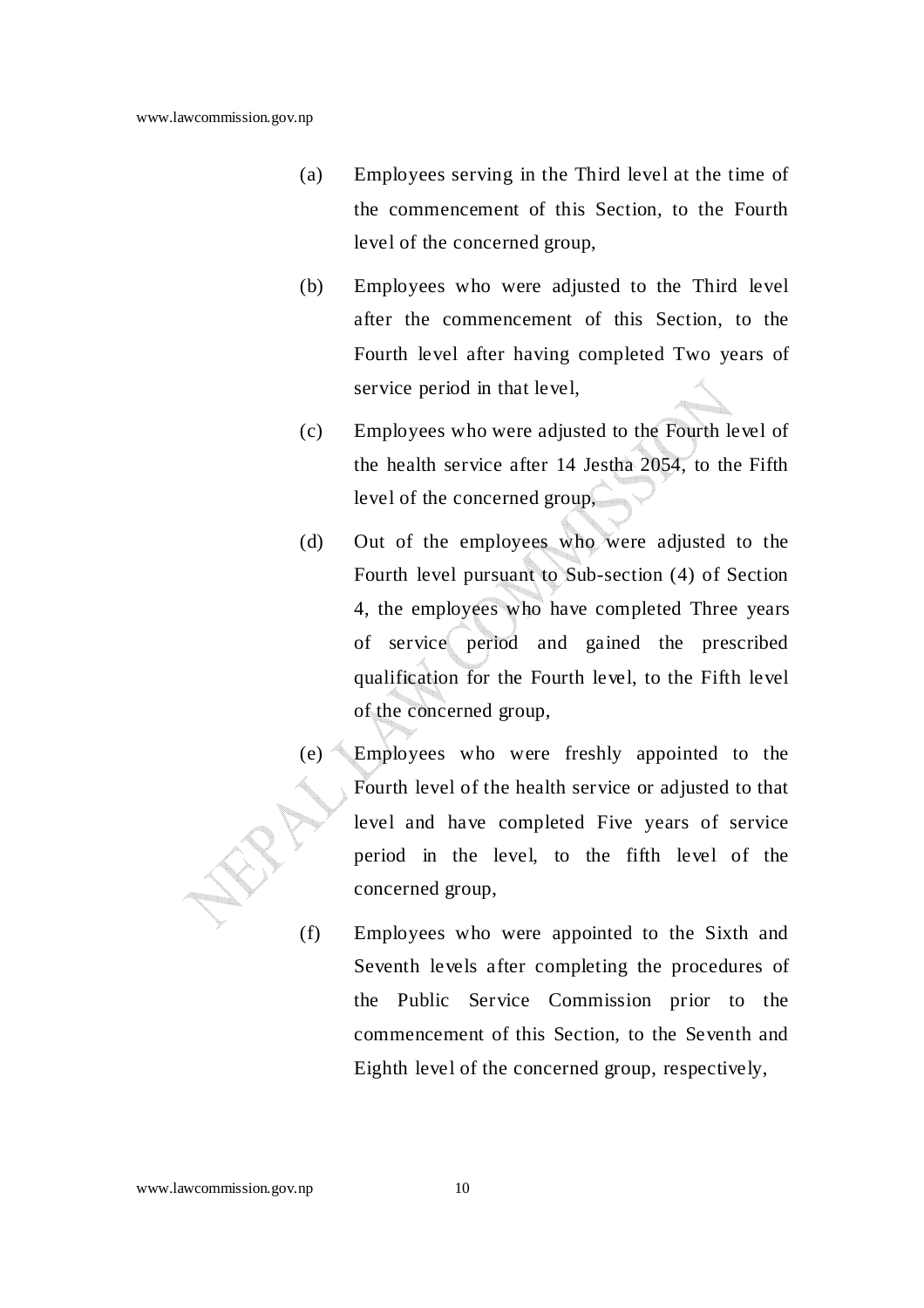(a) Employees serving in the Third level at the time of the commencement of this Section, to the Fourth level of the concerned group,

(b) Employees who were adjusted to the Third level after the commencement of this Section, to the Fourth level after having completed Two years of service period in that level,

(c) Employees who were adjusted to the Fourth level of the health service after 14 Jestha 2054, to the Fifth level of the concerned group,

(d) Out of the employees who were adjusted to the Fourth level pursuant to Sub-section (4) of Section 4, the employees who have completed Three years of service period and gained the prescribed qualification for the Fourth level, to the Fifth level of the concerned group,

(e) Employees who were freshly appointed to the Fourth level of the health service or adjusted to that level and have completed Five years of service period in the level, to the fifth level of the concerned group,

(f) Employees who were appointed to the Sixth and Seventh levels after completing the procedures of the Public Service Commission prior to the commencement of this Section, to the Seventh and Eighth level of the concerned group, respectively,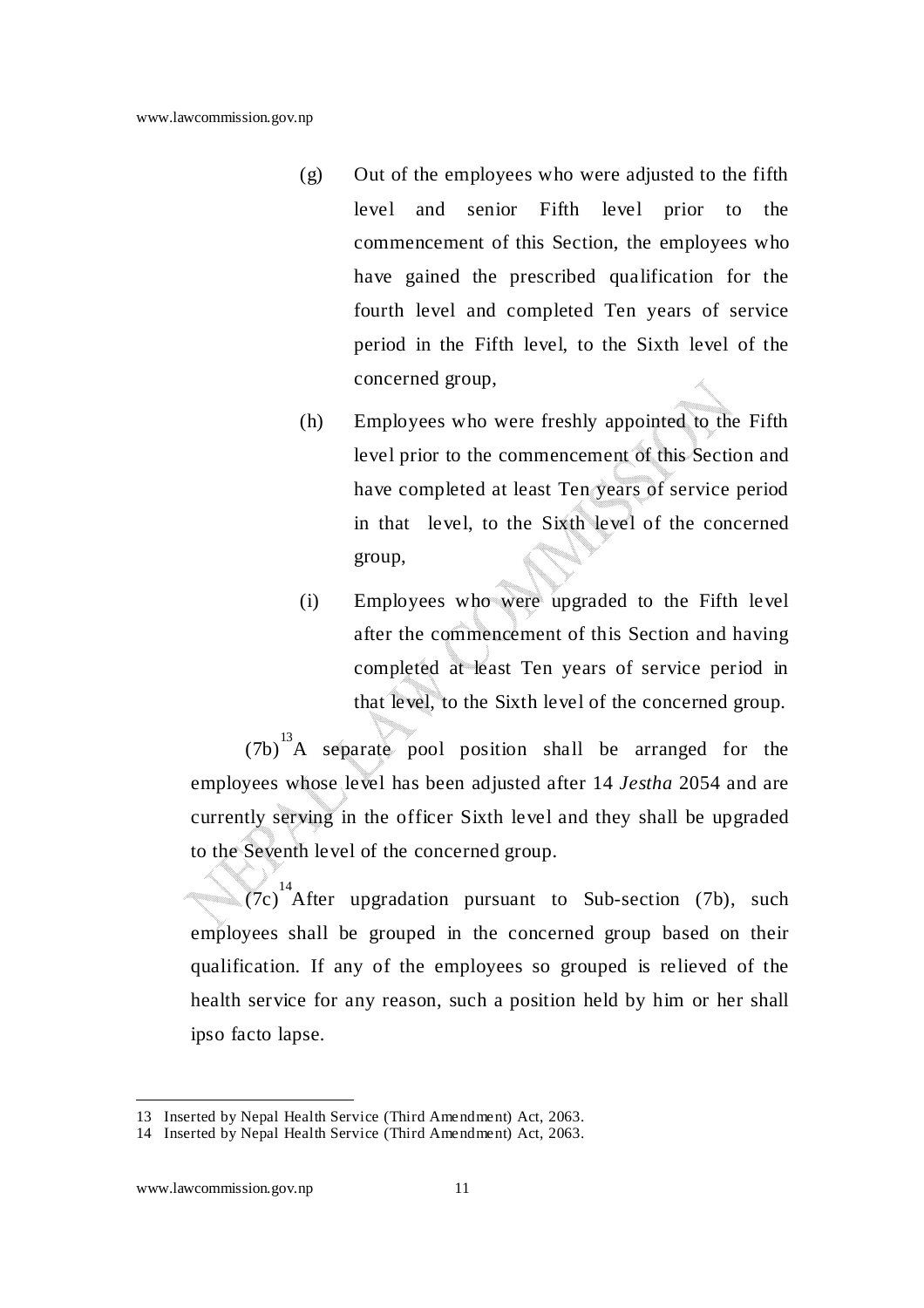(g) Out of the employees who were adjusted to the fifth level and senior Fifth level prior to the commencement of this Section, the employees who have gained the prescribed qualification for the fourth level and completed Ten years of service period in the Fifth level, to the Sixth level of the concerned group,

(h) Employees who were freshly appointed to the Fifth level prior to the commencement of this Section and have completed at least Ten years of service period in that level, to the Sixth level of the concerned group,

(i) Employees who were upgraded to the Fifth level after the commencement of this Section and having completed at least Ten years of service period in that level, to the Sixth level of the concerned group.

(7b)[13] A separate pool position shall be arranged for the employees whose level has been adjusted after 14 *Jestha* 2054 and are currently serving in the officer Sixth level and they shall be upgraded to the Seventh level of the concerned group.

(7c)[14] After upgradation pursuant to Sub-section (7b), such employees shall be grouped in the concerned group based on their qualification. If any of the employees so grouped is relieved of the health service for any reason, such a position held by him or her shall ipso facto lapse.

---

13 Inserted by Nepal Health Service (Third Amendment) Act, 2063.

14 Inserted by Nepal Health Service (Third Amendment) Act, 2063.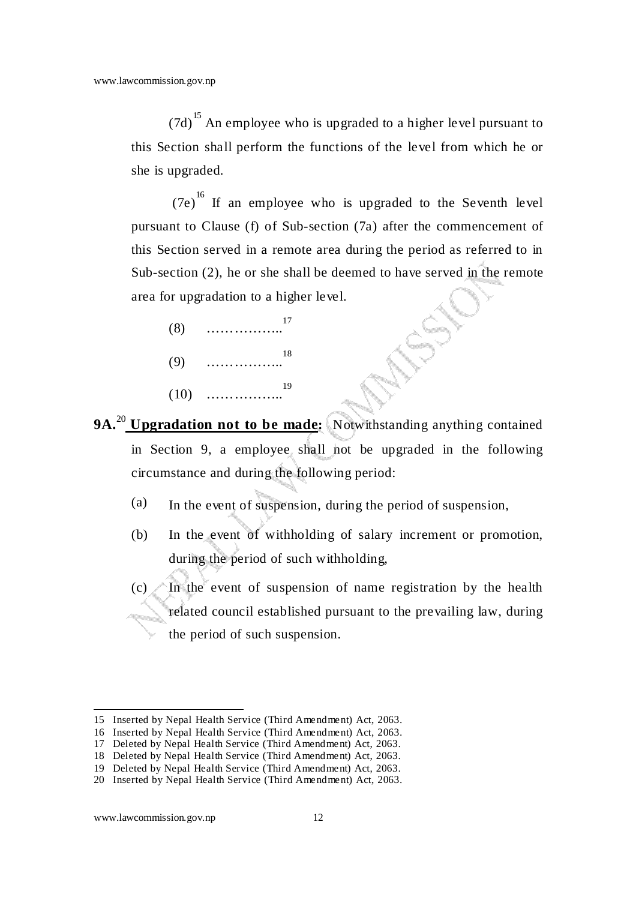(7d)[15] An employee who is upgraded to a higher level pursuant to this Section shall perform the functions of the level from which he or she is upgraded.

(7e)[16] If an employee who is upgraded to the Seventh level pursuant to Clause (f) of Sub-section (7a) after the commencement of this Section served in a remote area during the period as referred to in Sub-section (2), he or she shall be deemed to have served in the remote area for upgradation to a higher level.

(8) ……………..[17]

(9) ……………..[18]

(10) ……………..[19]

**9A.**[20] **Upgradation not to be made:** Notwithstanding anything contained in Section 9, a employee shall not be upgraded in the following circumstance and during the following period:

(a) In the event of suspension, during the period of suspension,

(b) In the event of withholding of salary increment or promotion, during the period of such withholding,

(c) In the event of suspension of name registration by the health related council established pursuant to the prevailing law, during the period of such suspension.

---

15 Inserted by Nepal Health Service (Third Amendment) Act, 2063.
16 Inserted by Nepal Health Service (Third Amendment) Act, 2063.
17 Deleted by Nepal Health Service (Third Amendment) Act, 2063.
18 Deleted by Nepal Health Service (Third Amendment) Act, 2063.
19 Deleted by Nepal Health Service (Third Amendment) Act, 2063.
20 Inserted by Nepal Health Service (Third Amendment) Act, 2063.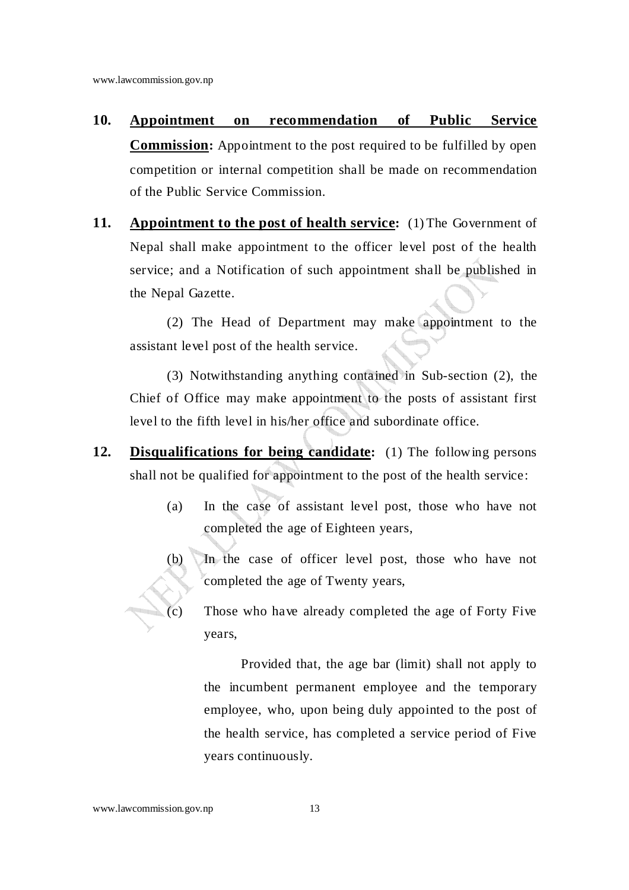**10.** **Appointment on recommendation of Public Service Commission:** Appointment to the post required to be fulfilled by open competition or internal competition shall be made on recommendation of the Public Service Commission.

**11.** **Appointment to the post of health service:** (1) The Government of Nepal shall make appointment to the officer level post of the health service; and a Notification of such appointment shall be published in the Nepal Gazette.

(2) The Head of Department may make appointment to the assistant level post of the health service.

(3) Notwithstanding anything contained in Sub-section (2), the Chief of Office may make appointment to the posts of assistant first level to the fifth level in his/her office and subordinate office.

**12.** **Disqualifications for being candidate:** (1) The following persons shall not be qualified for appointment to the post of the health service:

(a) In the case of assistant level post, those who have not completed the age of Eighteen years,

(b) In the case of officer level post, those who have not completed the age of Twenty years,

(c) Those who have already completed the age of Forty Five years,

Provided that, the age bar (limit) shall not apply to the incumbent permanent employee and the temporary employee, who, upon being duly appointed to the post of the health service, has completed a service period of Five years continuously.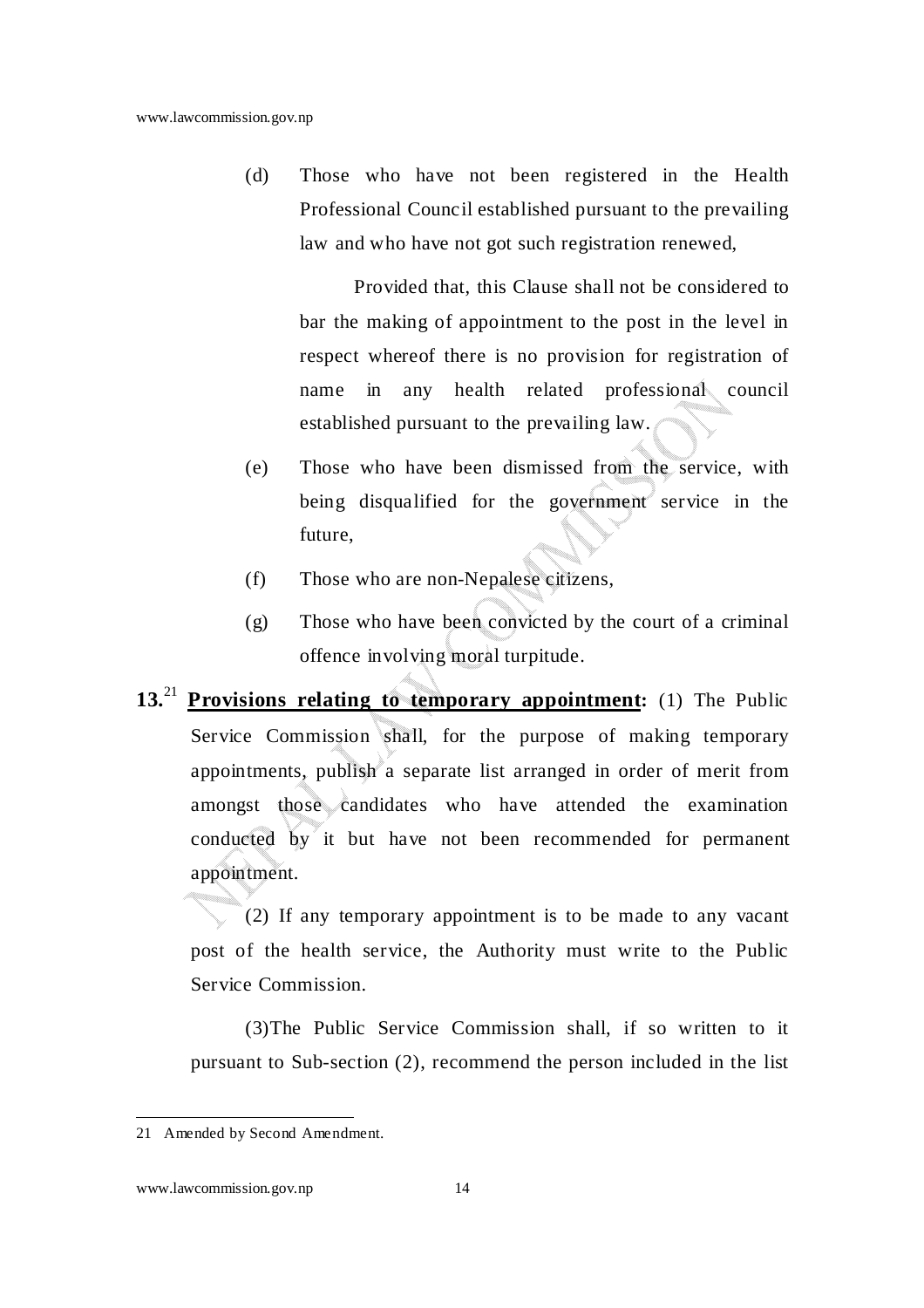(d) Those who have not been registered in the Health Professional Council established pursuant to the prevailing law and who have not got such registration renewed,

Provided that, this Clause shall not be considered to bar the making of appointment to the post in the level in respect whereof there is no provision for registration of name in any health related professional council established pursuant to the prevailing law.

(e) Those who have been dismissed from the service, with being disqualified for the government service in the future,

(f) Those who are non-Nepalese citizens,

(g) Those who have been convicted by the court of a criminal offence involving moral turpitude.

**13.**[21] **Provisions relating to temporary appointment:** (1) The Public Service Commission shall, for the purpose of making temporary appointments, publish a separate list arranged in order of merit from amongst those candidates who have attended the examination conducted by it but have not been recommended for permanent appointment.

(2) If any temporary appointment is to be made to any vacant post of the health service, the Authority must write to the Public Service Commission.

(3)The Public Service Commission shall, if so written to it pursuant to Sub-section (2), recommend the person included in the list

---

21 Amended by Second Amendment.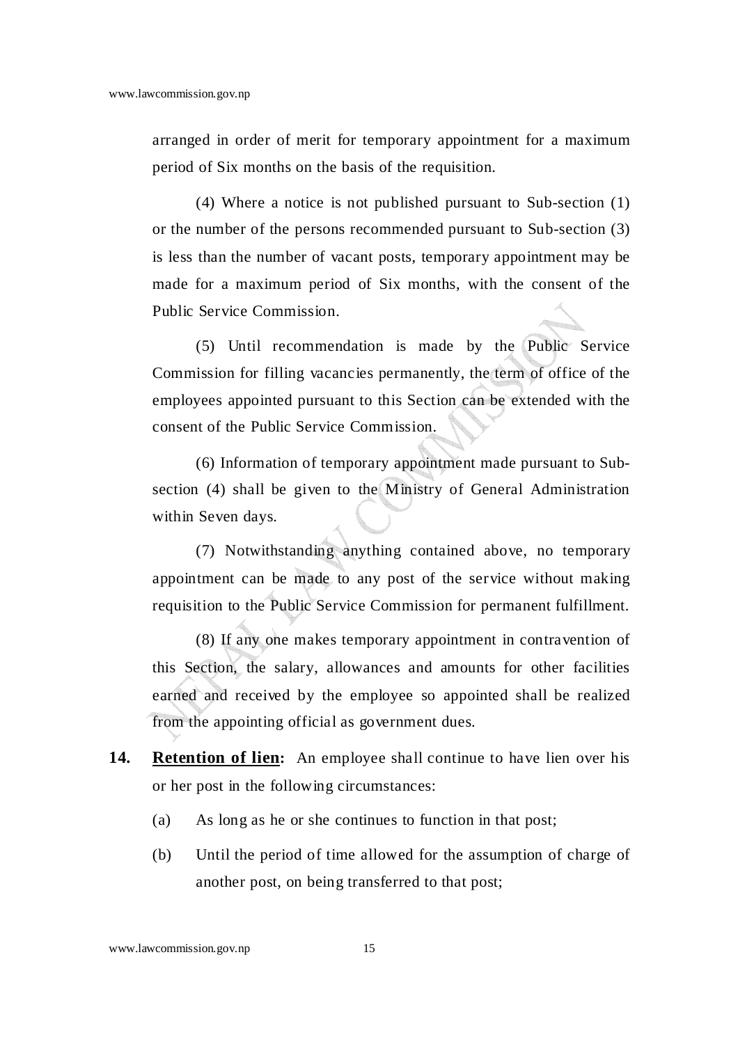arranged in order of merit for temporary appointment for a maximum period of Six months on the basis of the requisition.

(4) Where a notice is not published pursuant to Sub-section (1) or the number of the persons recommended pursuant to Sub-section (3) is less than the number of vacant posts, temporary appointment may be made for a maximum period of Six months, with the consent of the Public Service Commission.

(5) Until recommendation is made by the Public Service Commission for filling vacancies permanently, the term of office of the employees appointed pursuant to this Section can be extended with the consent of the Public Service Commission.

(6) Information of temporary appointment made pursuant to Sub-section (4) shall be given to the Ministry of General Administration within Seven days.

(7) Notwithstanding anything contained above, no temporary appointment can be made to any post of the service without making requisition to the Public Service Commission for permanent fulfillment.

(8) If any one makes temporary appointment in contravention of this Section, the salary, allowances and amounts for other facilities earned and received by the employee so appointed shall be realized from the appointing official as government dues.

**14. Retention of lien:** An employee shall continue to have lien over his or her post in the following circumstances:

(a) As long as he or she continues to function in that post;

(b) Until the period of time allowed for the assumption of charge of another post, on being transferred to that post;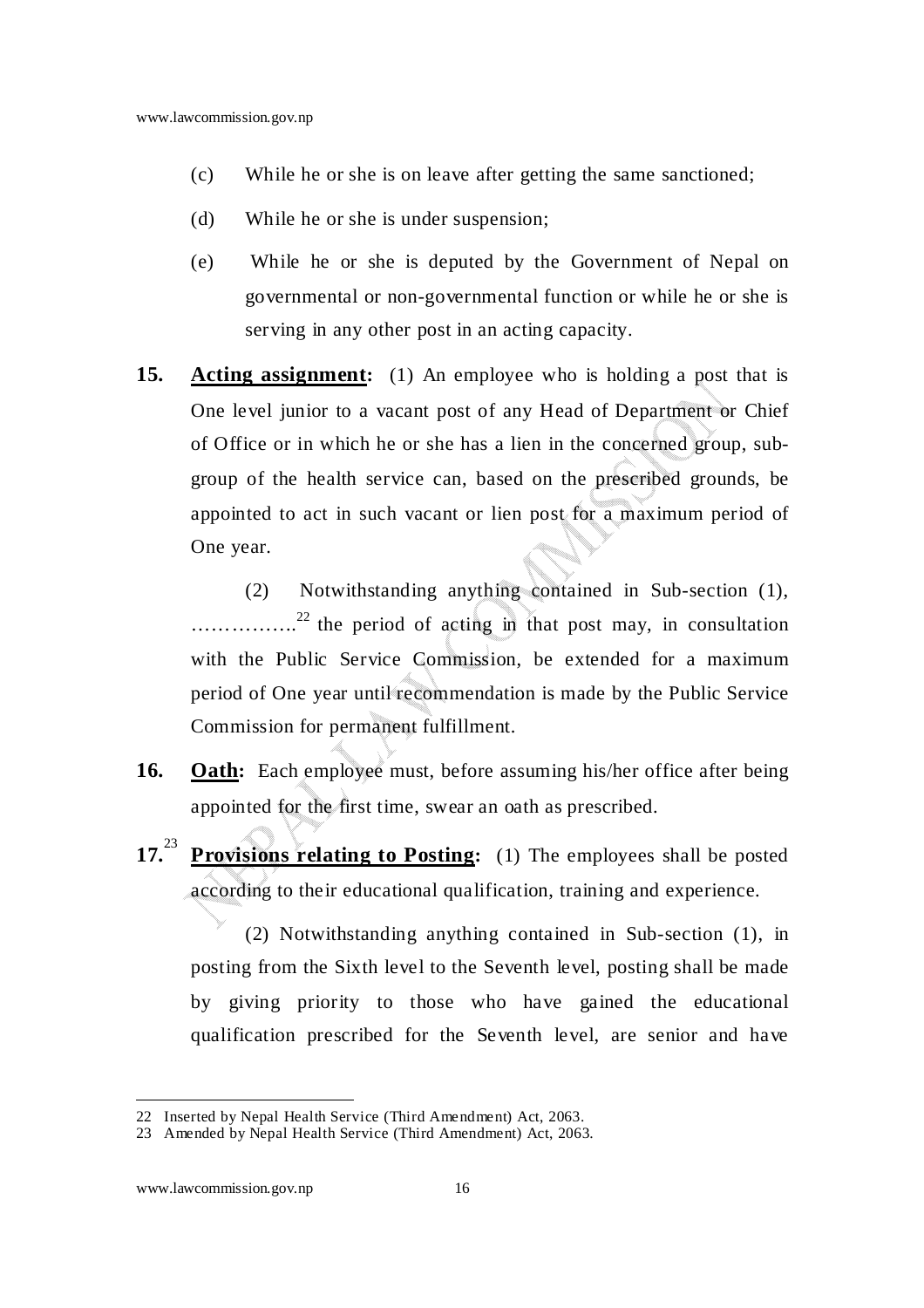(c) While he or she is on leave after getting the same sanctioned;

(d) While he or she is under suspension;

(e) While he or she is deputed by the Government of Nepal on governmental or non-governmental function or while he or she is serving in any other post in an acting capacity.

**15. <u>Acting assignment</u>:** (1) An employee who is holding a post that is One level junior to a vacant post of any Head of Department or Chief of Office or in which he or she has a lien in the concerned group, sub-group of the health service can, based on the prescribed grounds, be appointed to act in such vacant or lien post for a maximum period of One year.

(2) Notwithstanding anything contained in Sub-section (1), ……………..[22] the period of acting in that post may, in consultation with the Public Service Commission, be extended for a maximum period of One year until recommendation is made by the Public Service Commission for permanent fulfillment.

**16. <u>Oath</u>:** Each employee must, before assuming his/her office after being appointed for the first time, swear an oath as prescribed.

**17.[23] <u>Provisions relating to Posting</u>:** (1) The employees shall be posted according to their educational qualification, training and experience.

(2) Notwithstanding anything contained in Sub-section (1), in posting from the Sixth level to the Seventh level, posting shall be made by giving priority to those who have gained the educational qualification prescribed for the Seventh level, are senior and have

---

22 Inserted by Nepal Health Service (Third Amendment) Act, 2063.

23 Amended by Nepal Health Service (Third Amendment) Act, 2063.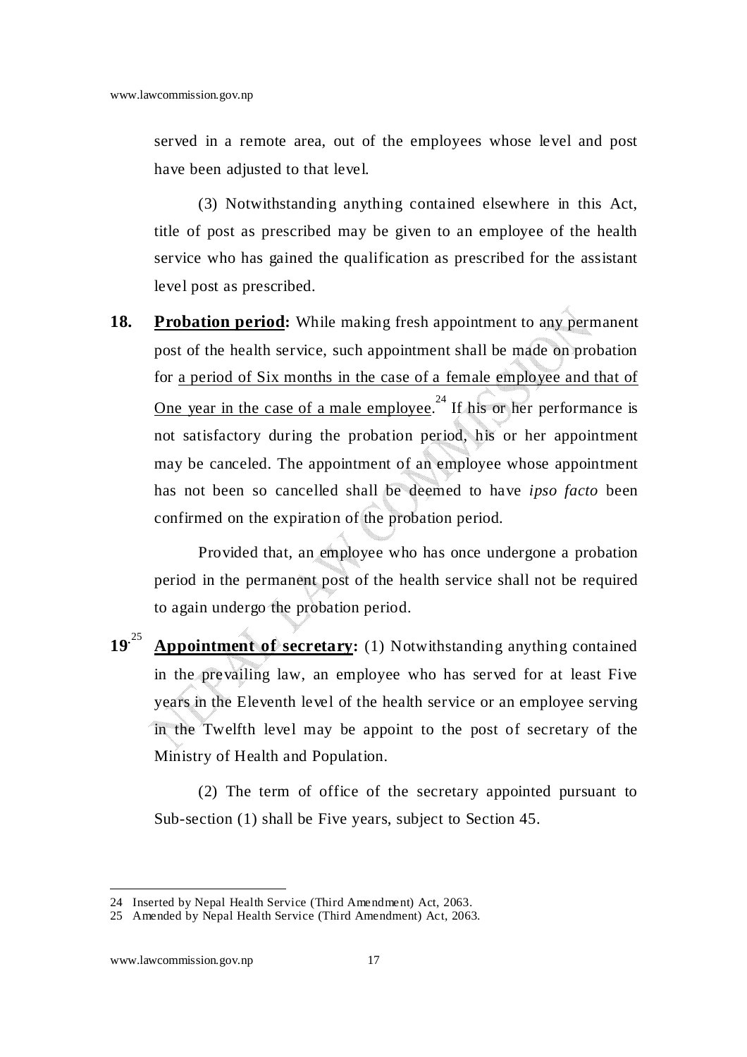served in a remote area, out of the employees whose level and post have been adjusted to that level.

(3) Notwithstanding anything contained elsewhere in this Act, title of post as prescribed may be given to an employee of the health service who has gained the qualification as prescribed for the assistant level post as prescribed.

**18. Probation period:** While making fresh appointment to any permanent post of the health service, such appointment shall be made on probation for a period of Six months in the case of a female employee and that of One year in the case of a male employee.[24] If his or her performance is not satisfactory during the probation period, his or her appointment may be canceled. The appointment of an employee whose appointment has not been so cancelled shall be deemed to have *ipso facto* been confirmed on the expiration of the probation period.

Provided that, an employee who has once undergone a probation period in the permanent post of the health service shall not be required to again undergo the probation period.

**19.[25] Appointment of secretary:** (1) Notwithstanding anything contained in the prevailing law, an employee who has served for at least Five years in the Eleventh level of the health service or an employee serving in the Twelfth level may be appoint to the post of secretary of the Ministry of Health and Population.

(2) The term of office of the secretary appointed pursuant to Sub-section (1) shall be Five years, subject to Section 45.

---

24 Inserted by Nepal Health Service (Third Amendment) Act, 2063.

25 Amended by Nepal Health Service (Third Amendment) Act, 2063.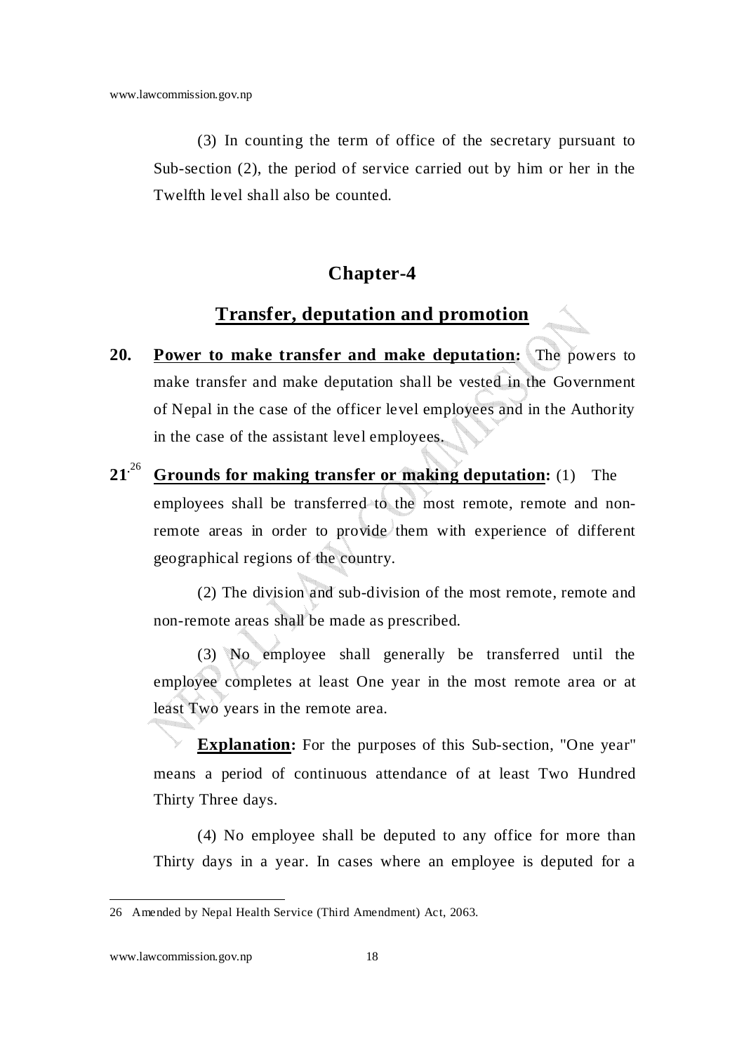(3) In counting the term of office of the secretary pursuant to Sub-section (2), the period of service carried out by him or her in the Twelfth level shall also be counted.

## Chapter-4

## Transfer, deputation and promotion

**20. Power to make transfer and make deputation:** The powers to make transfer and make deputation shall be vested in the Government of Nepal in the case of the officer level employees and in the Authority in the case of the assistant level employees.

**21.**[26] **Grounds for making transfer or making deputation:** (1) The employees shall be transferred to the most remote, remote and non-remote areas in order to provide them with experience of different geographical regions of the country.

(2) The division and sub-division of the most remote, remote and non-remote areas shall be made as prescribed.

(3) No employee shall generally be transferred until the employee completes at least One year in the most remote area or at least Two years in the remote area.

**Explanation:** For the purposes of this Sub-section, "One year" means a period of continuous attendance of at least Two Hundred Thirty Three days.

(4) No employee shall be deputed to any office for more than Thirty days in a year. In cases where an employee is deputed for a

---

26 Amended by Nepal Health Service (Third Amendment) Act, 2063.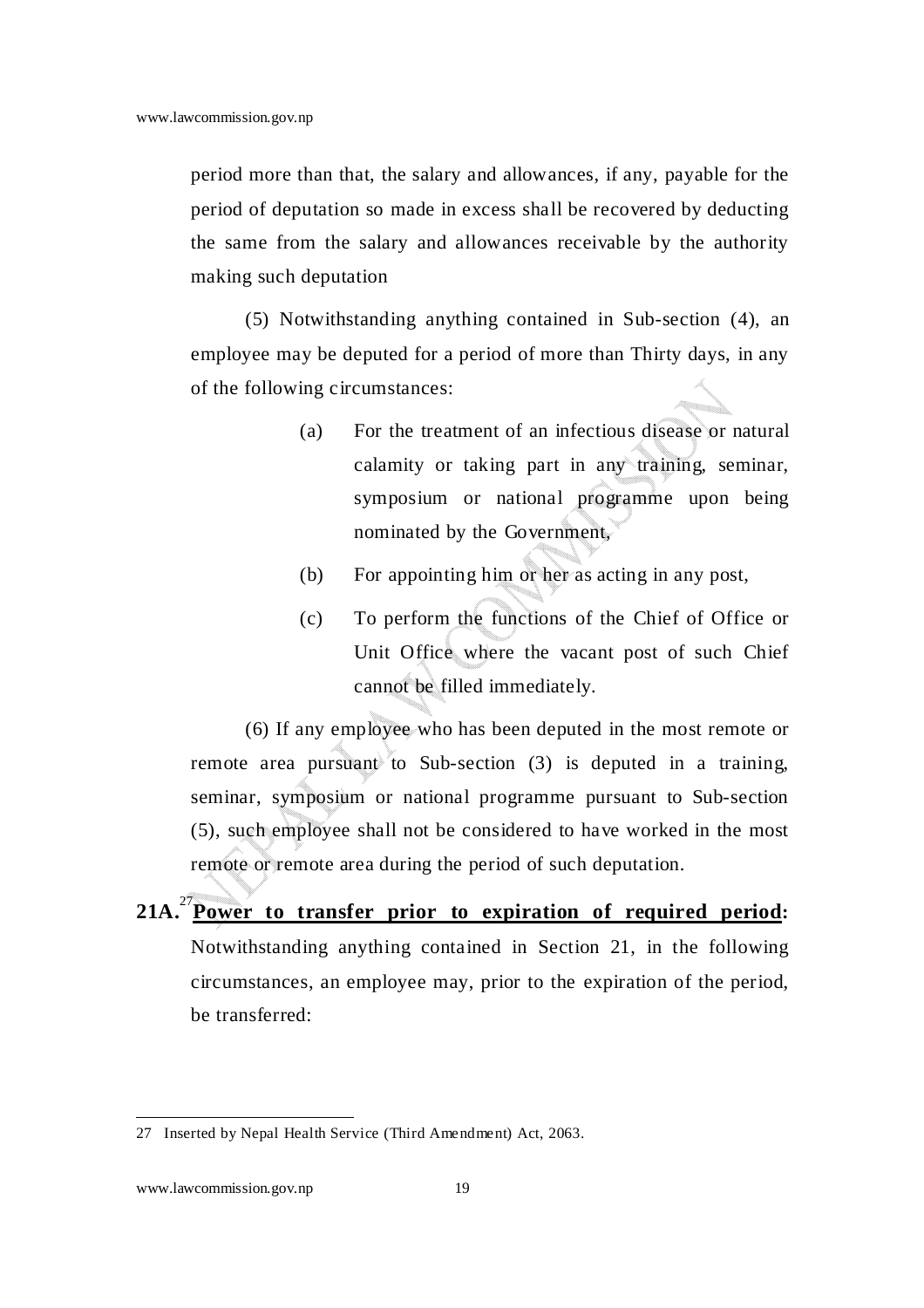period more than that, the salary and allowances, if any, payable for the period of deputation so made in excess shall be recovered by deducting the same from the salary and allowances receivable by the authority making such deputation

(5) Notwithstanding anything contained in Sub-section (4), an employee may be deputed for a period of more than Thirty days, in any of the following circumstances:

(a) For the treatment of an infectious disease or natural calamity or taking part in any training, seminar, symposium or national programme upon being nominated by the Government,

(b) For appointing him or her as acting in any post,

(c) To perform the functions of the Chief of Office or Unit Office where the vacant post of such Chief cannot be filled immediately.

(6) If any employee who has been deputed in the most remote or remote area pursuant to Sub-section (3) is deputed in a training, seminar, symposium or national programme pursuant to Sub-section (5), such employee shall not be considered to have worked in the most remote or remote area during the period of such deputation.

**21A.**[27] **Power to transfer prior to expiration of required period:** Notwithstanding anything contained in Section 21, in the following circumstances, an employee may, prior to the expiration of the period, be transferred:

---

27 Inserted by Nepal Health Service (Third Amendment) Act, 2063.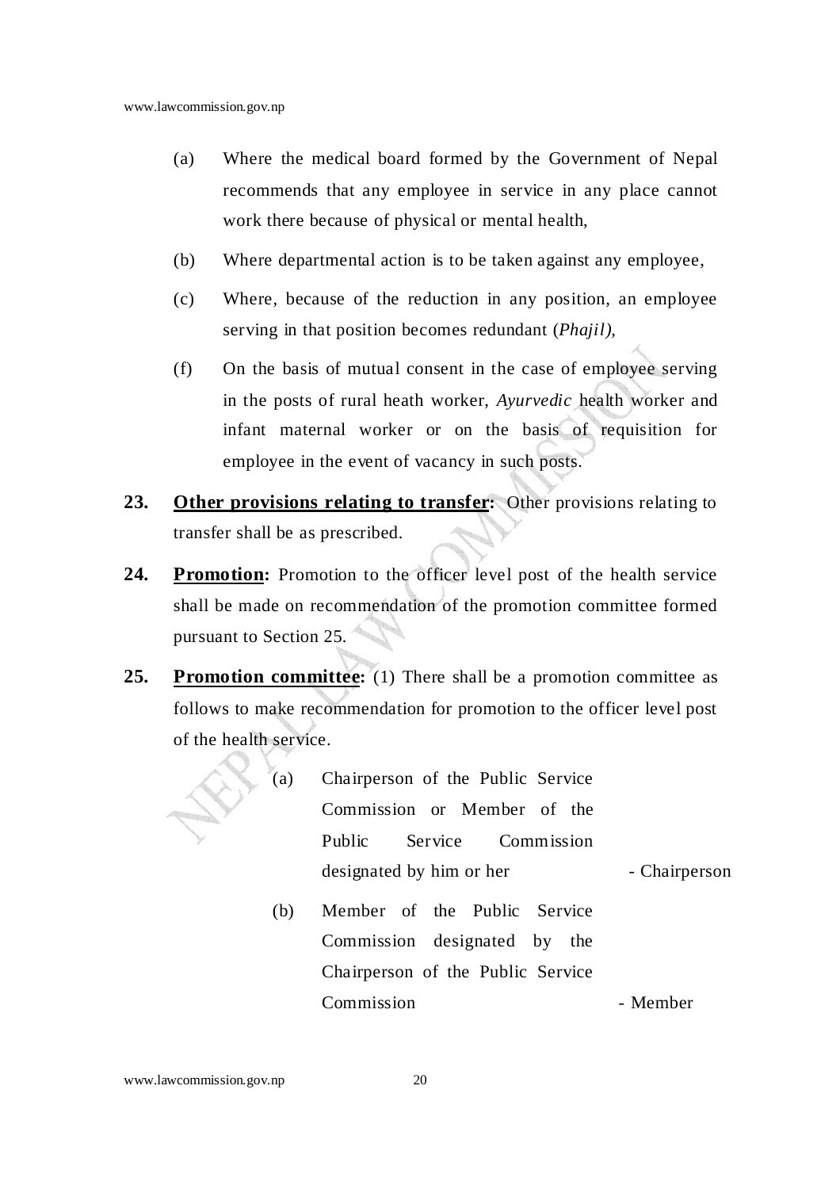(a) Where the medical board formed by the Government of Nepal recommends that any employee in service in any place cannot work there because of physical or mental health,

(b) Where departmental action is to be taken against any employee,

(c) Where, because of the reduction in any position, an employee serving in that position becomes redundant (*Phajil),*

(f) On the basis of mutual consent in the case of employee serving in the posts of rural heath worker, *Ayurvedic* health worker and infant maternal worker or on the basis of requisition for employee in the event of vacancy in such posts.

**23. Other provisions relating to transfer:** Other provisions relating to transfer shall be as prescribed.

**24. Promotion:** Promotion to the officer level post of the health service shall be made on recommendation of the promotion committee formed pursuant to Section 25.

**25. Promotion committee:** (1) There shall be a promotion committee as follows to make recommendation for promotion to the officer level post of the health service.

(a) Chairperson of the Public Service Commission or Member of the Public Service Commission designated by him or her - Chairperson

(b) Member of the Public Service Commission designated by the Chairperson of the Public Service Commission - Member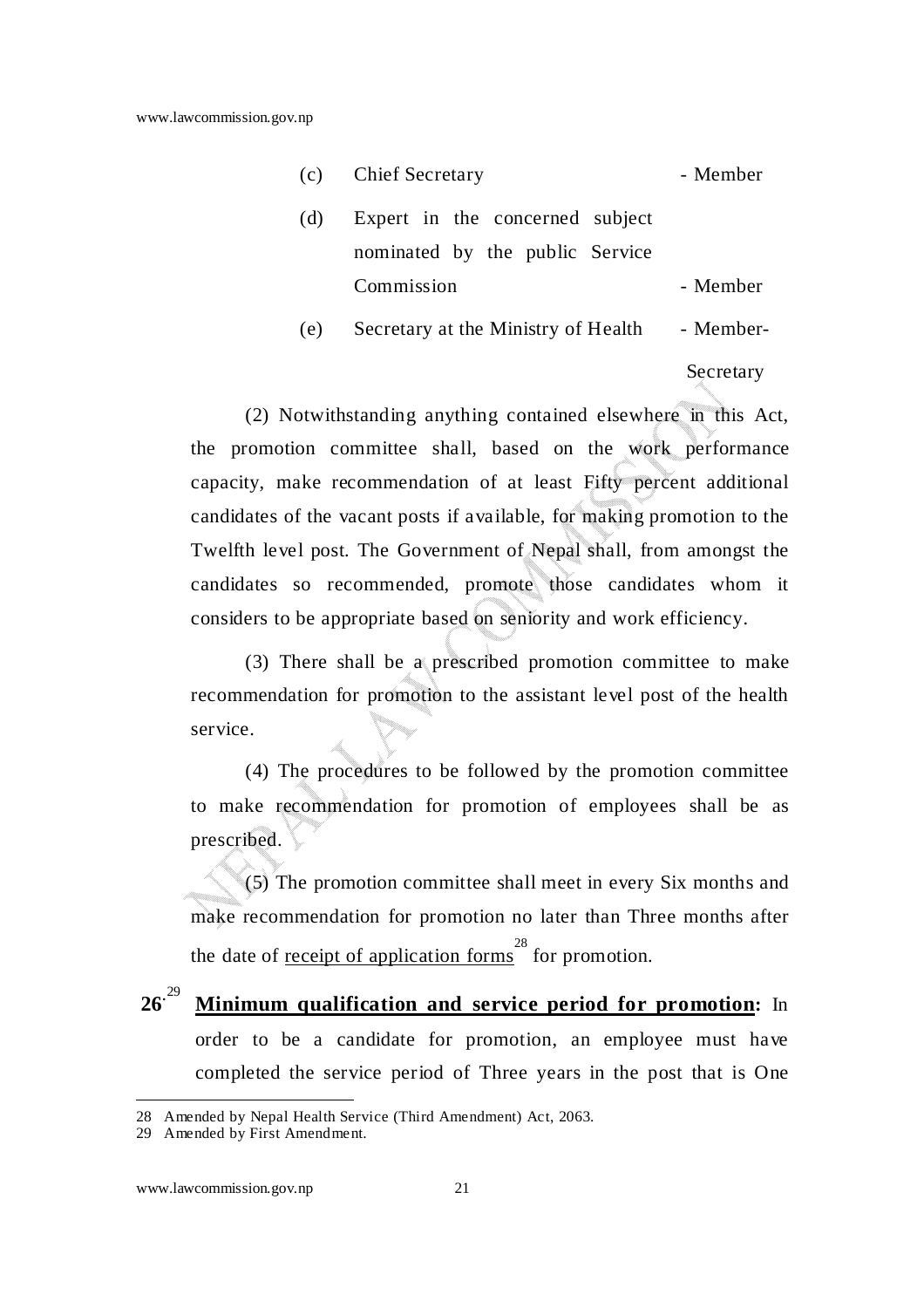(c) Chief Secretary - Member

(d) Expert in the concerned subject nominated by the public Service Commission - Member

(e) Secretary at the Ministry of Health - Member-Secretary

(2) Notwithstanding anything contained elsewhere in this Act, the promotion committee shall, based on the work performance capacity, make recommendation of at least Fifty percent additional candidates of the vacant posts if available, for making promotion to the Twelfth level post. The Government of Nepal shall, from amongst the candidates so recommended, promote those candidates whom it considers to be appropriate based on seniority and work efficiency.

(3) There shall be a prescribed promotion committee to make recommendation for promotion to the assistant level post of the health service.

(4) The procedures to be followed by the promotion committee to make recommendation for promotion of employees shall be as prescribed.

(5) The promotion committee shall meet in every Six months and make recommendation for promotion no later than Three months after the date of <u>receipt of application forms</u>[28] for promotion.

**26.**[29] **<u>Minimum qualification and service period for promotion</u>:** In order to be a candidate for promotion, an employee must have completed the service period of Three years in the post that is One

---

28 Amended by Nepal Health Service (Third Amendment) Act, 2063.

29 Amended by First Amendment.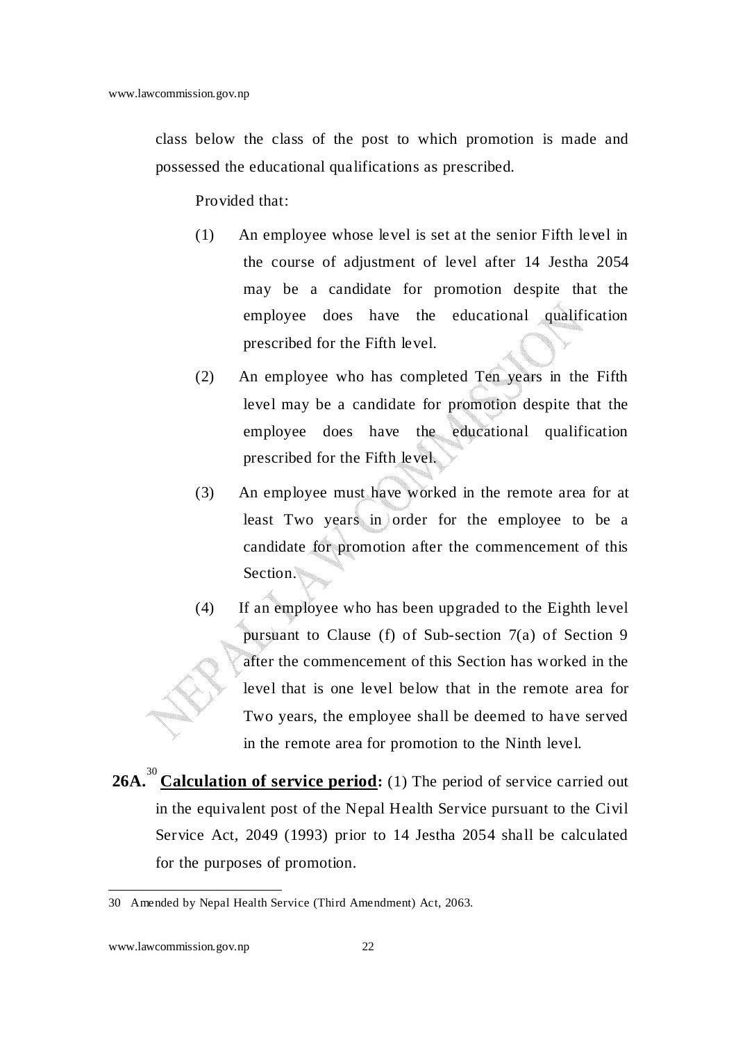class below the class of the post to which promotion is made and possessed the educational qualifications as prescribed.

Provided that:

(1) An employee whose level is set at the senior Fifth level in the course of adjustment of level after 14 Jestha 2054 may be a candidate for promotion despite that the employee does have the educational qualification prescribed for the Fifth level.

(2) An employee who has completed Ten years in the Fifth level may be a candidate for promotion despite that the employee does have the educational qualification prescribed for the Fifth level.

(3) An employee must have worked in the remote area for at least Two years in order for the employee to be a candidate for promotion after the commencement of this Section.

(4) If an employee who has been upgraded to the Eighth level pursuant to Clause (f) of Sub-section 7(a) of Section 9 after the commencement of this Section has worked in the level that is one level below that in the remote area for Two years, the employee shall be deemed to have served in the remote area for promotion to the Ninth level.

**26A.**[30] **Calculation of service period:** (1) The period of service carried out in the equivalent post of the Nepal Health Service pursuant to the Civil Service Act, 2049 (1993) prior to 14 Jestha 2054 shall be calculated for the purposes of promotion.

---

30 Amended by Nepal Health Service (Third Amendment) Act, 2063.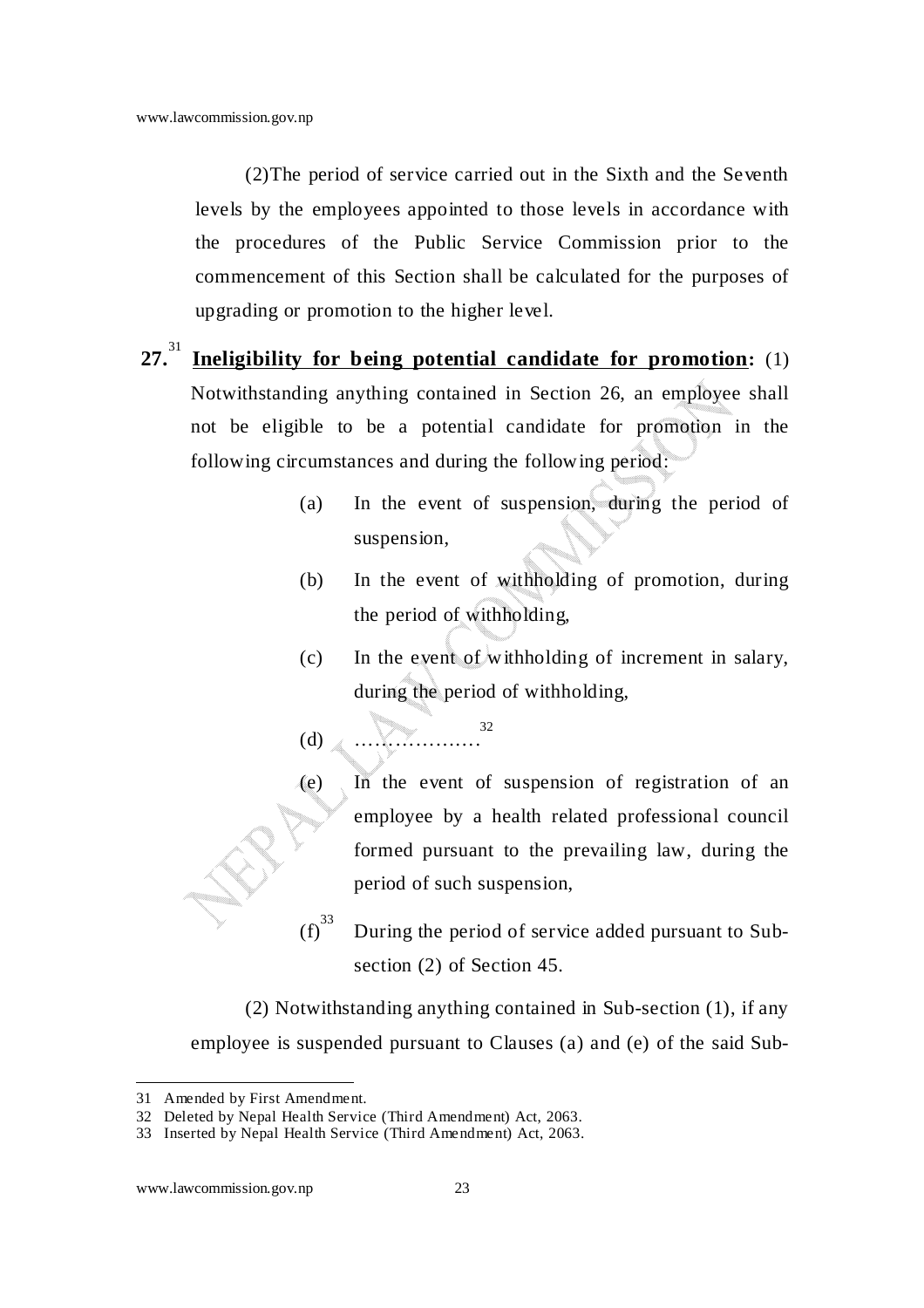(2)The period of service carried out in the Sixth and the Seventh levels by the employees appointed to those levels in accordance with the procedures of the Public Service Commission prior to the commencement of this Section shall be calculated for the purposes of upgrading or promotion to the higher level.

**27.**[31] **Ineligibility for being potential candidate for promotion:** (1) Notwithstanding anything contained in Section 26, an employee shall not be eligible to be a potential candidate for promotion in the following circumstances and during the following period:

(a) In the event of suspension, during the period of suspension,

(b) In the event of withholding of promotion, during the period of withholding,

(c) In the event of withholding of increment in salary, during the period of withholding,

(d) ……………….[32]

(e) In the event of suspension of registration of an employee by a health related professional council formed pursuant to the prevailing law, during the period of such suspension,

(f)[33] During the period of service added pursuant to Sub-section (2) of Section 45.

(2) Notwithstanding anything contained in Sub-section (1), if any employee is suspended pursuant to Clauses (a) and (e) of the said Sub-

---

31 Amended by First Amendment.

32 Deleted by Nepal Health Service (Third Amendment) Act, 2063.

33 Inserted by Nepal Health Service (Third Amendment) Act, 2063.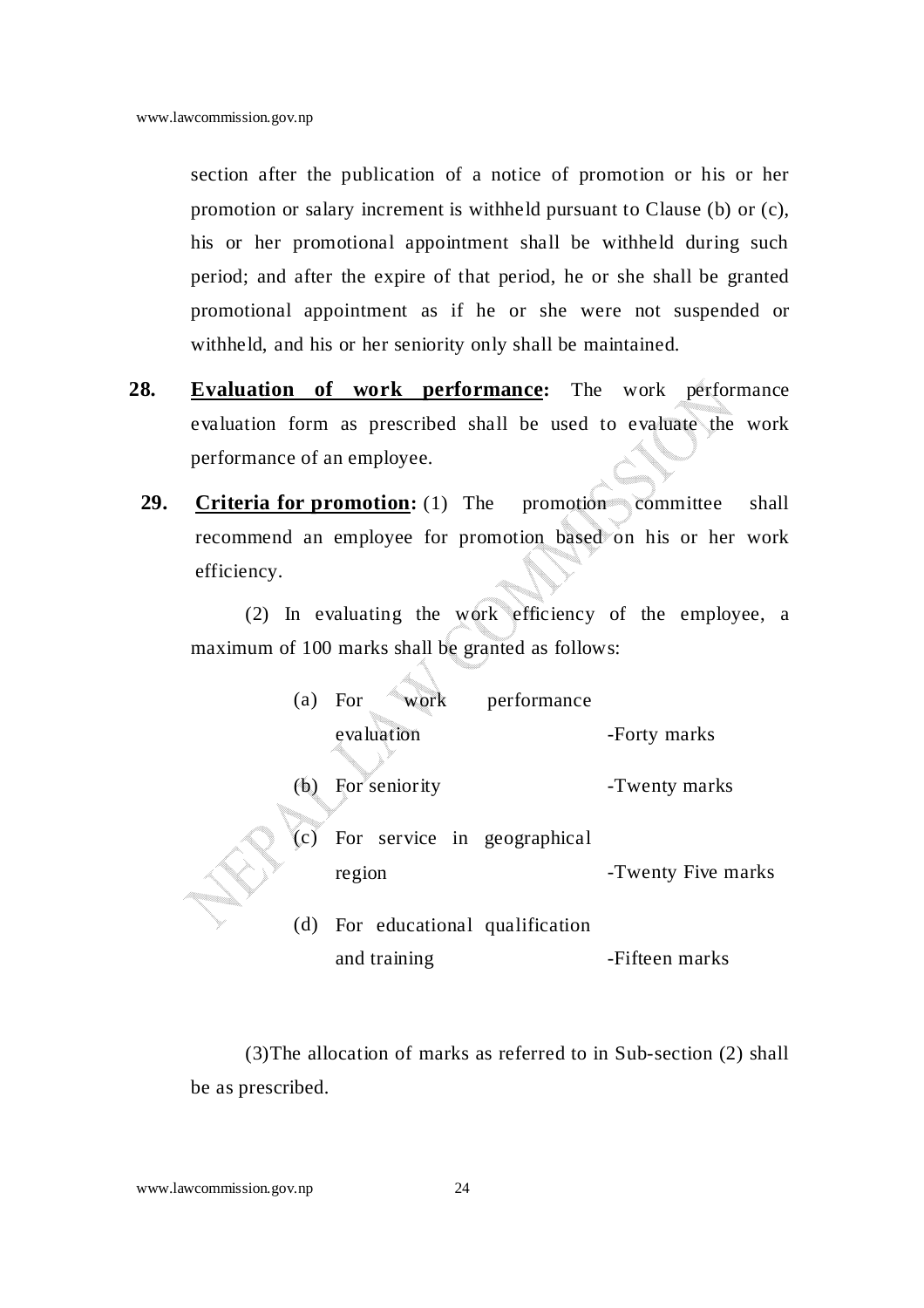section after the publication of a notice of promotion or his or her promotion or salary increment is withheld pursuant to Clause (b) or (c), his or her promotional appointment shall be withheld during such period; and after the expire of that period, he or she shall be granted promotional appointment as if he or she were not suspended or withheld, and his or her seniority only shall be maintained.

**28.** **Evaluation of work performance:** The work performance evaluation form as prescribed shall be used to evaluate the work performance of an employee.

**29.** **Criteria for promotion:** (1) The promotion committee shall recommend an employee for promotion based on his or her work efficiency.

(2) In evaluating the work efficiency of the employee, a maximum of 100 marks shall be granted as follows:

(a) For work performance evaluation -Forty marks

(b) For seniority -Twenty marks

(c) For service in geographical region -Twenty Five marks

(d) For educational qualification and training -Fifteen marks

(3)The allocation of marks as referred to in Sub-section (2) shall be as prescribed.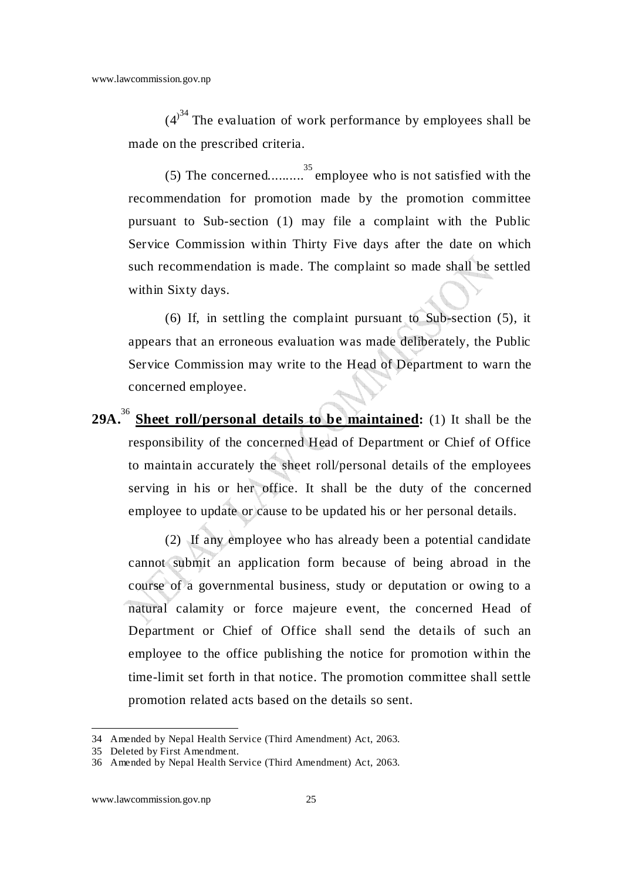(4)[34] The evaluation of work performance by employees shall be made on the prescribed criteria.

(5) The concerned..........[35] employee who is not satisfied with the recommendation for promotion made by the promotion committee pursuant to Sub-section (1) may file a complaint with the Public Service Commission within Thirty Five days after the date on which such recommendation is made. The complaint so made shall be settled within Sixty days.

(6) If, in settling the complaint pursuant to Sub-section (5), it appears that an erroneous evaluation was made deliberately, the Public Service Commission may write to the Head of Department to warn the concerned employee.

**29A.**[36] **Sheet roll/personal details to be maintained:** (1) It shall be the responsibility of the concerned Head of Department or Chief of Office to maintain accurately the sheet roll/personal details of the employees serving in his or her office. It shall be the duty of the concerned employee to update or cause to be updated his or her personal details.

(2) If any employee who has already been a potential candidate cannot submit an application form because of being abroad in the course of a governmental business, study or deputation or owing to a natural calamity or force majeure event, the concerned Head of Department or Chief of Office shall send the details of such an employee to the office publishing the notice for promotion within the time-limit set forth in that notice. The promotion committee shall settle promotion related acts based on the details so sent.

---

34 Amended by Nepal Health Service (Third Amendment) Act, 2063.

35 Deleted by First Amendment.

36 Amended by Nepal Health Service (Third Amendment) Act, 2063.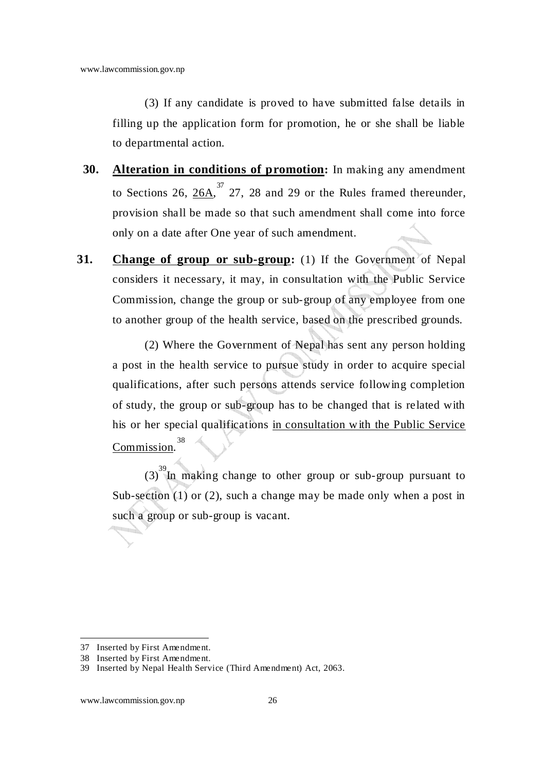(3) If any candidate is proved to have submitted false details in filling up the application form for promotion, he or she shall be liable to departmental action.

**30. Alteration in conditions of promotion:** In making any amendment to Sections 26, 26A,[37] 27, 28 and 29 or the Rules framed thereunder, provision shall be made so that such amendment shall come into force only on a date after One year of such amendment.

**31. Change of group or sub-group:** (1) If the Government of Nepal considers it necessary, it may, in consultation with the Public Service Commission, change the group or sub-group of any employee from one to another group of the health service, based on the prescribed grounds.

(2) Where the Government of Nepal has sent any person holding a post in the health service to pursue study in order to acquire special qualifications, after such persons attends service following completion of study, the group or sub-group has to be changed that is related with his or her special qualifications in consultation with the Public Service Commission.[38]

(3)[39] In making change to other group or sub-group pursuant to Sub-section (1) or (2), such a change may be made only when a post in such a group or sub-group is vacant.

---

37 Inserted by First Amendment.

38 Inserted by First Amendment.

39 Inserted by Nepal Health Service (Third Amendment) Act, 2063.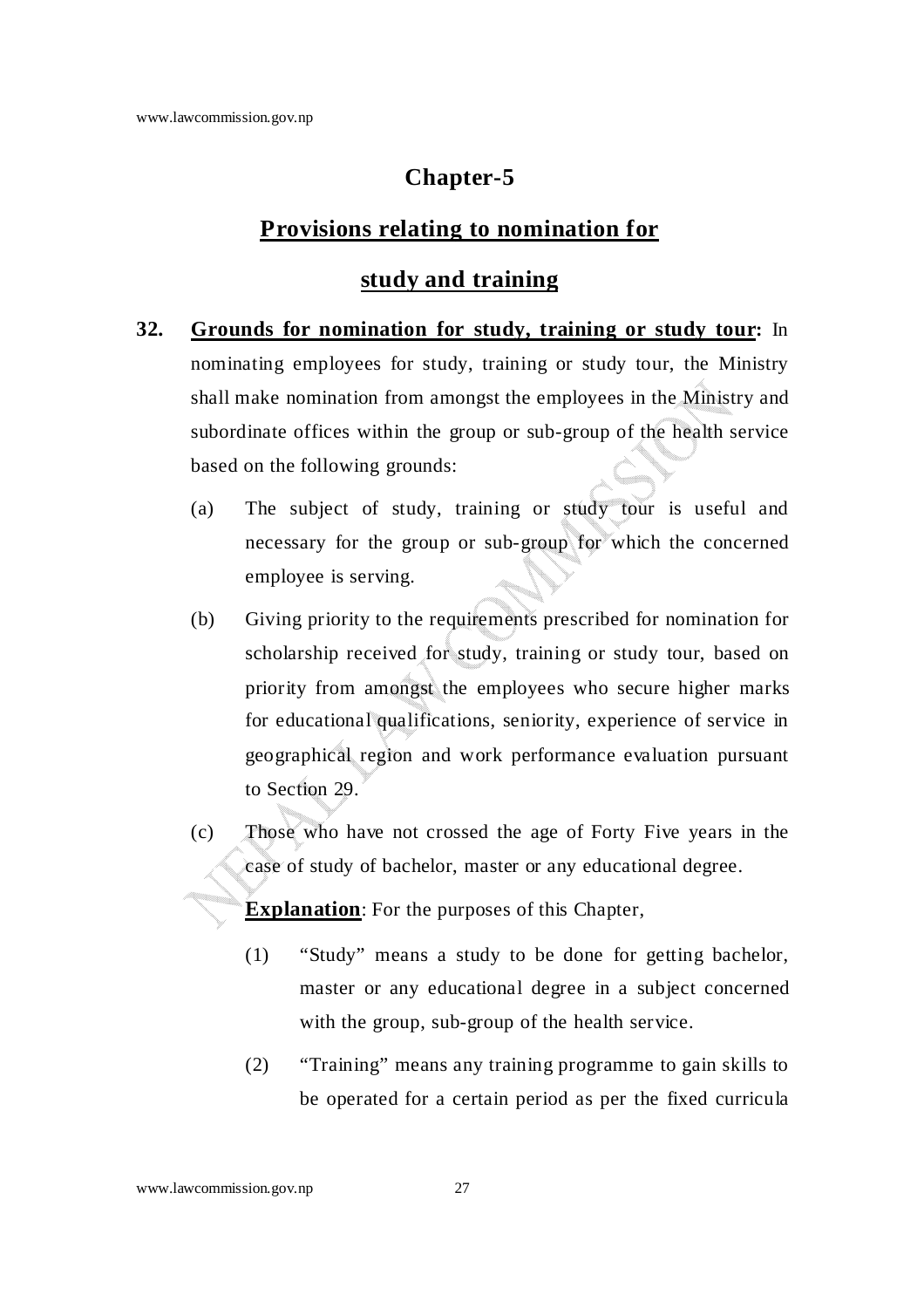# Chapter-5

## Provisions relating to nomination for study and training

**32. Grounds for nomination for study, training or study tour:** In nominating employees for study, training or study tour, the Ministry shall make nomination from amongst the employees in the Ministry and subordinate offices within the group or sub-group of the health service based on the following grounds:

(a) The subject of study, training or study tour is useful and necessary for the group or sub-group for which the concerned employee is serving.

(b) Giving priority to the requirements prescribed for nomination for scholarship received for study, training or study tour, based on priority from amongst the employees who secure higher marks for educational qualifications, seniority, experience of service in geographical region and work performance evaluation pursuant to Section 29.

(c) Those who have not crossed the age of Forty Five years in the case of study of bachelor, master or any educational degree.

**Explanation**: For the purposes of this Chapter,

(1) "Study" means a study to be done for getting bachelor, master or any educational degree in a subject concerned with the group, sub-group of the health service.

(2) "Training" means any training programme to gain skills to be operated for a certain period as per the fixed curricula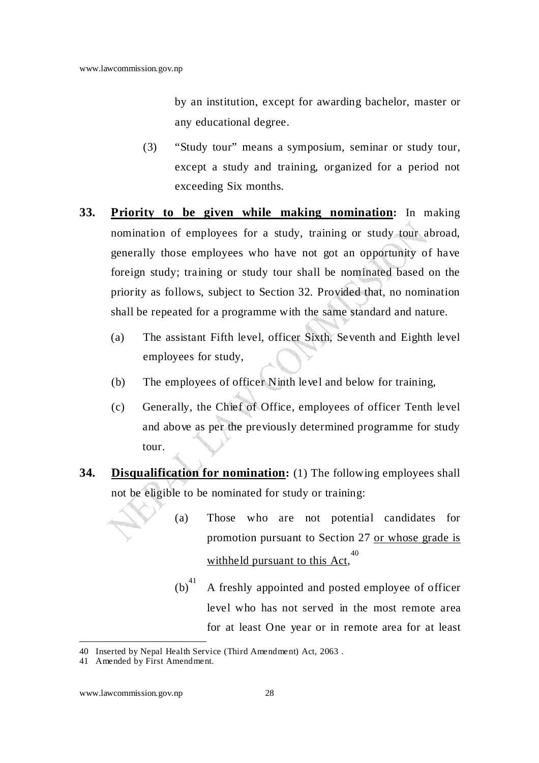by an institution, except for awarding bachelor, master or any educational degree.

(3) "Study tour" means a symposium, seminar or study tour, except a study and training, organized for a period not exceeding Six months.

**33. <u>Priority to be given while making nomination</u>:** In making nomination of employees for a study, training or study tour abroad, generally those employees who have not got an opportunity of have foreign study; training or study tour shall be nominated based on the priority as follows, subject to Section 32. Provided that, no nomination shall be repeated for a programme with the same standard and nature.

(a) The assistant Fifth level, officer Sixth, Seventh and Eighth level employees for study,

(b) The employees of officer Ninth level and below for training,

(c) Generally, the Chief of Office, employees of officer Tenth level and above as per the previously determined programme for study tour.

**34. <u>Disqualification for nomination</u>:** (1) The following employees shall not be eligible to be nominated for study or training:

(a) Those who are not potential candidates for promotion pursuant to Section 27 <u>or whose grade is withheld pursuant to this Act</u>,[40]

(b)[41] A freshly appointed and posted employee of officer level who has not served in the most remote area for at least One year or in remote area for at least

---

40 Inserted by Nepal Health Service (Third Amendment) Act, 2063 .

41 Amended by First Amendment.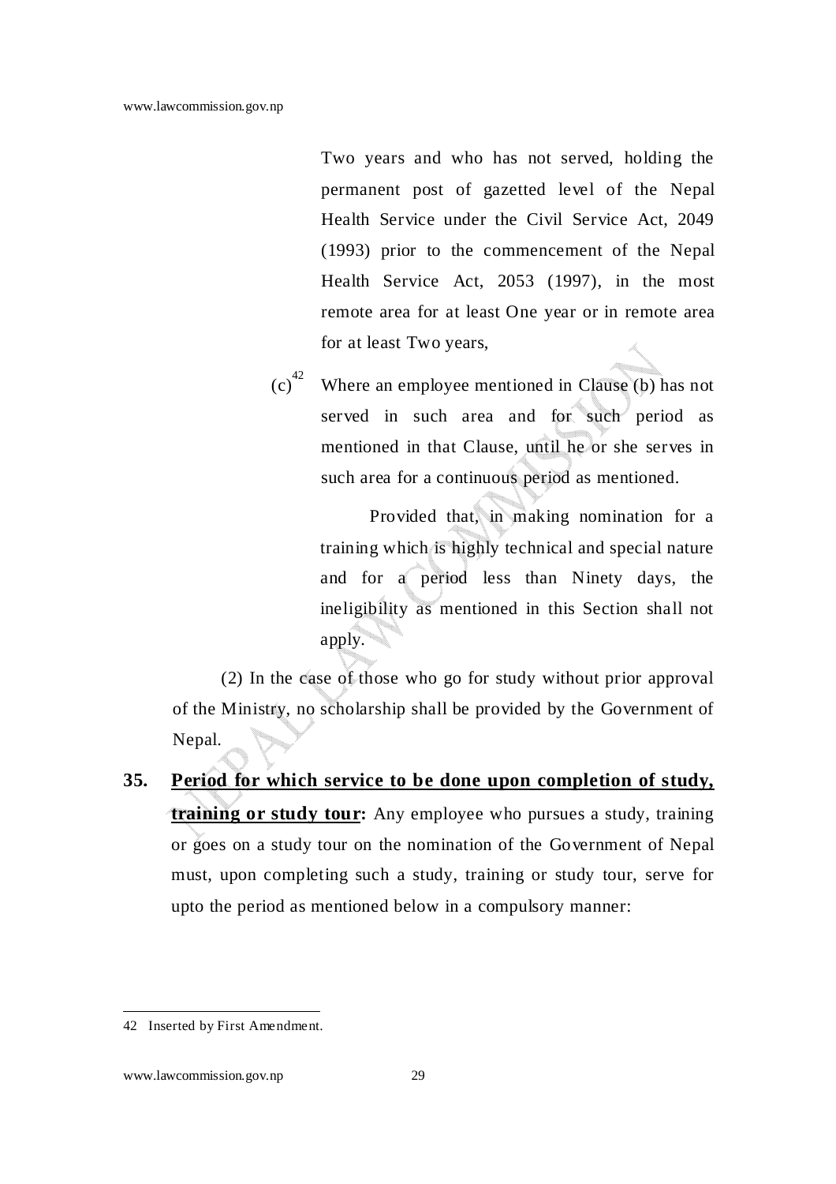Two years and who has not served, holding the permanent post of gazetted level of the Nepal Health Service under the Civil Service Act, 2049 (1993) prior to the commencement of the Nepal Health Service Act, 2053 (1997), in the most remote area for at least One year or in remote area for at least Two years,

(c)[42] Where an employee mentioned in Clause (b) has not served in such area and for such period as mentioned in that Clause, until he or she serves in such area for a continuous period as mentioned.

Provided that, in making nomination for a training which is highly technical and special nature and for a period less than Ninety days, the ineligibility as mentioned in this Section shall not apply.

(2) In the case of those who go for study without prior approval of the Ministry, no scholarship shall be provided by the Government of Nepal.

**35. <u>Period for which service to be done upon completion of study, training or study tour</u>:** Any employee who pursues a study, training or goes on a study tour on the nomination of the Government of Nepal must, upon completing such a study, training or study tour, serve for upto the period as mentioned below in a compulsory manner:

---

42 Inserted by First Amendment.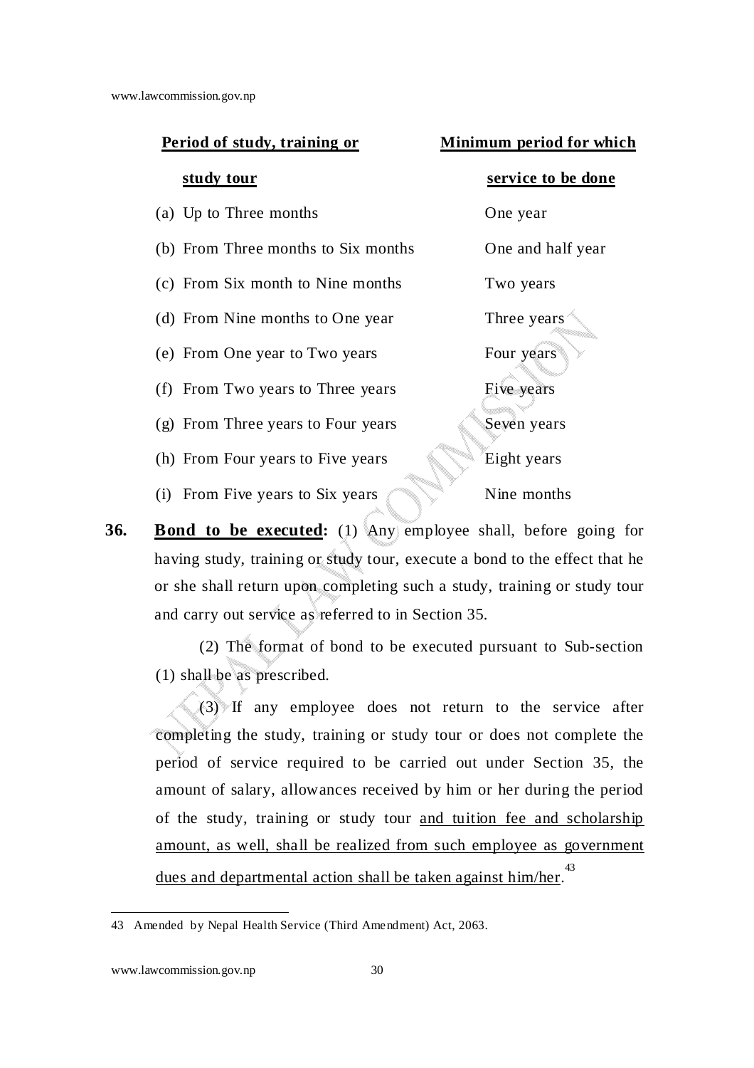| **Period of study, training or study tour** | **Minimum period for which service to be done** |
| --- | --- |
| (a) Up to Three months | One year |
| (b) From Three months to Six months | One and half year |
| (c) From Six month to Nine months | Two years |
| (d) From Nine months to One year | Three years |
| (e) From One year to Two years | Four years |
| (f) From Two years to Three years | Five years |
| (g) From Three years to Four years | Seven years |
| (h) From Four years to Five years | Eight years |
| (i) From Five years to Six years | Nine months |

**36. Bond to be executed:** (1) Any employee shall, before going for having study, training or study tour, execute a bond to the effect that he or she shall return upon completing such a study, training or study tour and carry out service as referred to in Section 35.

(2) The format of bond to be executed pursuant to Sub-section (1) shall be as prescribed.

(3) If any employee does not return to the service after completing the study, training or study tour or does not complete the period of service required to be carried out under Section 35, the amount of salary, allowances received by him or her during the period of the study, training or study tour and tuition fee and scholarship amount, as well, shall be realized from such employee as government dues and departmental action shall be taken against him/her.[43]

---

43 Amended by Nepal Health Service (Third Amendment) Act, 2063.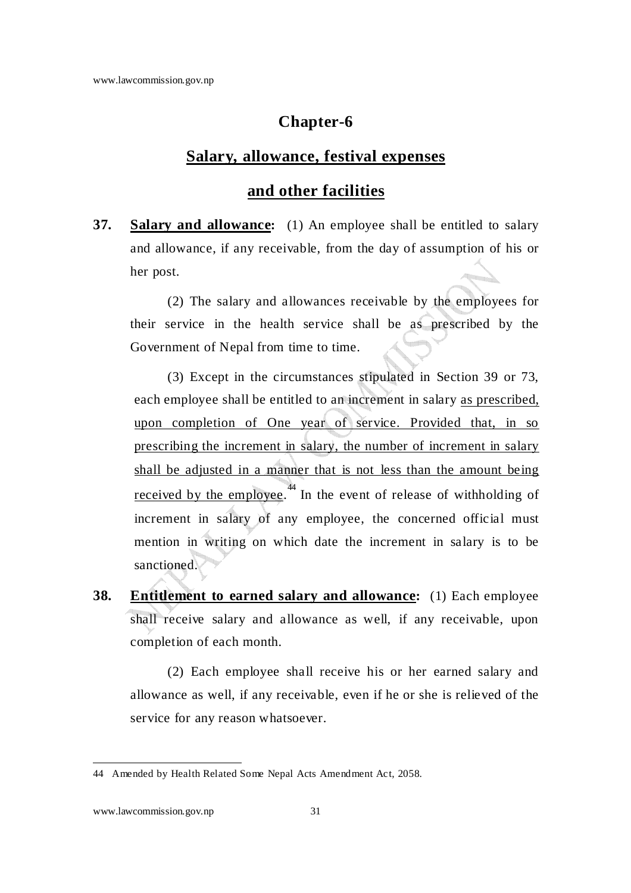## Chapter-6

## Salary, allowance, festival expenses and other facilities

**37. Salary and allowance:** (1) An employee shall be entitled to salary and allowance, if any receivable, from the day of assumption of his or her post.

(2) The salary and allowances receivable by the employees for their service in the health service shall be as prescribed by the Government of Nepal from time to time.

(3) Except in the circumstances stipulated in Section 39 or 73, each employee shall be entitled to an increment in salary as prescribed, upon completion of One year of service. Provided that, in so prescribing the increment in salary, the number of increment in salary shall be adjusted in a manner that is not less than the amount being received by the employee.[44] In the event of release of withholding of increment in salary of any employee, the concerned official must mention in writing on which date the increment in salary is to be sanctioned.

**38. Entitlement to earned salary and allowance:** (1) Each employee shall receive salary and allowance as well, if any receivable, upon completion of each month.

(2) Each employee shall receive his or her earned salary and allowance as well, if any receivable, even if he or she is relieved of the service for any reason whatsoever.

---

44 Amended by Health Related Some Nepal Acts Amendment Act, 2058.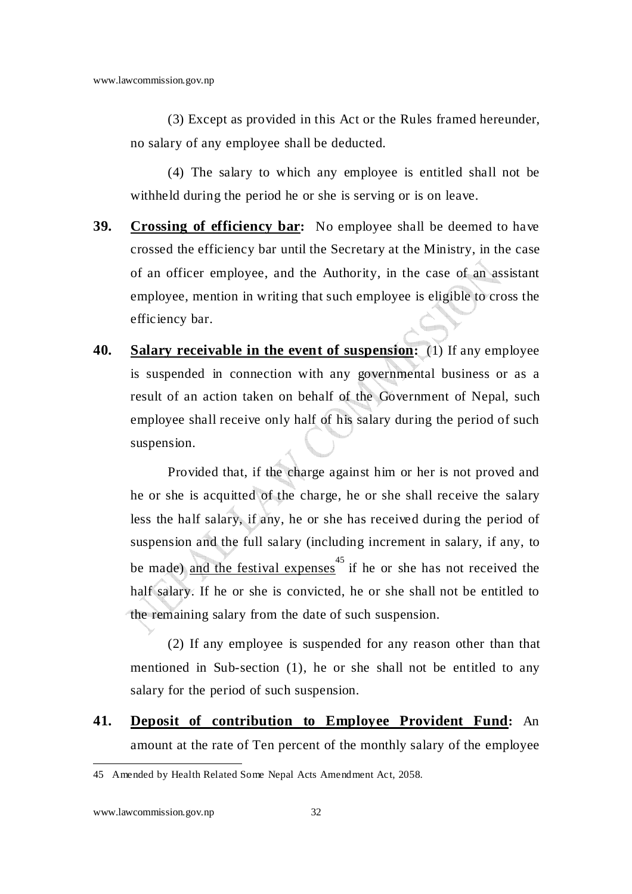(3) Except as provided in this Act or the Rules framed hereunder, no salary of any employee shall be deducted.

(4) The salary to which any employee is entitled shall not be withheld during the period he or she is serving or is on leave.

**39. Crossing of efficiency bar:** No employee shall be deemed to have crossed the efficiency bar until the Secretary at the Ministry, in the case of an officer employee, and the Authority, in the case of an assistant employee, mention in writing that such employee is eligible to cross the efficiency bar.

**40. Salary receivable in the event of suspension:** (1) If any employee is suspended in connection with any governmental business or as a result of an action taken on behalf of the Government of Nepal, such employee shall receive only half of his salary during the period of such suspension.

Provided that, if the charge against him or her is not proved and he or she is acquitted of the charge, he or she shall receive the salary less the half salary, if any, he or she has received during the period of suspension and the full salary (including increment in salary, if any, to be made) and the festival expenses[45] if he or she has not received the half salary. If he or she is convicted, he or she shall not be entitled to the remaining salary from the date of such suspension.

(2) If any employee is suspended for any reason other than that mentioned in Sub-section (1), he or she shall not be entitled to any salary for the period of such suspension.

**41. Deposit of contribution to Employee Provident Fund:** An amount at the rate of Ten percent of the monthly salary of the employee

---

45 Amended by Health Related Some Nepal Acts Amendment Act, 2058.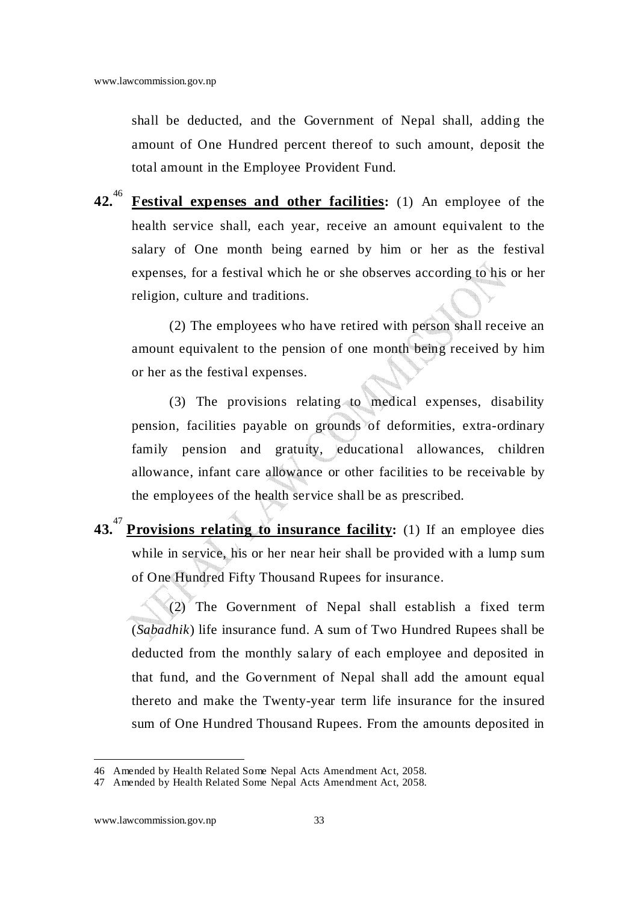shall be deducted, and the Government of Nepal shall, adding the amount of One Hundred percent thereof to such amount, deposit the total amount in the Employee Provident Fund.

**42.**[46] **Festival expenses and other facilities:** (1) An employee of the health service shall, each year, receive an amount equivalent to the salary of One month being earned by him or her as the festival expenses, for a festival which he or she observes according to his or her religion, culture and traditions.

(2) The employees who have retired with person shall receive an amount equivalent to the pension of one month being received by him or her as the festival expenses.

(3) The provisions relating to medical expenses, disability pension, facilities payable on grounds of deformities, extra-ordinary family pension and gratuity, educational allowances, children allowance, infant care allowance or other facilities to be receivable by the employees of the health service shall be as prescribed.

**43.**[47] **Provisions relating to insurance facility:** (1) If an employee dies while in service, his or her near heir shall be provided with a lump sum of One Hundred Fifty Thousand Rupees for insurance.

(2) The Government of Nepal shall establish a fixed term (*Sabadhik*) life insurance fund. A sum of Two Hundred Rupees shall be deducted from the monthly salary of each employee and deposited in that fund, and the Government of Nepal shall add the amount equal thereto and make the Twenty-year term life insurance for the insured sum of One Hundred Thousand Rupees. From the amounts deposited in

---

46 Amended by Health Related Some Nepal Acts Amendment Act, 2058.

47 Amended by Health Related Some Nepal Acts Amendment Act, 2058.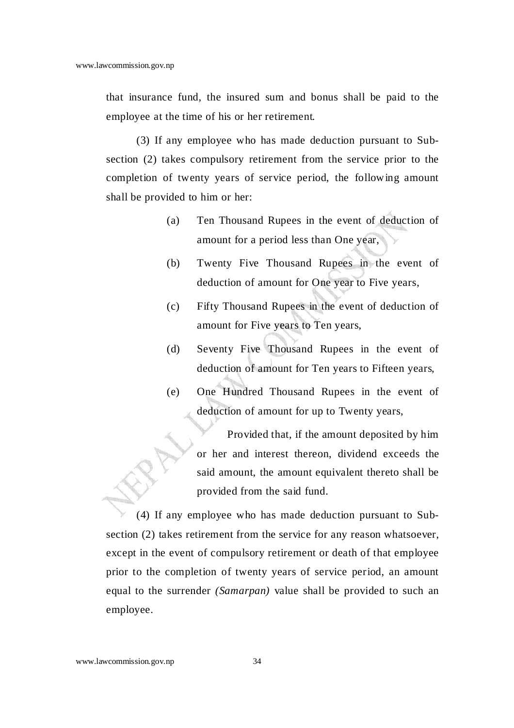that insurance fund, the insured sum and bonus shall be paid to the employee at the time of his or her retirement.

(3) If any employee who has made deduction pursuant to Sub-section (2) takes compulsory retirement from the service prior to the completion of twenty years of service period, the following amount shall be provided to him or her:

(a) Ten Thousand Rupees in the event of deduction of amount for a period less than One year,

(b) Twenty Five Thousand Rupees in the event of deduction of amount for One year to Five years,

(c) Fifty Thousand Rupees in the event of deduction of amount for Five years to Ten years,

(d) Seventy Five Thousand Rupees in the event of deduction of amount for Ten years to Fifteen years,

(e) One Hundred Thousand Rupees in the event of deduction of amount for up to Twenty years,

Provided that, if the amount deposited by him or her and interest thereon, dividend exceeds the said amount, the amount equivalent thereto shall be provided from the said fund.

(4) If any employee who has made deduction pursuant to Sub-section (2) takes retirement from the service for any reason whatsoever, except in the event of compulsory retirement or death of that employee prior to the completion of twenty years of service period, an amount equal to the surrender *(Samarpan)* value shall be provided to such an employee.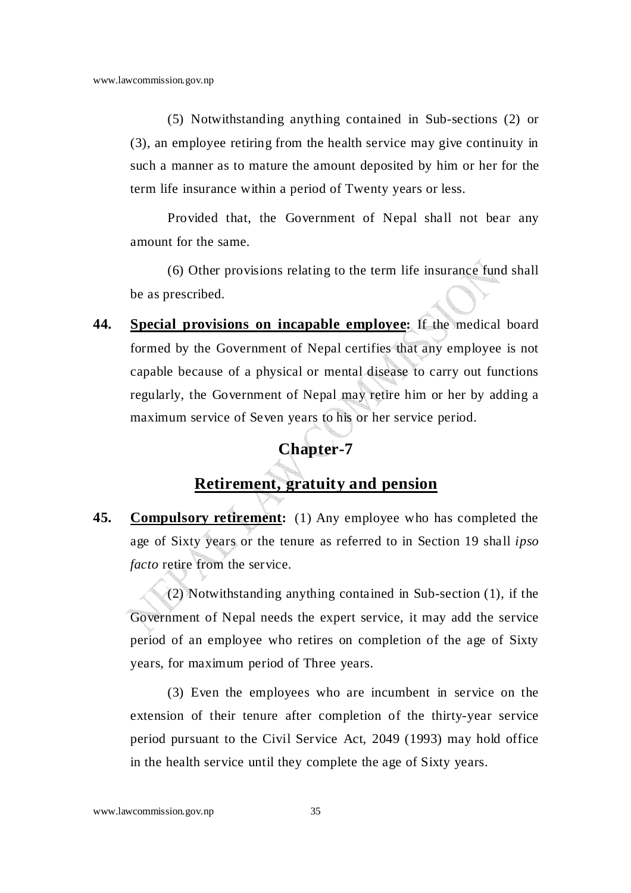(5) Notwithstanding anything contained in Sub-sections (2) or (3), an employee retiring from the health service may give continuity in such a manner as to mature the amount deposited by him or her for the term life insurance within a period of Twenty years or less.

Provided that, the Government of Nepal shall not bear any amount for the same.

(6) Other provisions relating to the term life insurance fund shall be as prescribed.

**44. Special provisions on incapable employee:** If the medical board formed by the Government of Nepal certifies that any employee is not capable because of a physical or mental disease to carry out functions regularly, the Government of Nepal may retire him or her by adding a maximum service of Seven years to his or her service period.

## Chapter-7

## Retirement, gratuity and pension

**45. Compulsory retirement:** (1) Any employee who has completed the age of Sixty years or the tenure as referred to in Section 19 shall *ipso facto* retire from the service.

(2) Notwithstanding anything contained in Sub-section (1), if the Government of Nepal needs the expert service, it may add the service period of an employee who retires on completion of the age of Sixty years, for maximum period of Three years.

(3) Even the employees who are incumbent in service on the extension of their tenure after completion of the thirty-year service period pursuant to the Civil Service Act, 2049 (1993) may hold office in the health service until they complete the age of Sixty years.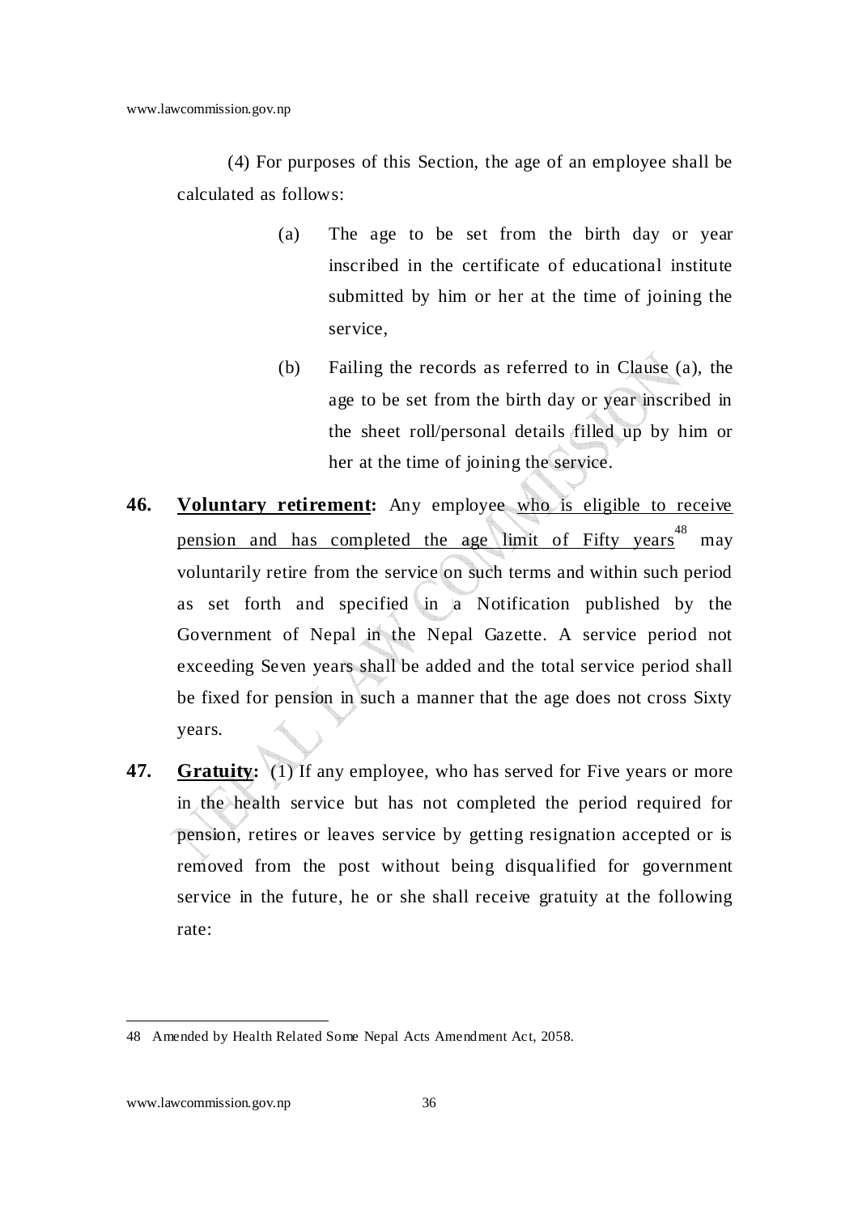(4) For purposes of this Section, the age of an employee shall be calculated as follows:

(a) The age to be set from the birth day or year inscribed in the certificate of educational institute submitted by him or her at the time of joining the service,

(b) Failing the records as referred to in Clause (a), the age to be set from the birth day or year inscribed in the sheet roll/personal details filled up by him or her at the time of joining the service.

**46. Voluntary retirement:** Any employee who is eligible to receive pension and has completed the age limit of Fifty years[48] may voluntarily retire from the service on such terms and within such period as set forth and specified in a Notification published by the Government of Nepal in the Nepal Gazette. A service period not exceeding Seven years shall be added and the total service period shall be fixed for pension in such a manner that the age does not cross Sixty years.

**47. Gratuity:** (1) If any employee, who has served for Five years or more in the health service but has not completed the period required for pension, retires or leaves service by getting resignation accepted or is removed from the post without being disqualified for government service in the future, he or she shall receive gratuity at the following rate:

---

48 Amended by Health Related Some Nepal Acts Amendment Act, 2058.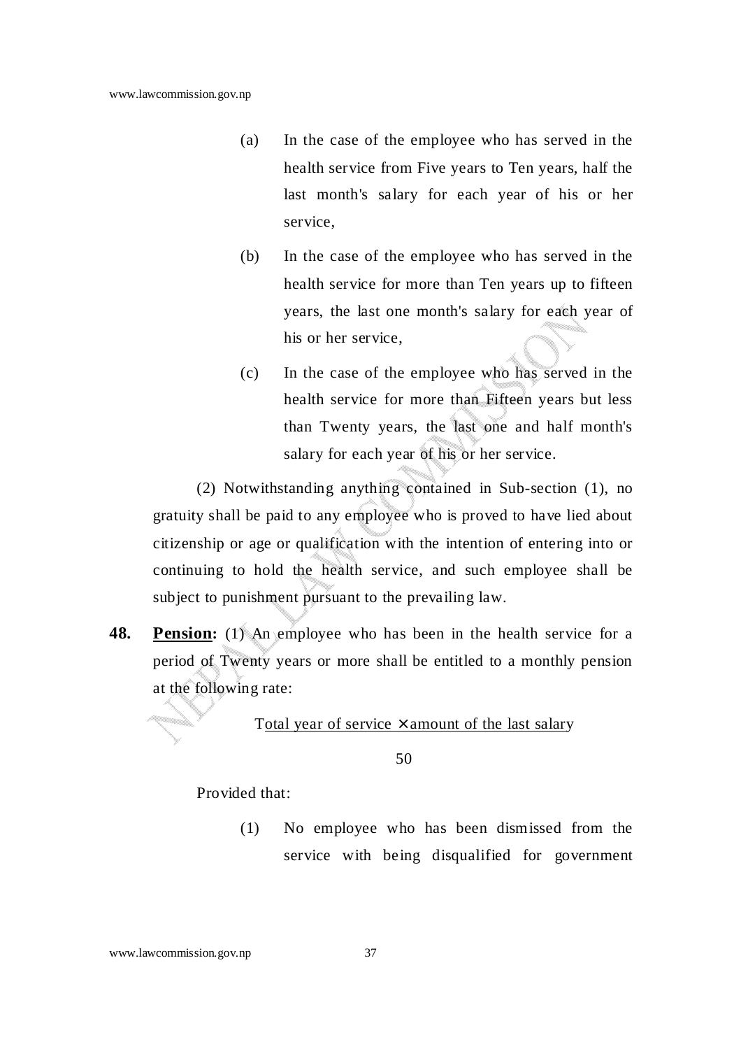(a) In the case of the employee who has served in the health service from Five years to Ten years, half the last month's salary for each year of his or her service,

(b) In the case of the employee who has served in the health service for more than Ten years up to fifteen years, the last one month's salary for each year of his or her service,

(c) In the case of the employee who has served in the health service for more than Fifteen years but less than Twenty years, the last one and half month's salary for each year of his or her service.

(2) Notwithstanding anything contained in Sub-section (1), no gratuity shall be paid to any employee who is proved to have lied about citizenship or age or qualification with the intention of entering into or continuing to hold the health service, and such employee shall be subject to punishment pursuant to the prevailing law.

**48. Pension:** (1) An employee who has been in the health service for a period of Twenty years or more shall be entitled to a monthly pension at the following rate:

$$\frac{\text{Total year of service} \times \text{amount of the last salary}}{50}$$

Provided that:

(1) No employee who has been dismissed from the service with being disqualified for government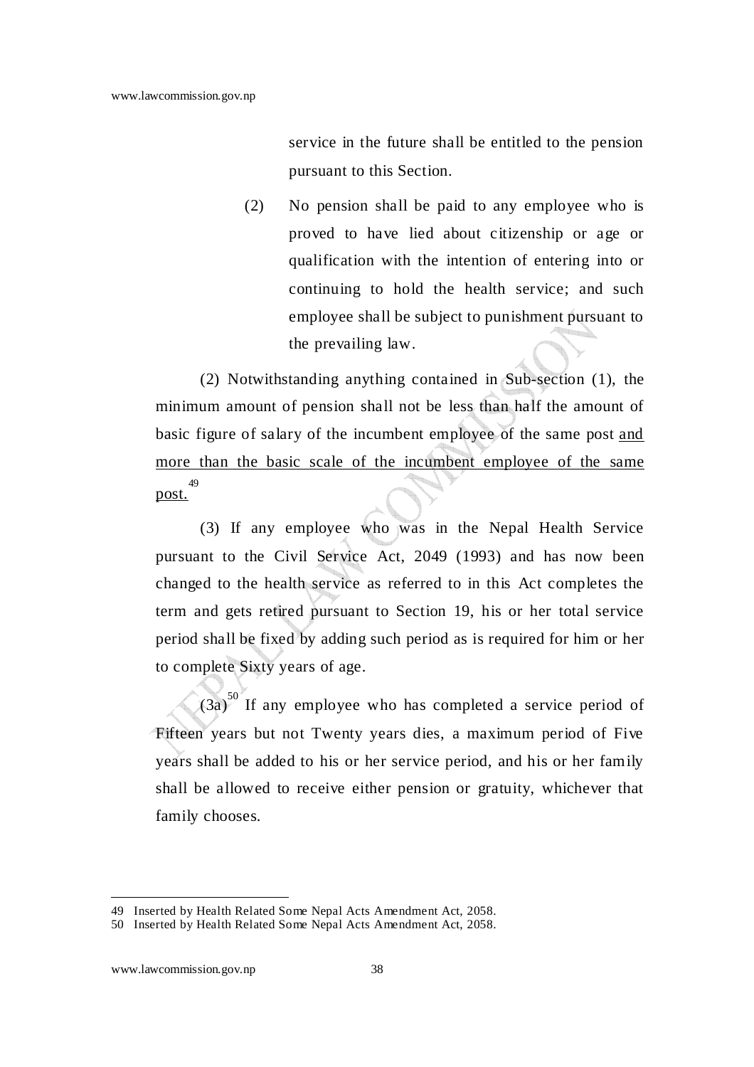service in the future shall be entitled to the pension pursuant to this Section.

(2) No pension shall be paid to any employee who is proved to have lied about citizenship or age or qualification with the intention of entering into or continuing to hold the health service; and such employee shall be subject to punishment pursuant to the prevailing law.

(2) Notwithstanding anything contained in Sub-section (1), the minimum amount of pension shall not be less than half the amount of basic figure of salary of the incumbent employee of the same post <u>and more than the basic scale of the incumbent employee of the same post.</u>[49]

(3) If any employee who was in the Nepal Health Service pursuant to the Civil Service Act, 2049 (1993) and has now been changed to the health service as referred to in this Act completes the term and gets retired pursuant to Section 19, his or her total service period shall be fixed by adding such period as is required for him or her to complete Sixty years of age.

(3a)[50] If any employee who has completed a service period of Fifteen years but not Twenty years dies, a maximum period of Five years shall be added to his or her service period, and his or her family shall be allowed to receive either pension or gratuity, whichever that family chooses.

---

49 Inserted by Health Related Some Nepal Acts Amendment Act, 2058.

50 Inserted by Health Related Some Nepal Acts Amendment Act, 2058.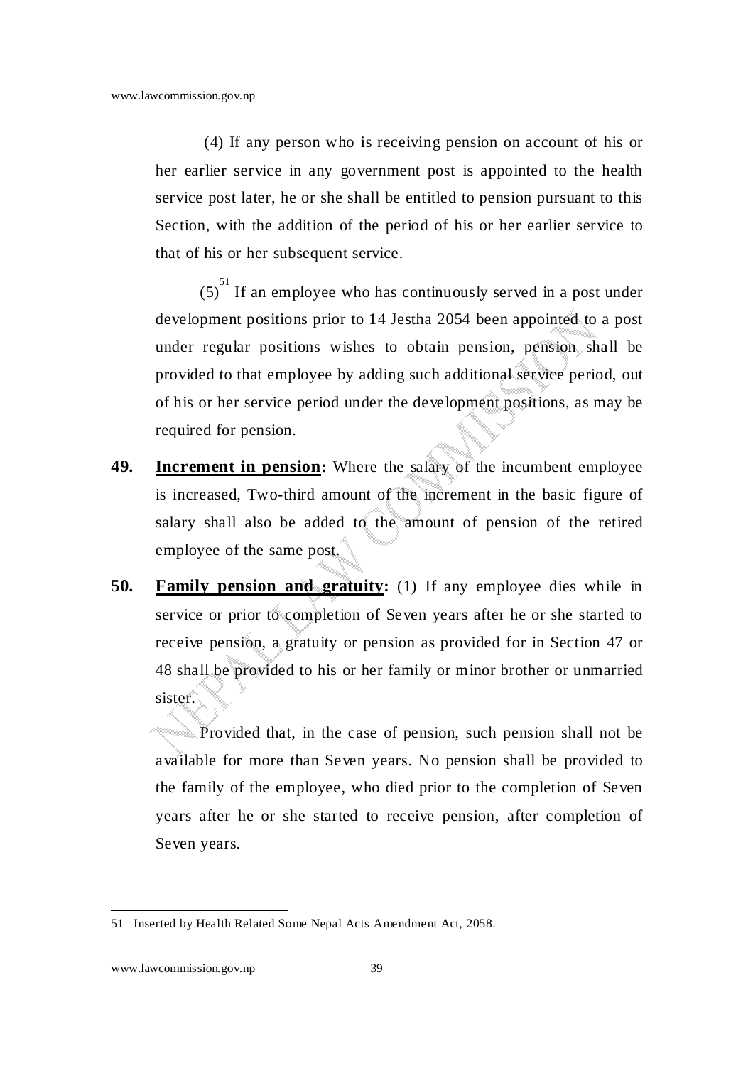(4) If any person who is receiving pension on account of his or her earlier service in any government post is appointed to the health service post later, he or she shall be entitled to pension pursuant to this Section, with the addition of the period of his or her earlier service to that of his or her subsequent service.

(5)[51] If an employee who has continuously served in a post under development positions prior to 14 Jestha 2054 been appointed to a post under regular positions wishes to obtain pension, pension shall be provided to that employee by adding such additional service period, out of his or her service period under the development positions, as may be required for pension.

**49. Increment in pension:** Where the salary of the incumbent employee is increased, Two-third amount of the increment in the basic figure of salary shall also be added to the amount of pension of the retired employee of the same post.

**50. Family pension and gratuity:** (1) If any employee dies while in service or prior to completion of Seven years after he or she started to receive pension, a gratuity or pension as provided for in Section 47 or 48 shall be provided to his or her family or minor brother or unmarried sister.

Provided that, in the case of pension, such pension shall not be available for more than Seven years. No pension shall be provided to the family of the employee, who died prior to the completion of Seven years after he or she started to receive pension, after completion of Seven years.

---

51 Inserted by Health Related Some Nepal Acts Amendment Act, 2058.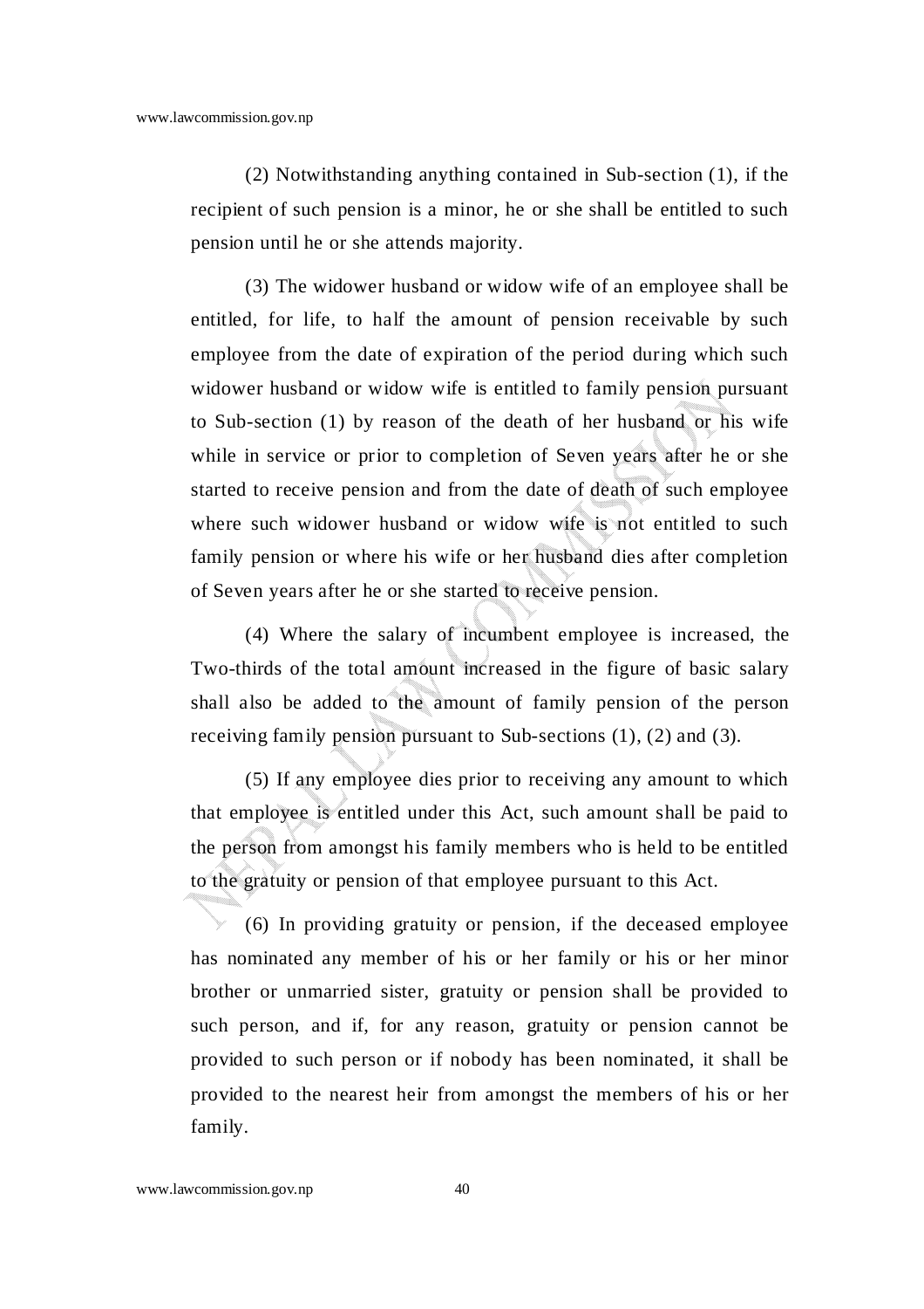(2) Notwithstanding anything contained in Sub-section (1), if the recipient of such pension is a minor, he or she shall be entitled to such pension until he or she attends majority.

(3) The widower husband or widow wife of an employee shall be entitled, for life, to half the amount of pension receivable by such employee from the date of expiration of the period during which such widower husband or widow wife is entitled to family pension pursuant to Sub-section (1) by reason of the death of her husband or his wife while in service or prior to completion of Seven years after he or she started to receive pension and from the date of death of such employee where such widower husband or widow wife is not entitled to such family pension or where his wife or her husband dies after completion of Seven years after he or she started to receive pension.

(4) Where the salary of incumbent employee is increased, the Two-thirds of the total amount increased in the figure of basic salary shall also be added to the amount of family pension of the person receiving family pension pursuant to Sub-sections (1), (2) and (3).

(5) If any employee dies prior to receiving any amount to which that employee is entitled under this Act, such amount shall be paid to the person from amongst his family members who is held to be entitled to the gratuity or pension of that employee pursuant to this Act.

(6) In providing gratuity or pension, if the deceased employee has nominated any member of his or her family or his or her minor brother or unmarried sister, gratuity or pension shall be provided to such person, and if, for any reason, gratuity or pension cannot be provided to such person or if nobody has been nominated, it shall be provided to the nearest heir from amongst the members of his or her family.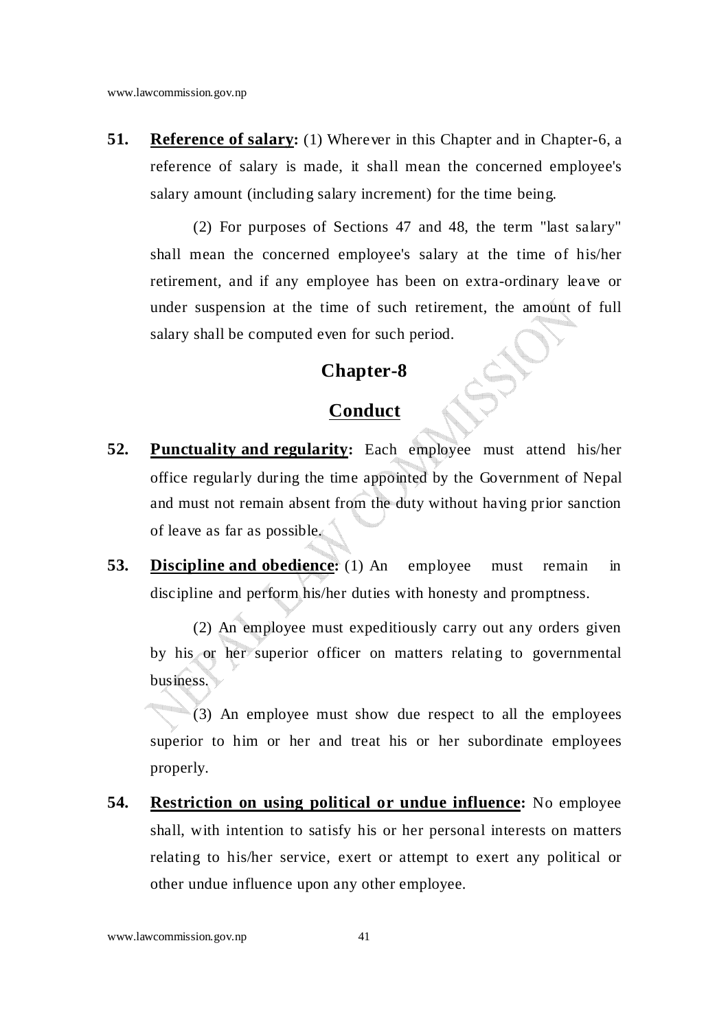**51. Reference of salary:** (1) Wherever in this Chapter and in Chapter-6, a reference of salary is made, it shall mean the concerned employee's salary amount (including salary increment) for the time being.

(2) For purposes of Sections 47 and 48, the term "last salary" shall mean the concerned employee's salary at the time of his/her retirement, and if any employee has been on extra-ordinary leave or under suspension at the time of such retirement, the amount of full salary shall be computed even for such period.

## Chapter-8

## Conduct

**52. Punctuality and regularity:** Each employee must attend his/her office regularly during the time appointed by the Government of Nepal and must not remain absent from the duty without having prior sanction of leave as far as possible.

**53. Discipline and obedience:** (1) An employee must remain in discipline and perform his/her duties with honesty and promptness.

(2) An employee must expeditiously carry out any orders given by his or her superior officer on matters relating to governmental business.

(3) An employee must show due respect to all the employees superior to him or her and treat his or her subordinate employees properly.

**54. Restriction on using political or undue influence:** No employee shall, with intention to satisfy his or her personal interests on matters relating to his/her service, exert or attempt to exert any political or other undue influence upon any other employee.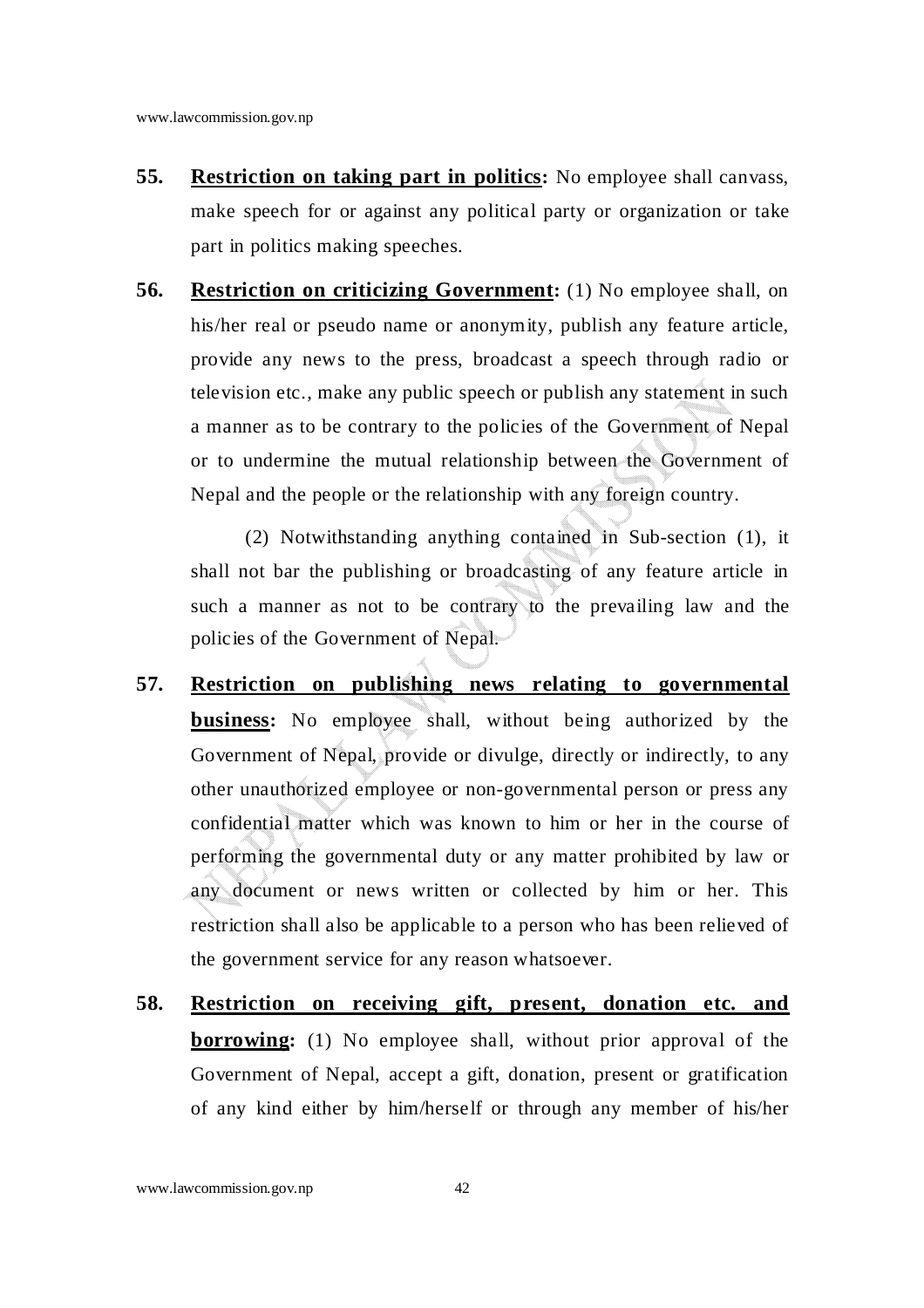**55.** **Restriction on taking part in politics:** No employee shall canvass, make speech for or against any political party or organization or take part in politics making speeches.

**56.** **Restriction on criticizing Government:** (1) No employee shall, on his/her real or pseudo name or anonymity, publish any feature article, provide any news to the press, broadcast a speech through radio or television etc., make any public speech or publish any statement in such a manner as to be contrary to the policies of the Government of Nepal or to undermine the mutual relationship between the Government of Nepal and the people or the relationship with any foreign country.

(2) Notwithstanding anything contained in Sub-section (1), it shall not bar the publishing or broadcasting of any feature article in such a manner as not to be contrary to the prevailing law and the policies of the Government of Nepal.

**57.** **Restriction on publishing news relating to governmental business:** No employee shall, without being authorized by the Government of Nepal, provide or divulge, directly or indirectly, to any other unauthorized employee or non-governmental person or press any confidential matter which was known to him or her in the course of performing the governmental duty or any matter prohibited by law or any document or news written or collected by him or her. This restriction shall also be applicable to a person who has been relieved of the government service for any reason whatsoever.

**58.** **Restriction on receiving gift, present, donation etc. and borrowing:** (1) No employee shall, without prior approval of the Government of Nepal, accept a gift, donation, present or gratification of any kind either by him/herself or through any member of his/her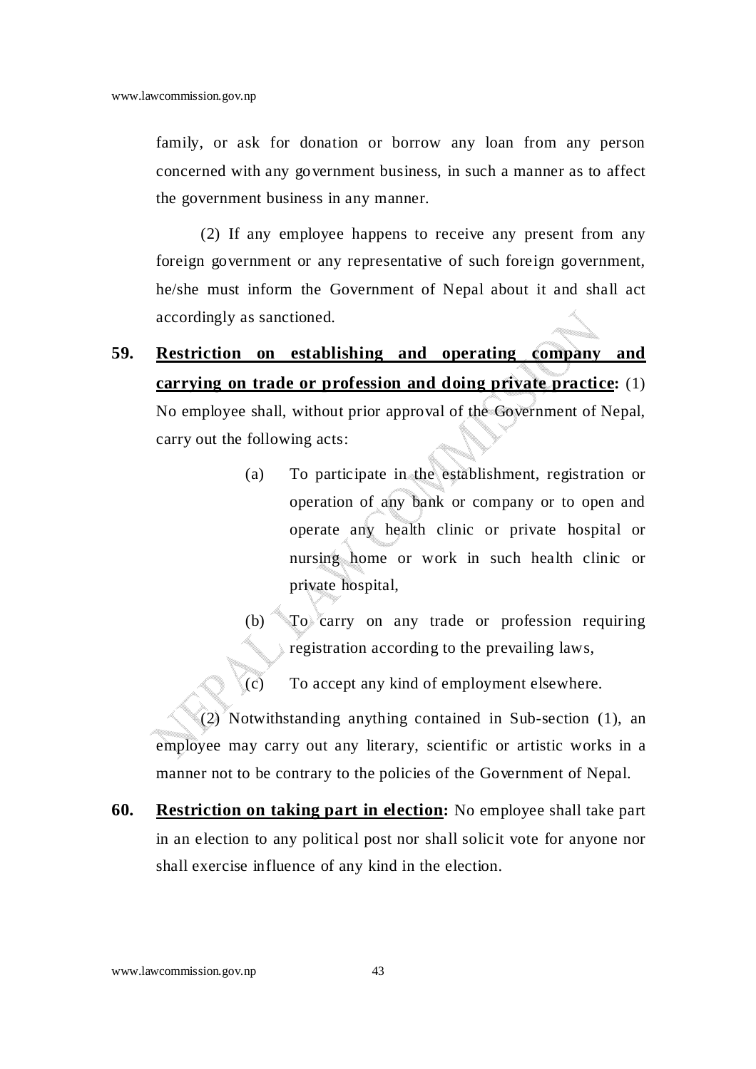family, or ask for donation or borrow any loan from any person concerned with any government business, in such a manner as to affect the government business in any manner.

(2) If any employee happens to receive any present from any foreign government or any representative of such foreign government, he/she must inform the Government of Nepal about it and shall act accordingly as sanctioned.

**59. Restriction on establishing and operating company and carrying on trade or profession and doing private practice:** (1) No employee shall, without prior approval of the Government of Nepal, carry out the following acts:

(a) To participate in the establishment, registration or operation of any bank or company or to open and operate any health clinic or private hospital or nursing home or work in such health clinic or private hospital,

(b) To carry on any trade or profession requiring registration according to the prevailing laws,

(c) To accept any kind of employment elsewhere.

(2) Notwithstanding anything contained in Sub-section (1), an employee may carry out any literary, scientific or artistic works in a manner not to be contrary to the policies of the Government of Nepal.

**60. Restriction on taking part in election:** No employee shall take part in an election to any political post nor shall solicit vote for anyone nor shall exercise influence of any kind in the election.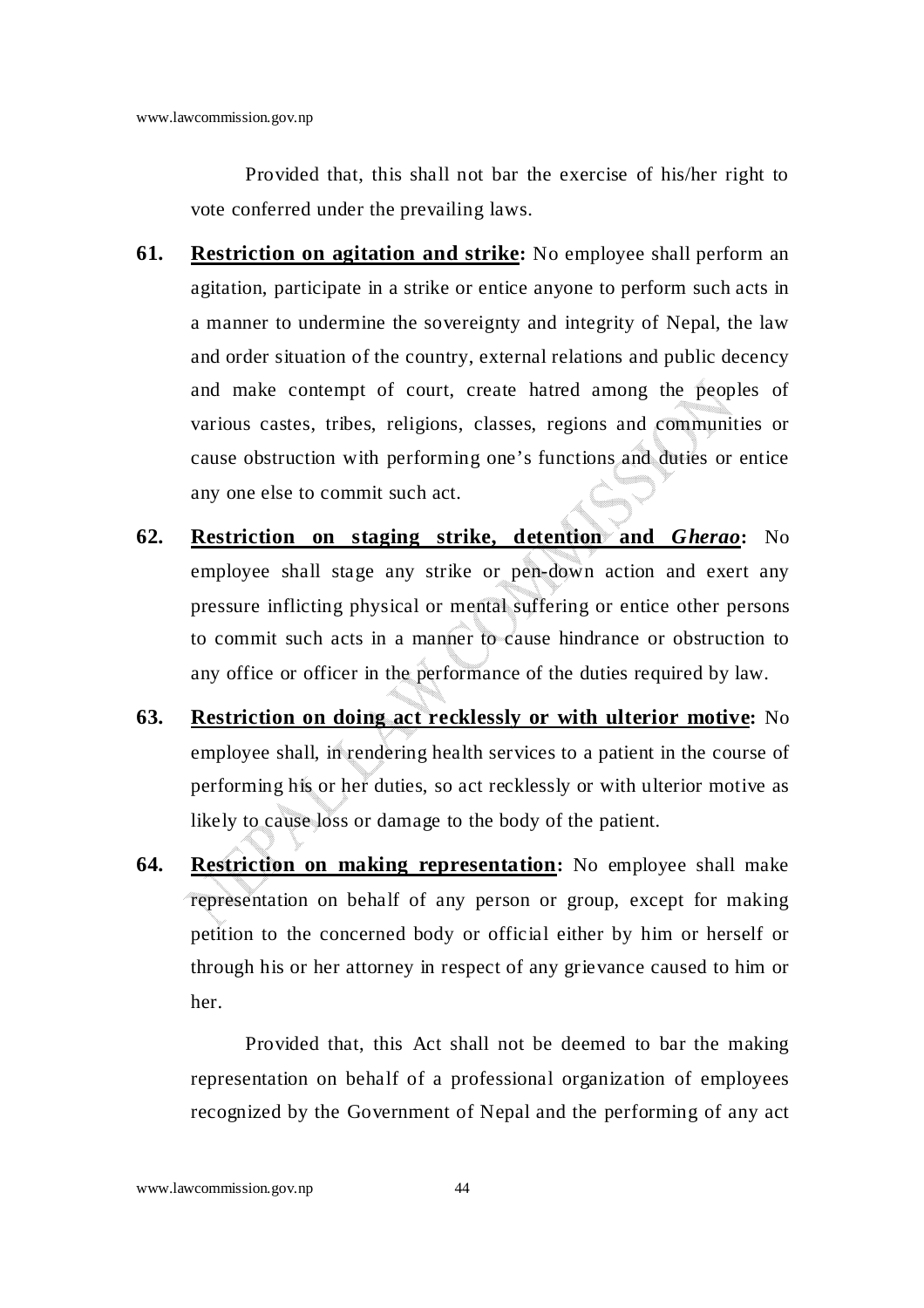Provided that, this shall not bar the exercise of his/her right to vote conferred under the prevailing laws.

**61.** **Restriction on agitation and strike:** No employee shall perform an agitation, participate in a strike or entice anyone to perform such acts in a manner to undermine the sovereignty and integrity of Nepal, the law and order situation of the country, external relations and public decency and make contempt of court, create hatred among the peoples of various castes, tribes, religions, classes, regions and communities or cause obstruction with performing one's functions and duties or entice any one else to commit such act.

**62.** **Restriction on staging strike, detention and *Gherao*:** No employee shall stage any strike or pen-down action and exert any pressure inflicting physical or mental suffering or entice other persons to commit such acts in a manner to cause hindrance or obstruction to any office or officer in the performance of the duties required by law.

**63.** **Restriction on doing act recklessly or with ulterior motive:** No employee shall, in rendering health services to a patient in the course of performing his or her duties, so act recklessly or with ulterior motive as likely to cause loss or damage to the body of the patient.

**64.** **Restriction on making representation:** No employee shall make representation on behalf of any person or group, except for making petition to the concerned body or official either by him or herself or through his or her attorney in respect of any grievance caused to him or her.

Provided that, this Act shall not be deemed to bar the making representation on behalf of a professional organization of employees recognized by the Government of Nepal and the performing of any act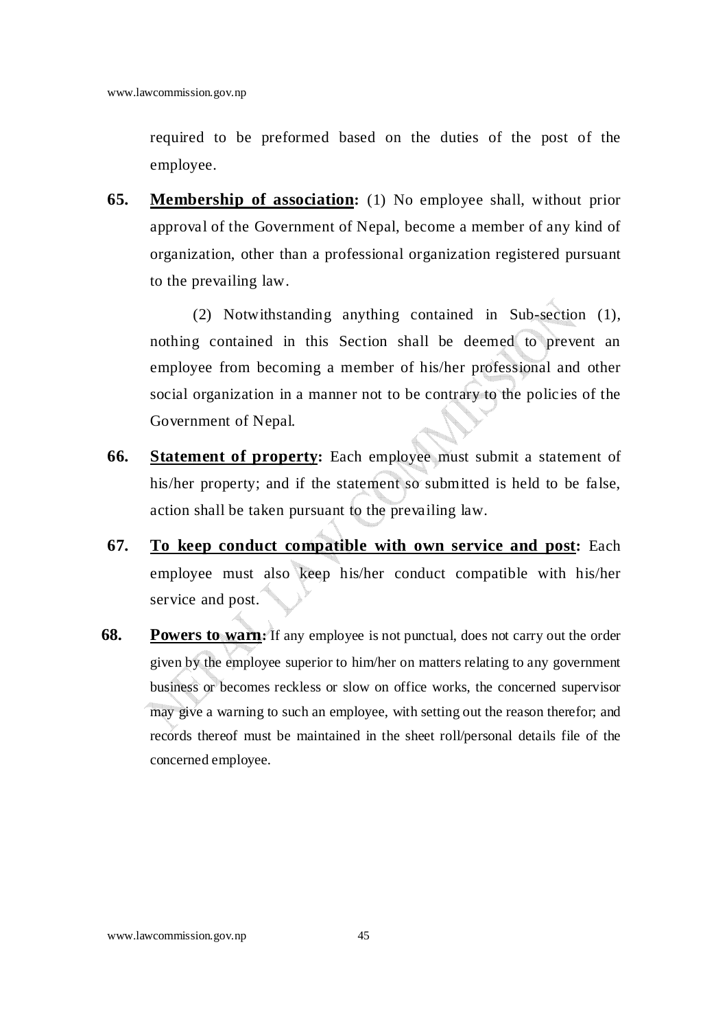required to be preformed based on the duties of the post of the employee.

**65.** **Membership of association:** (1) No employee shall, without prior approval of the Government of Nepal, become a member of any kind of organization, other than a professional organization registered pursuant to the prevailing law.

(2) Notwithstanding anything contained in Sub-section (1), nothing contained in this Section shall be deemed to prevent an employee from becoming a member of his/her professional and other social organization in a manner not to be contrary to the policies of the Government of Nepal.

**66.** **Statement of property:** Each employee must submit a statement of his/her property; and if the statement so submitted is held to be false, action shall be taken pursuant to the prevailing law.

**67.** **To keep conduct compatible with own service and post:** Each employee must also keep his/her conduct compatible with his/her service and post.

**68.** **Powers to warn:** If any employee is not punctual, does not carry out the order given by the employee superior to him/her on matters relating to any government business or becomes reckless or slow on office works, the concerned supervisor may give a warning to such an employee, with setting out the reason therefor; and records thereof must be maintained in the sheet roll/personal details file of the concerned employee.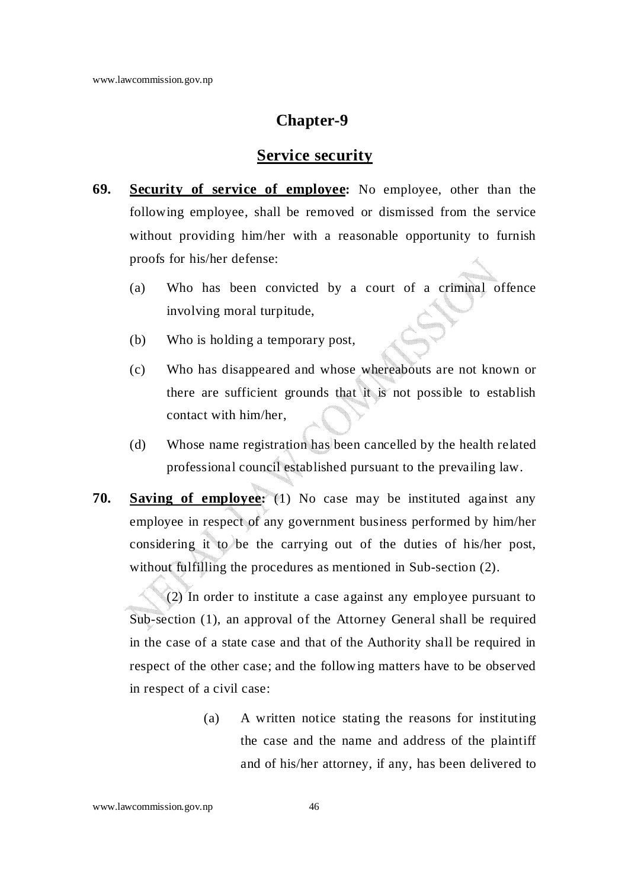## Chapter-9

## Service security

**69. Security of service of employee:** No employee, other than the following employee, shall be removed or dismissed from the service without providing him/her with a reasonable opportunity to furnish proofs for his/her defense:

(a) Who has been convicted by a court of a criminal offence involving moral turpitude,

(b) Who is holding a temporary post,

(c) Who has disappeared and whose whereabouts are not known or there are sufficient grounds that it is not possible to establish contact with him/her,

(d) Whose name registration has been cancelled by the health related professional council established pursuant to the prevailing law.

**70. Saving of employee:** (1) No case may be instituted against any employee in respect of any government business performed by him/her considering it to be the carrying out of the duties of his/her post, without fulfilling the procedures as mentioned in Sub-section (2).

(2) In order to institute a case against any employee pursuant to Sub-section (1), an approval of the Attorney General shall be required in the case of a state case and that of the Authority shall be required in respect of the other case; and the following matters have to be observed in respect of a civil case:

(a) A written notice stating the reasons for instituting the case and the name and address of the plaintiff and of his/her attorney, if any, has been delivered to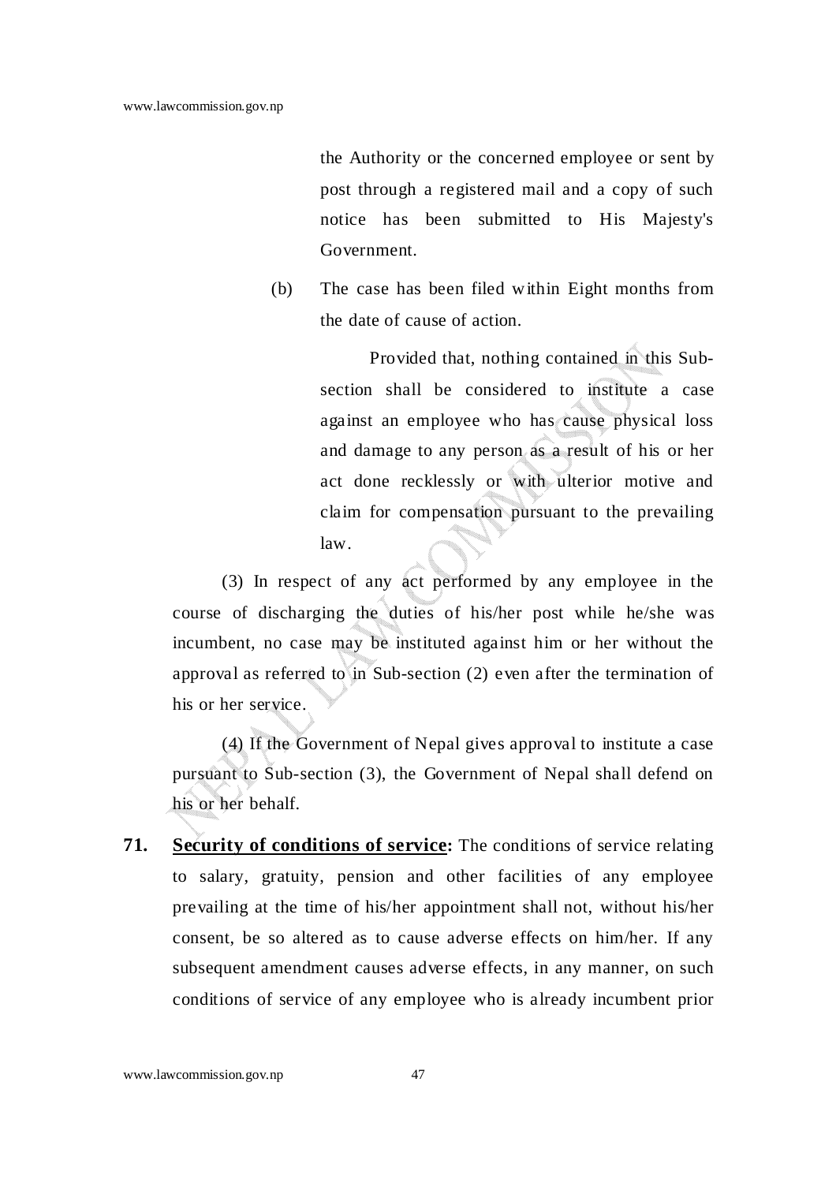the Authority or the concerned employee or sent by post through a registered mail and a copy of such notice has been submitted to His Majesty's Government.

(b) The case has been filed within Eight months from the date of cause of action.

Provided that, nothing contained in this Sub-section shall be considered to institute a case against an employee who has cause physical loss and damage to any person as a result of his or her act done recklessly or with ulterior motive and claim for compensation pursuant to the prevailing law.

(3) In respect of any act performed by any employee in the course of discharging the duties of his/her post while he/she was incumbent, no case may be instituted against him or her without the approval as referred to in Sub-section (2) even after the termination of his or her service.

(4) If the Government of Nepal gives approval to institute a case pursuant to Sub-section (3), the Government of Nepal shall defend on his or her behalf.

**71. <u>Security of conditions of service</u>:** The conditions of service relating to salary, gratuity, pension and other facilities of any employee prevailing at the time of his/her appointment shall not, without his/her consent, be so altered as to cause adverse effects on him/her. If any subsequent amendment causes adverse effects, in any manner, on such conditions of service of any employee who is already incumbent prior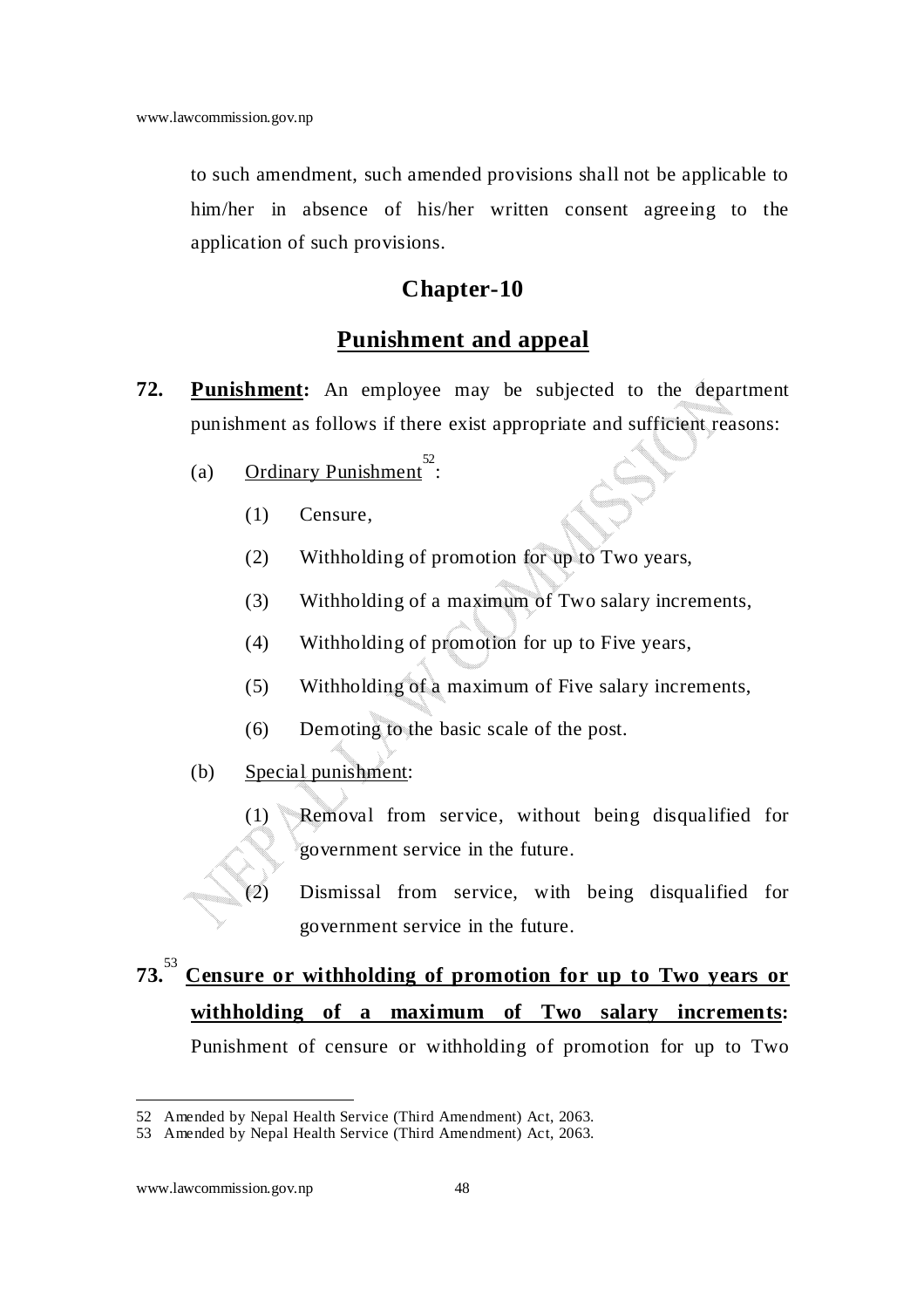to such amendment, such amended provisions shall not be applicable to him/her in absence of his/her written consent agreeing to the application of such provisions.

## Chapter-10

## Punishment and appeal

**72. Punishment:** An employee may be subjected to the department punishment as follows if there exist appropriate and sufficient reasons:

(a) Ordinary Punishment[52]:

(1) Censure,

(2) Withholding of promotion for up to Two years,

(3) Withholding of a maximum of Two salary increments,

(4) Withholding of promotion for up to Five years,

(5) Withholding of a maximum of Five salary increments,

(6) Demoting to the basic scale of the post.

(b) Special punishment:

(1) Removal from service, without being disqualified for government service in the future.

(2) Dismissal from service, with being disqualified for government service in the future.

**73.[53] Censure or withholding of promotion for up to Two years or withholding of a maximum of Two salary increments:** Punishment of censure or withholding of promotion for up to Two

---

52 Amended by Nepal Health Service (Third Amendment) Act, 2063.

53 Amended by Nepal Health Service (Third Amendment) Act, 2063.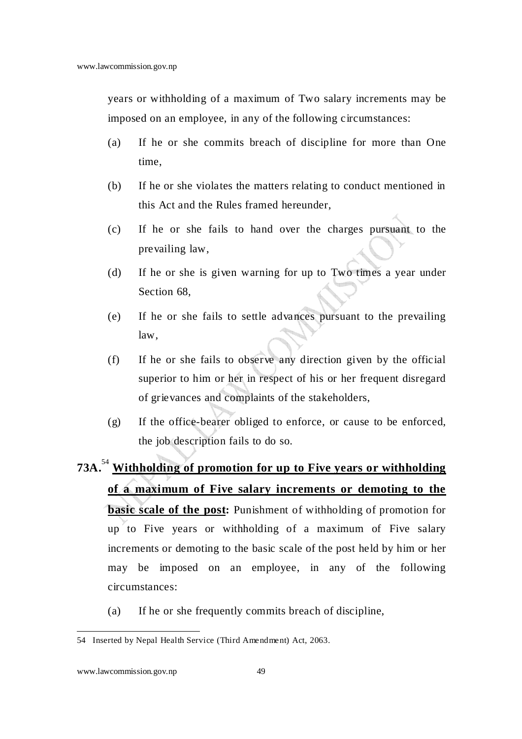years or withholding of a maximum of Two salary increments may be imposed on an employee, in any of the following circumstances:

(a) If he or she commits breach of discipline for more than One time,

(b) If he or she violates the matters relating to conduct mentioned in this Act and the Rules framed hereunder,

(c) If he or she fails to hand over the charges pursuant to the prevailing law,

(d) If he or she is given warning for up to Two times a year under Section 68,

(e) If he or she fails to settle advances pursuant to the prevailing law,

(f) If he or she fails to observe any direction given by the official superior to him or her in respect of his or her frequent disregard of grievances and complaints of the stakeholders,

(g) If the office-bearer obliged to enforce, or cause to be enforced, the job description fails to do so.

**73A.**[54] **Withholding of promotion for up to Five years or withholding of a maximum of Five salary increments or demoting to the basic scale of the post:** Punishment of withholding of promotion for up to Five years or withholding of a maximum of Five salary increments or demoting to the basic scale of the post held by him or her may be imposed on an employee, in any of the following circumstances:

(a) If he or she frequently commits breach of discipline,

---

54 Inserted by Nepal Health Service (Third Amendment) Act, 2063.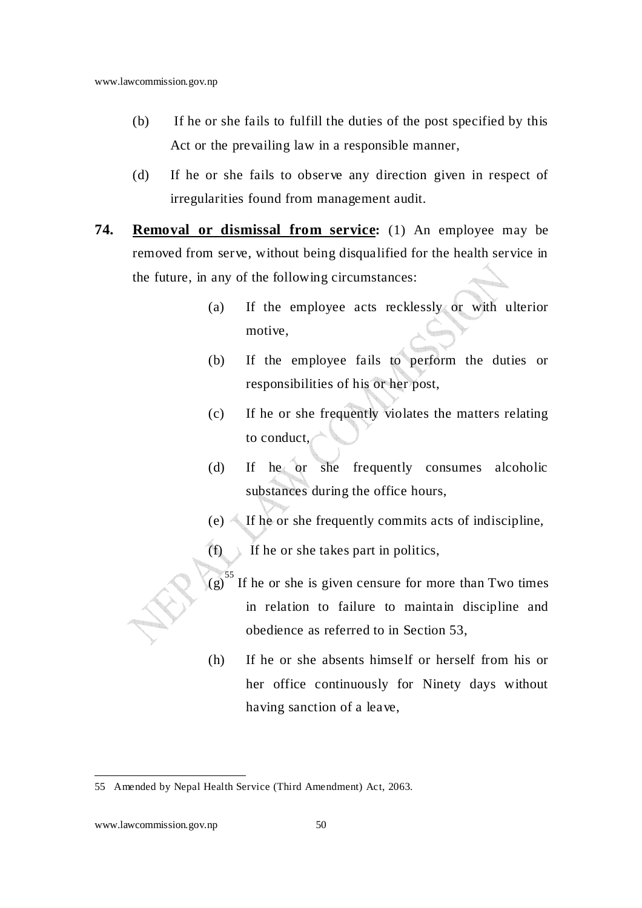(b) If he or she fails to fulfill the duties of the post specified by this Act or the prevailing law in a responsible manner,

(d) If he or she fails to observe any direction given in respect of irregularities found from management audit.

**74.** **Removal or dismissal from service:** (1) An employee may be removed from serve, without being disqualified for the health service in the future, in any of the following circumstances:

(a) If the employee acts recklessly or with ulterior motive,

(b) If the employee fails to perform the duties or responsibilities of his or her post,

(c) If he or she frequently violates the matters relating to conduct,

(d) If he or she frequently consumes alcoholic substances during the office hours,

(e) If he or she frequently commits acts of indiscipline,

(f) If he or she takes part in politics,

(g)[55] If he or she is given censure for more than Two times in relation to failure to maintain discipline and obedience as referred to in Section 53,

(h) If he or she absents himself or herself from his or her office continuously for Ninety days without having sanction of a leave,

---

55 Amended by Nepal Health Service (Third Amendment) Act, 2063.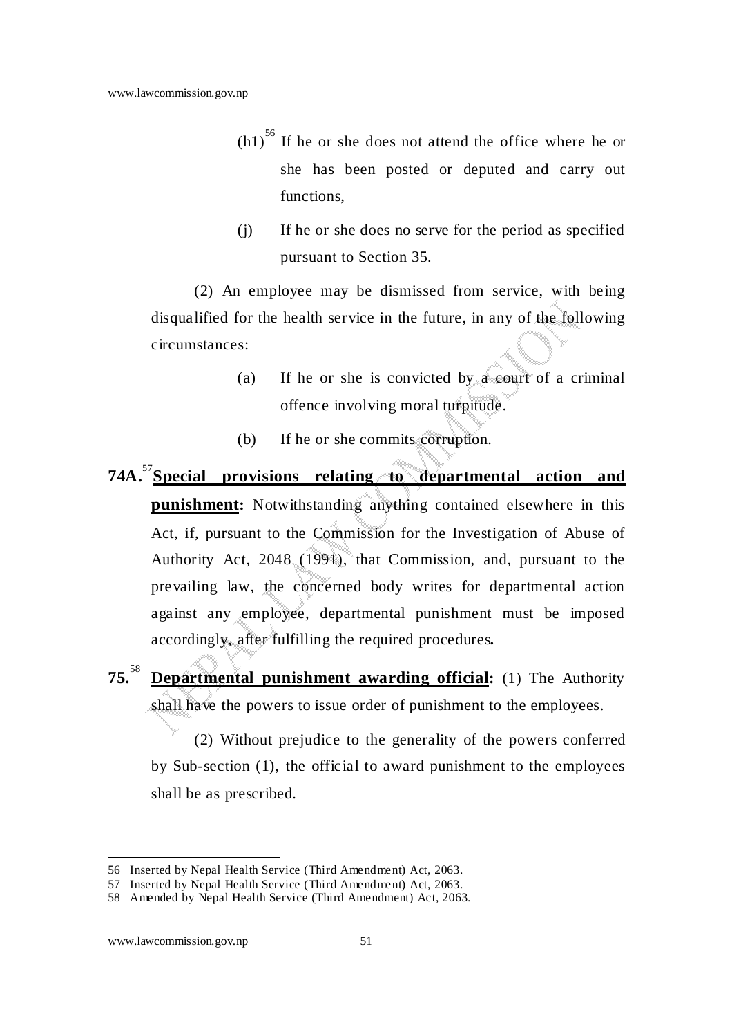(h1)[56] If he or she does not attend the office where he or she has been posted or deputed and carry out functions,

(j) If he or she does no serve for the period as specified pursuant to Section 35.

(2) An employee may be dismissed from service, with being disqualified for the health service in the future, in any of the following circumstances:

(a) If he or she is convicted by a court of a criminal offence involving moral turpitude.

(b) If he or she commits corruption.

**74A.**[57] **Special provisions relating to departmental action and punishment:** Notwithstanding anything contained elsewhere in this Act, if, pursuant to the Commission for the Investigation of Abuse of Authority Act, 2048 (1991), that Commission, and, pursuant to the prevailing law, the concerned body writes for departmental action against any employee, departmental punishment must be imposed accordingly, after fulfilling the required procedures**.**

**75.**[58] **Departmental punishment awarding official:** (1) The Authority shall have the powers to issue order of punishment to the employees.

(2) Without prejudice to the generality of the powers conferred by Sub-section (1), the official to award punishment to the employees shall be as prescribed.

---

56 Inserted by Nepal Health Service (Third Amendment) Act, 2063.

57 Inserted by Nepal Health Service (Third Amendment) Act, 2063.

58 Amended by Nepal Health Service (Third Amendment) Act, 2063.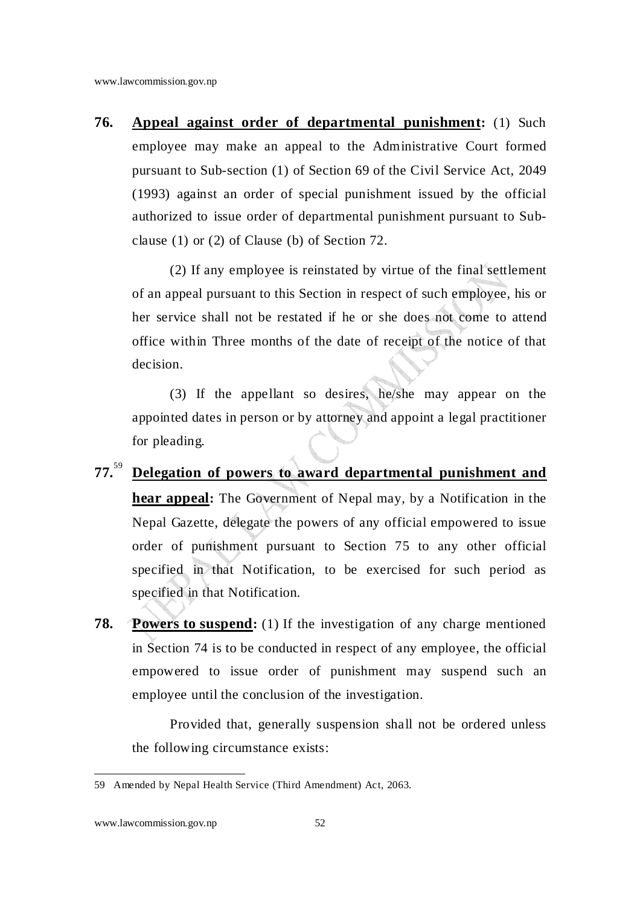**76.** **Appeal against order of departmental punishment:** (1) Such employee may make an appeal to the Administrative Court formed pursuant to Sub-section (1) of Section 69 of the Civil Service Act, 2049 (1993) against an order of special punishment issued by the official authorized to issue order of departmental punishment pursuant to Sub-clause (1) or (2) of Clause (b) of Section 72.

(2) If any employee is reinstated by virtue of the final settlement of an appeal pursuant to this Section in respect of such employee, his or her service shall not be restated if he or she does not come to attend office within Three months of the date of receipt of the notice of that decision.

(3) If the appellant so desires, he/she may appear on the appointed dates in person or by attorney and appoint a legal practitioner for pleading.

**77.**[59] **Delegation of powers to award departmental punishment and hear appeal:** The Government of Nepal may, by a Notification in the Nepal Gazette, delegate the powers of any official empowered to issue order of punishment pursuant to Section 75 to any other official specified in that Notification, to be exercised for such period as specified in that Notification.

**78.** **Powers to suspend:** (1) If the investigation of any charge mentioned in Section 74 is to be conducted in respect of any employee, the official empowered to issue order of punishment may suspend such an employee until the conclusion of the investigation.

Provided that, generally suspension shall not be ordered unless the following circumstance exists:

---

59 Amended by Nepal Health Service (Third Amendment) Act, 2063.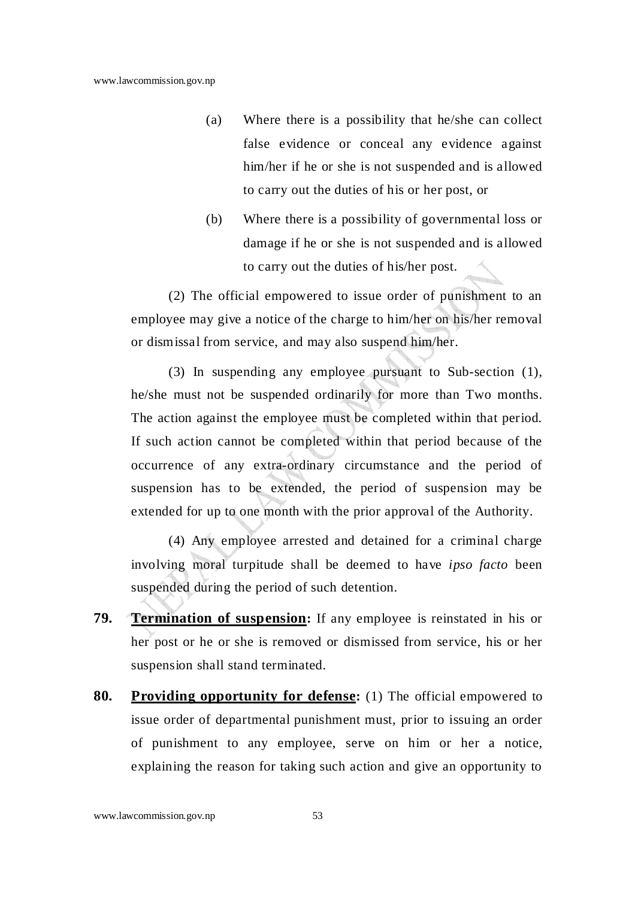(a) Where there is a possibility that he/she can collect false evidence or conceal any evidence against him/her if he or she is not suspended and is allowed to carry out the duties of his or her post, or

(b) Where there is a possibility of governmental loss or damage if he or she is not suspended and is allowed to carry out the duties of his/her post.

(2) The official empowered to issue order of punishment to an employee may give a notice of the charge to him/her on his/her removal or dismissal from service, and may also suspend him/her.

(3) In suspending any employee pursuant to Sub-section (1), he/she must not be suspended ordinarily for more than Two months. The action against the employee must be completed within that period. If such action cannot be completed within that period because of the occurrence of any extra-ordinary circumstance and the period of suspension has to be extended, the period of suspension may be extended for up to one month with the prior approval of the Authority.

(4) Any employee arrested and detained for a criminal charge involving moral turpitude shall be deemed to have *ipso facto* been suspended during the period of such detention.

**79. Termination of suspension:** If any employee is reinstated in his or her post or he or she is removed or dismissed from service, his or her suspension shall stand terminated.

**80. Providing opportunity for defense:** (1) The official empowered to issue order of departmental punishment must, prior to issuing an order of punishment to any employee, serve on him or her a notice, explaining the reason for taking such action and give an opportunity to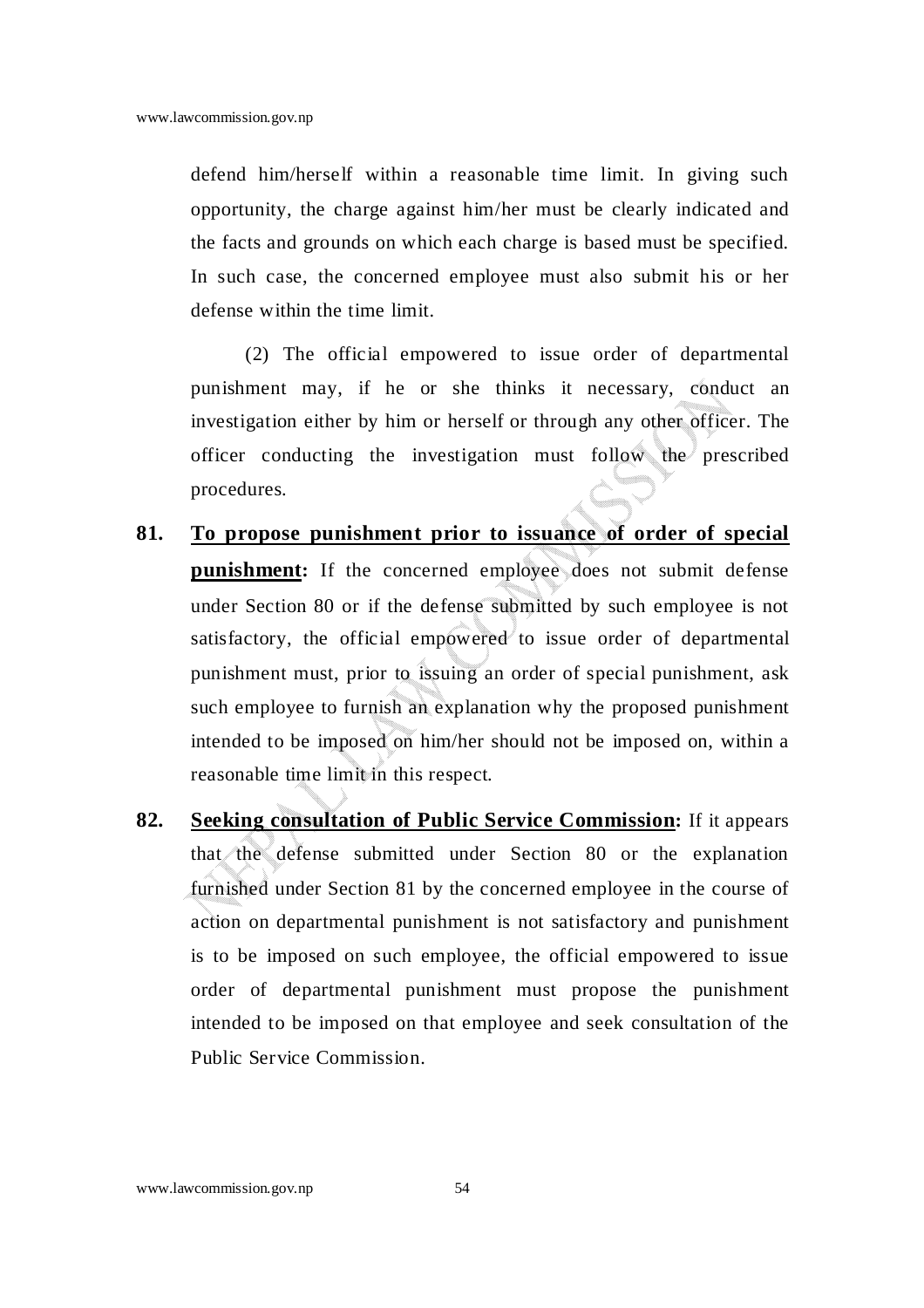defend him/herself within a reasonable time limit. In giving such opportunity, the charge against him/her must be clearly indicated and the facts and grounds on which each charge is based must be specified. In such case, the concerned employee must also submit his or her defense within the time limit.

(2) The official empowered to issue order of departmental punishment may, if he or she thinks it necessary, conduct an investigation either by him or herself or through any other officer. The officer conducting the investigation must follow the prescribed procedures.

**81.** **<u>To propose punishment prior to issuance of order of special punishment</u>:** If the concerned employee does not submit defense under Section 80 or if the defense submitted by such employee is not satisfactory, the official empowered to issue order of departmental punishment must, prior to issuing an order of special punishment, ask such employee to furnish an explanation why the proposed punishment intended to be imposed on him/her should not be imposed on, within a reasonable time limit in this respect.

**82.** **<u>Seeking consultation of Public Service Commission</u>:** If it appears that the defense submitted under Section 80 or the explanation furnished under Section 81 by the concerned employee in the course of action on departmental punishment is not satisfactory and punishment is to be imposed on such employee, the official empowered to issue order of departmental punishment must propose the punishment intended to be imposed on that employee and seek consultation of the Public Service Commission.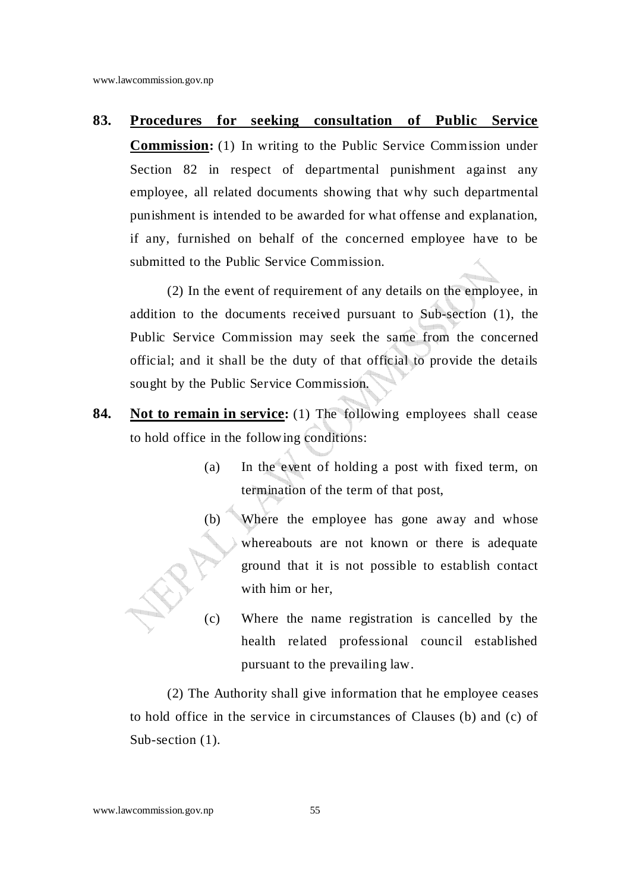**83. Procedures for seeking consultation of Public Service Commission:** (1) In writing to the Public Service Commission under Section 82 in respect of departmental punishment against any employee, all related documents showing that why such departmental punishment is intended to be awarded for what offense and explanation, if any, furnished on behalf of the concerned employee have to be submitted to the Public Service Commission.

(2) In the event of requirement of any details on the employee, in addition to the documents received pursuant to Sub-section (1), the Public Service Commission may seek the same from the concerned official; and it shall be the duty of that official to provide the details sought by the Public Service Commission.

**84. Not to remain in service:** (1) The following employees shall cease to hold office in the following conditions:

(a) In the event of holding a post with fixed term, on termination of the term of that post,

(b) Where the employee has gone away and whose whereabouts are not known or there is adequate ground that it is not possible to establish contact with him or her,

(c) Where the name registration is cancelled by the health related professional council established pursuant to the prevailing law.

(2) The Authority shall give information that he employee ceases to hold office in the service in circumstances of Clauses (b) and (c) of Sub-section (1).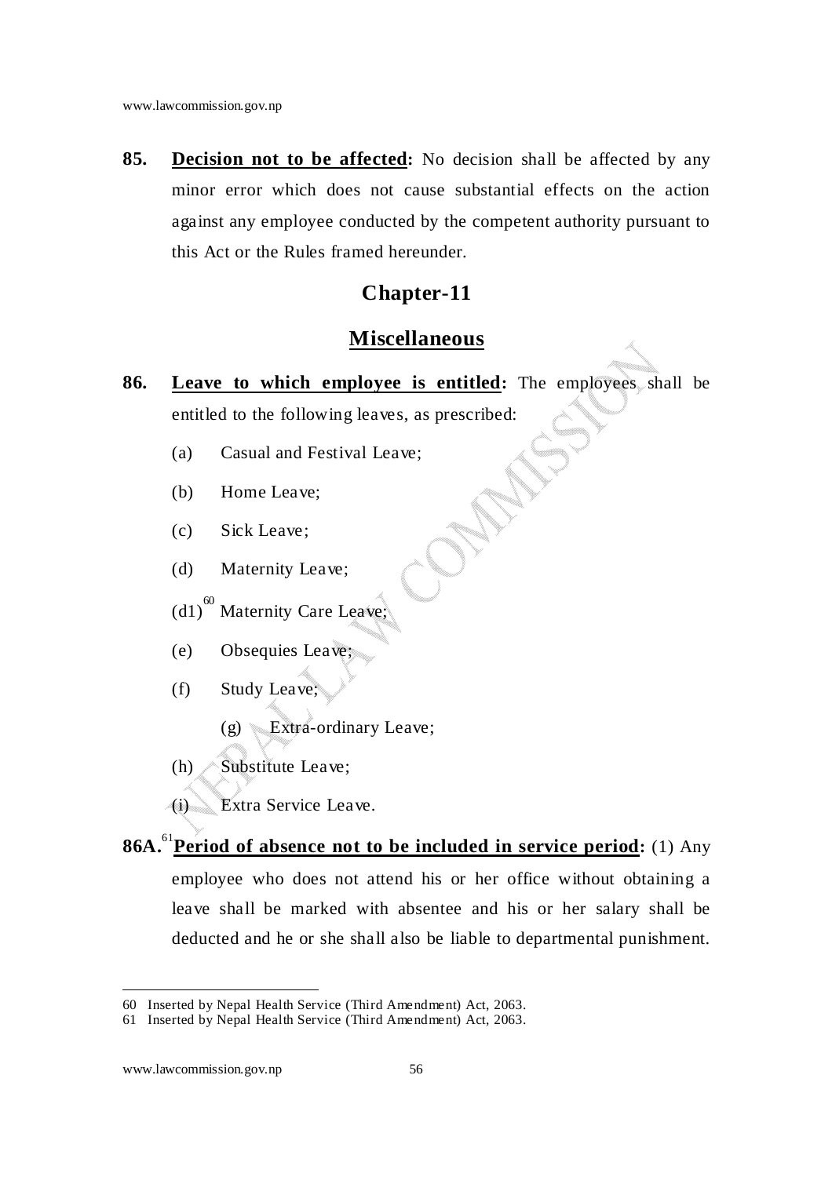**85. Decision not to be affected:** No decision shall be affected by any minor error which does not cause substantial effects on the action against any employee conducted by the competent authority pursuant to this Act or the Rules framed hereunder.

## Chapter-11

## Miscellaneous

**86. Leave to which employee is entitled:** The employees shall be entitled to the following leaves, as prescribed:

(a) Casual and Festival Leave;

(b) Home Leave;

(c) Sick Leave;

(d) Maternity Leave;

(d1)[60] Maternity Care Leave;

(e) Obsequies Leave;

(f) Study Leave;

(g) Extra-ordinary Leave;

(h) Substitute Leave;

(i) Extra Service Leave.

**86A.**[61] **Period of absence not to be included in service period:** (1) Any employee who does not attend his or her office without obtaining a leave shall be marked with absentee and his or her salary shall be deducted and he or she shall also be liable to departmental punishment.

---

60 Inserted by Nepal Health Service (Third Amendment) Act, 2063.

61 Inserted by Nepal Health Service (Third Amendment) Act, 2063.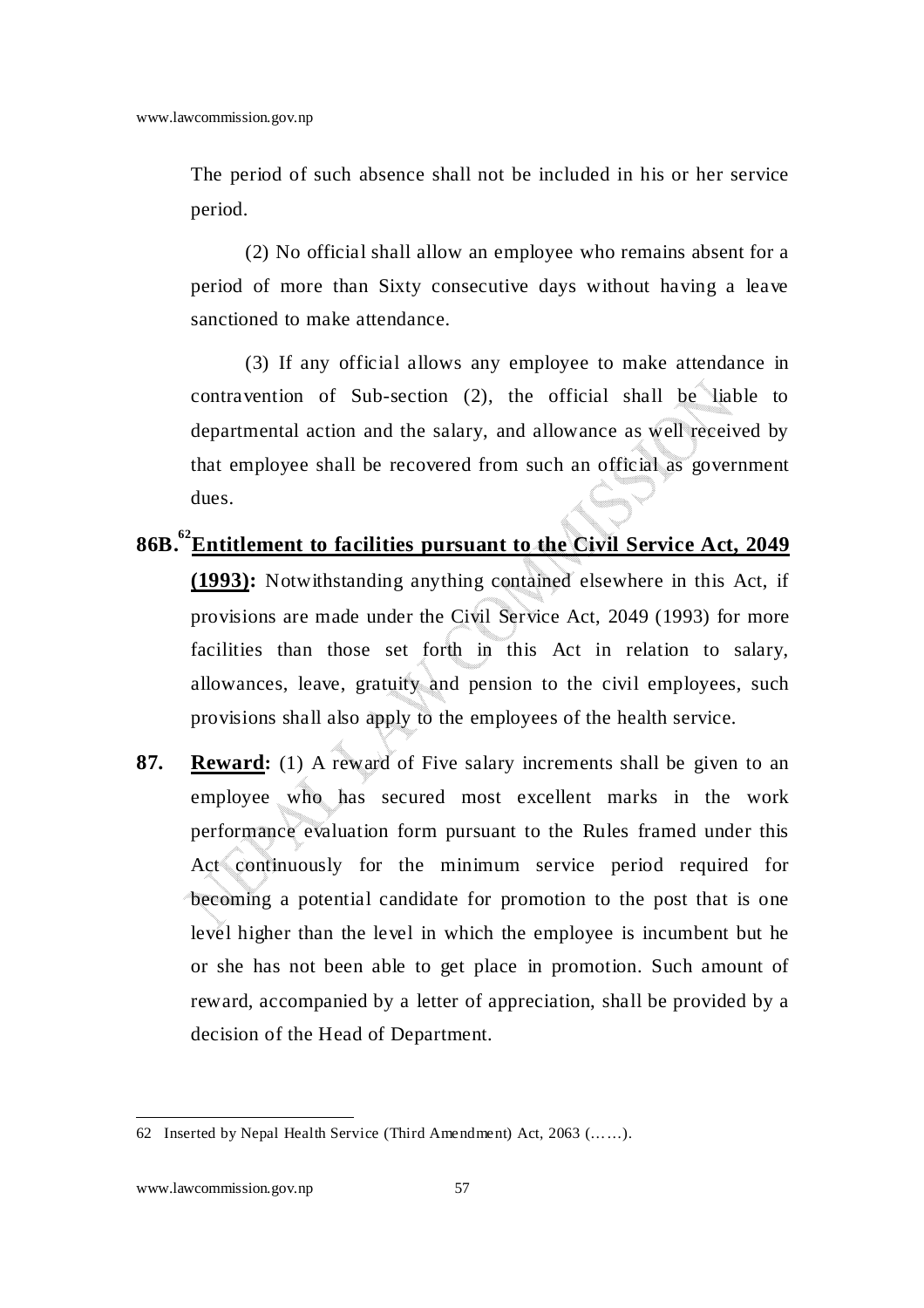The period of such absence shall not be included in his or her service period.

(2) No official shall allow an employee who remains absent for a period of more than Sixty consecutive days without having a leave sanctioned to make attendance.

(3) If any official allows any employee to make attendance in contravention of Sub-section (2), the official shall be liable to departmental action and the salary, and allowance as well received by that employee shall be recovered from such an official as government dues.

**86B.**[62] **Entitlement to facilities pursuant to the Civil Service Act, 2049 (1993):** Notwithstanding anything contained elsewhere in this Act, if provisions are made under the Civil Service Act, 2049 (1993) for more facilities than those set forth in this Act in relation to salary, allowances, leave, gratuity and pension to the civil employees, such provisions shall also apply to the employees of the health service.

**87. Reward:** (1) A reward of Five salary increments shall be given to an employee who has secured most excellent marks in the work performance evaluation form pursuant to the Rules framed under this Act continuously for the minimum service period required for becoming a potential candidate for promotion to the post that is one level higher than the level in which the employee is incumbent but he or she has not been able to get place in promotion. Such amount of reward, accompanied by a letter of appreciation, shall be provided by a decision of the Head of Department.

---

62 Inserted by Nepal Health Service (Third Amendment) Act, 2063 (……).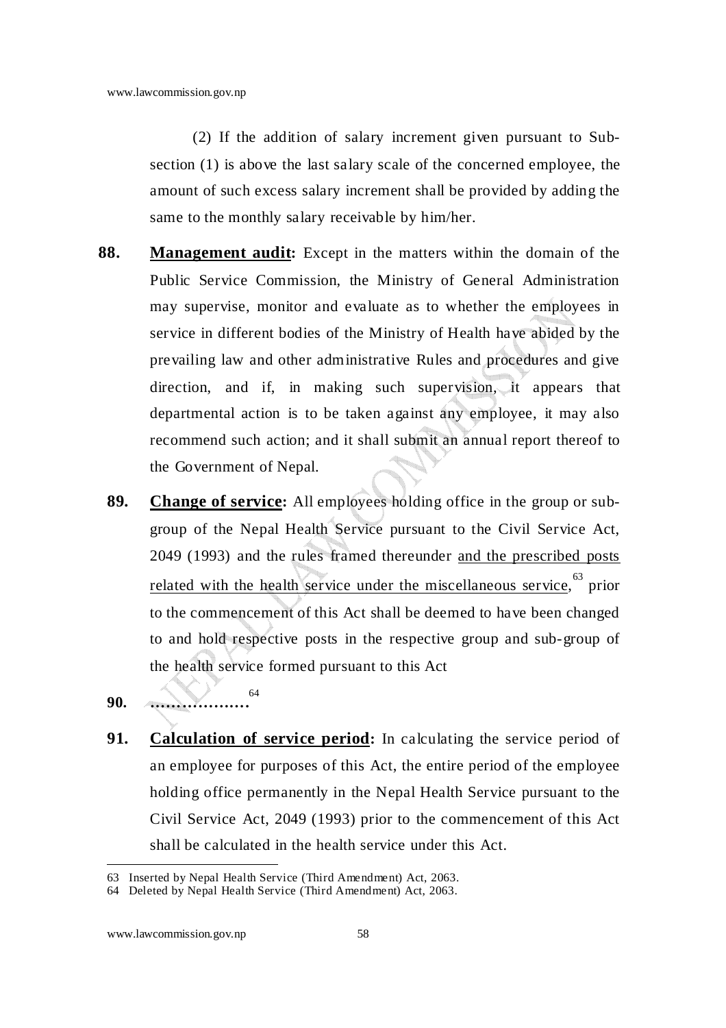(2) If the addition of salary increment given pursuant to Sub-section (1) is above the last salary scale of the concerned employee, the amount of such excess salary increment shall be provided by adding the same to the monthly salary receivable by him/her.

**88. Management audit:** Except in the matters within the domain of the Public Service Commission, the Ministry of General Administration may supervise, monitor and evaluate as to whether the employees in service in different bodies of the Ministry of Health have abided by the prevailing law and other administrative Rules and procedures and give direction, and if, in making such supervision, it appears that departmental action is to be taken against any employee, it may also recommend such action; and it shall submit an annual report thereof to the Government of Nepal.

**89. Change of service:** All employees holding office in the group or sub-group of the Nepal Health Service pursuant to the Civil Service Act, 2049 (1993) and the rules framed thereunder and the prescribed posts related with the health service under the miscellaneous service,[63] prior to the commencement of this Act shall be deemed to have been changed to and hold respective posts in the respective group and sub-group of the health service formed pursuant to this Act

**90.** ………………[64]

**91. Calculation of service period:** In calculating the service period of an employee for purposes of this Act, the entire period of the employee holding office permanently in the Nepal Health Service pursuant to the Civil Service Act, 2049 (1993) prior to the commencement of this Act shall be calculated in the health service under this Act.

---

63 Inserted by Nepal Health Service (Third Amendment) Act, 2063.

64 Deleted by Nepal Health Service (Third Amendment) Act, 2063.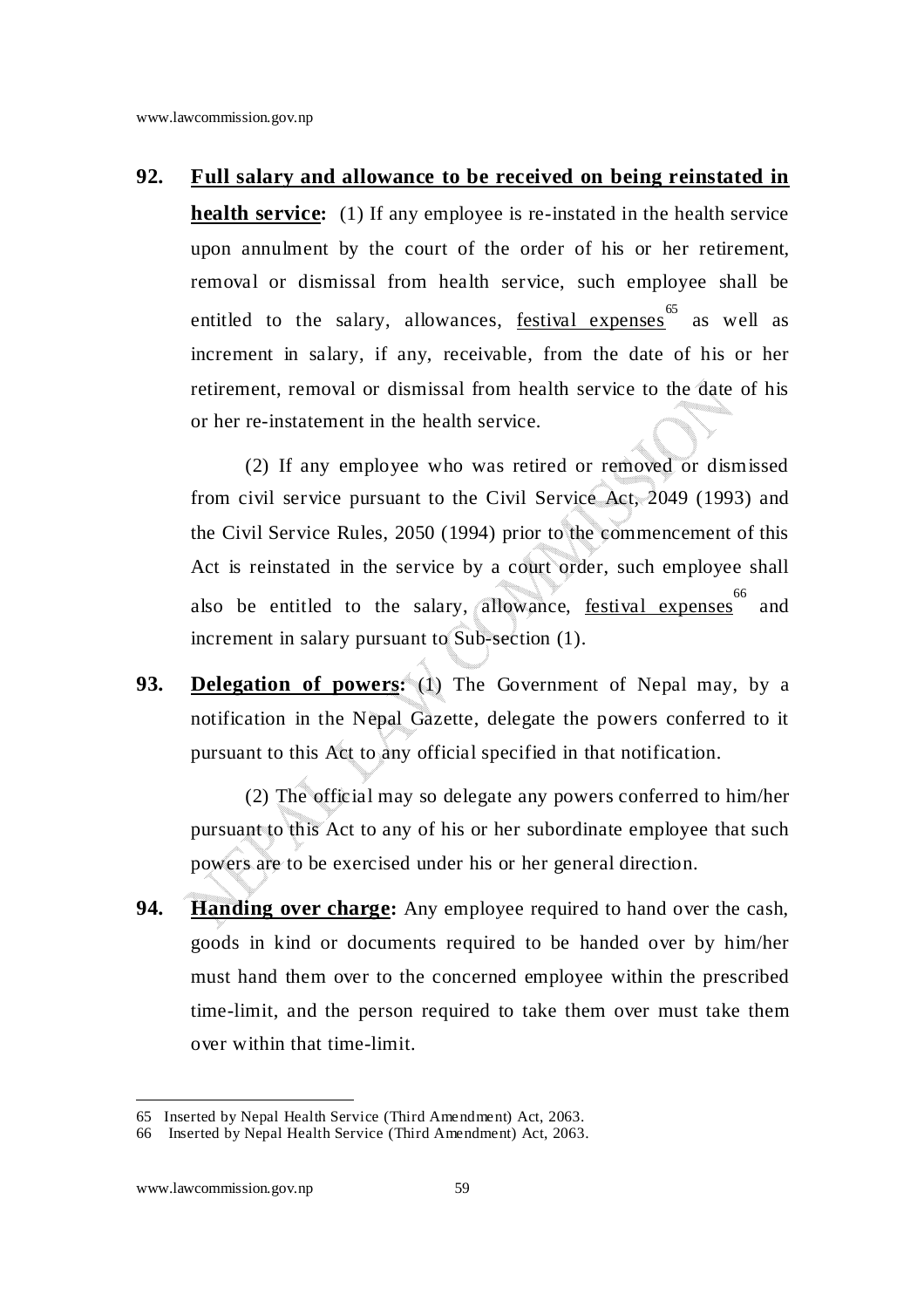**92. Full salary and allowance to be received on being reinstated in health service:** (1) If any employee is re-instated in the health service upon annulment by the court of the order of his or her retirement, removal or dismissal from health service, such employee shall be entitled to the salary, allowances, festival expenses[65] as well as increment in salary, if any, receivable, from the date of his or her retirement, removal or dismissal from health service to the date of his or her re-instatement in the health service.

(2) If any employee who was retired or removed or dismissed from civil service pursuant to the Civil Service Act, 2049 (1993) and the Civil Service Rules, 2050 (1994) prior to the commencement of this Act is reinstated in the service by a court order, such employee shall also be entitled to the salary, allowance, festival expenses[66] and increment in salary pursuant to Sub-section (1).

**93. Delegation of powers:** (1) The Government of Nepal may, by a notification in the Nepal Gazette, delegate the powers conferred to it pursuant to this Act to any official specified in that notification.

(2) The official may so delegate any powers conferred to him/her pursuant to this Act to any of his or her subordinate employee that such powers are to be exercised under his or her general direction.

**94. Handing over charge:** Any employee required to hand over the cash, goods in kind or documents required to be handed over by him/her must hand them over to the concerned employee within the prescribed time-limit, and the person required to take them over must take them over within that time-limit.

---

65 Inserted by Nepal Health Service (Third Amendment) Act, 2063.

66 Inserted by Nepal Health Service (Third Amendment) Act, 2063.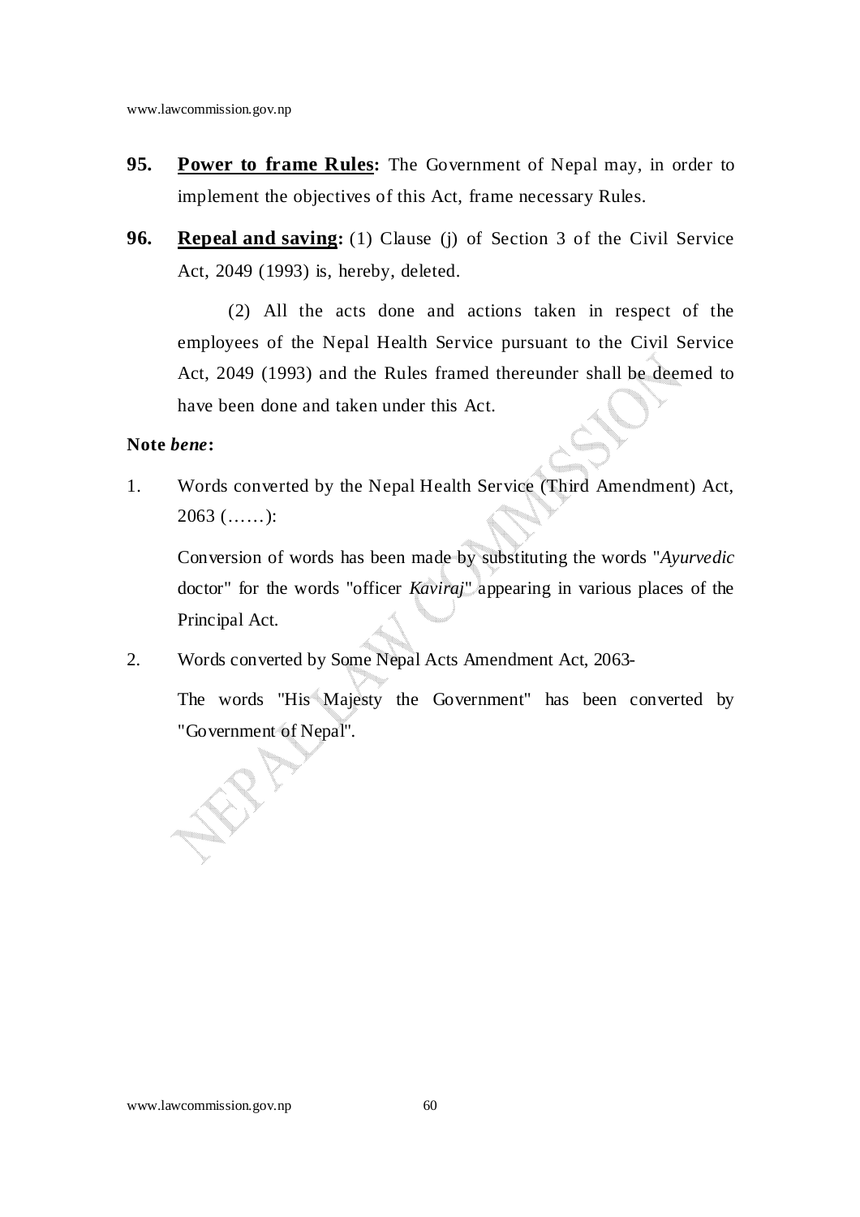**95. Power to frame Rules:** The Government of Nepal may, in order to implement the objectives of this Act, frame necessary Rules.

**96. Repeal and saving:** (1) Clause (j) of Section 3 of the Civil Service Act, 2049 (1993) is, hereby, deleted.

(2) All the acts done and actions taken in respect of the employees of the Nepal Health Service pursuant to the Civil Service Act, 2049 (1993) and the Rules framed thereunder shall be deemed to have been done and taken under this Act.

**Note *bene*:**

1. Words converted by the Nepal Health Service (Third Amendment) Act, 2063 (……):

   Conversion of words has been made by substituting the words "*Ayurvedic* doctor" for the words "officer *Kaviraj*" appearing in various places of the Principal Act.

2. Words converted by Some Nepal Acts Amendment Act, 2063-

   The words "His Majesty the Government" has been converted by "Government of Nepal".